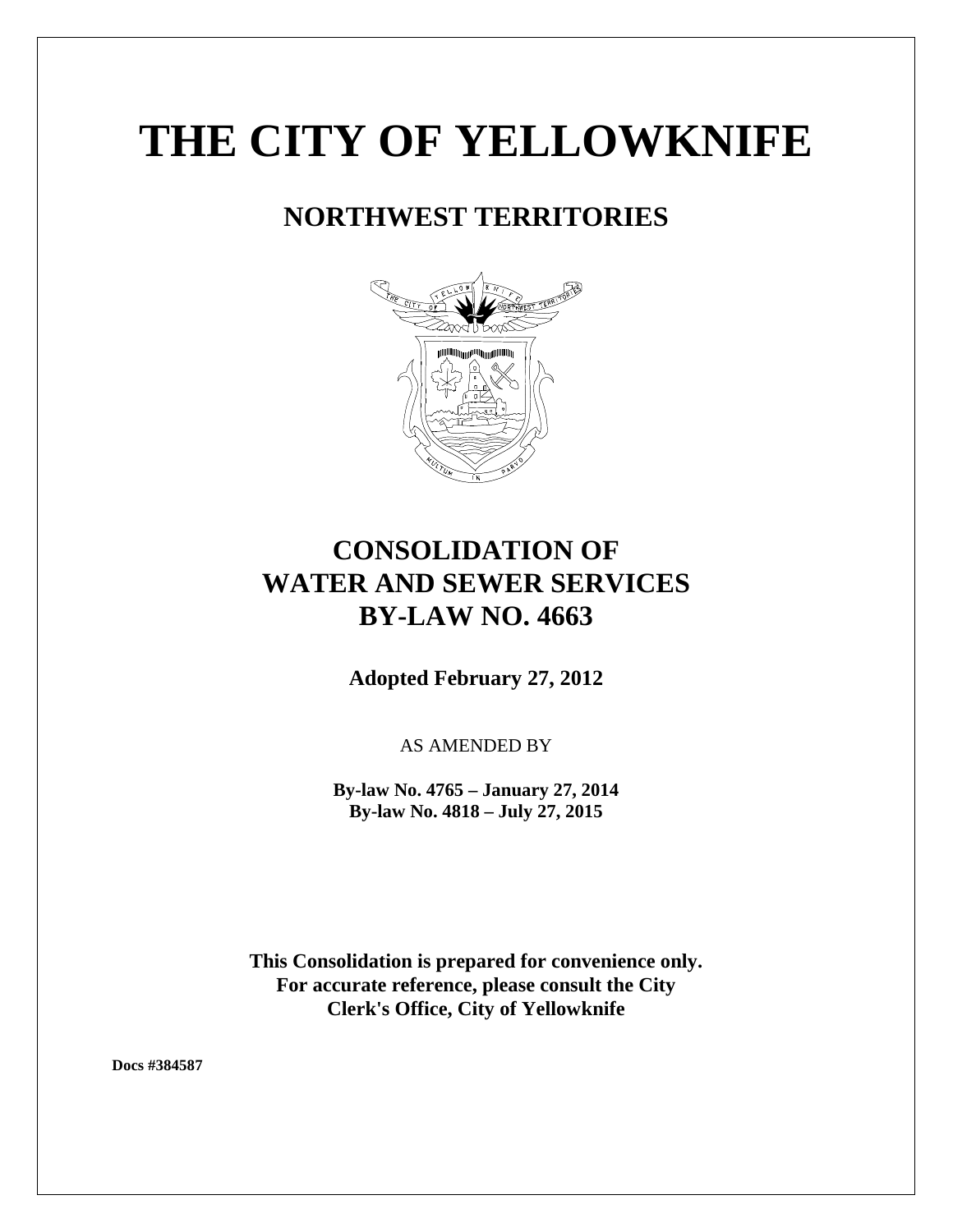# THE CITY OF YELLOWKNIFE

## NORTHWEST TERRITORIES

## CONSOLIDATION OF WATER AND SEWER SERVICES BY-LAW NO. 4663

**Adopted February 27, 2012**

AS AMENDED BY

**By-law No. 4765 – January 27, 2014**
**By-law No. 4818 – July 27, 2015**

**This Consolidation is prepared for convenience only. For accurate reference, please consult the City Clerk's Office, City of Yellowknife**

**Docs #384587**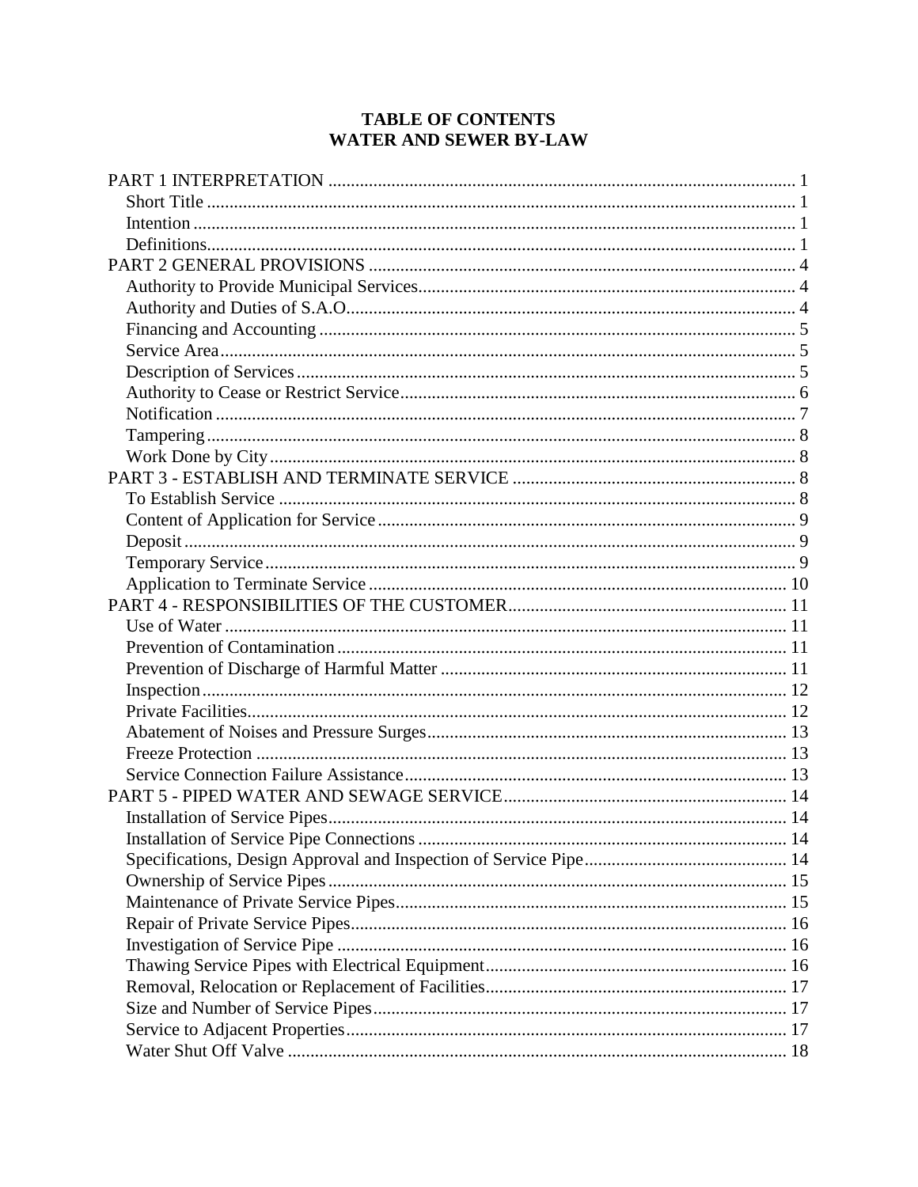# TABLE OF CONTENTS
# WATER AND SEWER BY-LAW

PART 1 INTERPRETATION ..... 1
- Short Title ..... 1
- Intention ..... 1
- Definitions ..... 1

PART 2 GENERAL PROVISIONS ..... 4
- Authority to Provide Municipal Services ..... 4
- Authority and Duties of S.A.O. ..... 4
- Financing and Accounting ..... 5
- Service Area ..... 5
- Description of Services ..... 5
- Authority to Cease or Restrict Service ..... 6
- Notification ..... 7
- Tampering ..... 8
- Work Done by City ..... 8

PART 3 - ESTABLISH AND TERMINATE SERVICE ..... 8
- To Establish Service ..... 8
- Content of Application for Service ..... 9
- Deposit ..... 9
- Temporary Service ..... 9
- Application to Terminate Service ..... 10

PART 4 - RESPONSIBILITIES OF THE CUSTOMER ..... 11
- Use of Water ..... 11
- Prevention of Contamination ..... 11
- Prevention of Discharge of Harmful Matter ..... 11
- Inspection ..... 12
- Private Facilities ..... 12
- Abatement of Noises and Pressure Surges ..... 13
- Freeze Protection ..... 13
- Service Connection Failure Assistance ..... 13

PART 5 - PIPED WATER AND SEWAGE SERVICE ..... 14
- Installation of Service Pipes ..... 14
- Installation of Service Pipe Connections ..... 14
- Specifications, Design Approval and Inspection of Service Pipe ..... 14
- Ownership of Service Pipes ..... 15
- Maintenance of Private Service Pipes ..... 15
- Repair of Private Service Pipes ..... 16
- Investigation of Service Pipe ..... 16
- Thawing Service Pipes with Electrical Equipment ..... 16
- Removal, Relocation or Replacement of Facilities ..... 17
- Size and Number of Service Pipes ..... 17
- Service to Adjacent Properties ..... 17
- Water Shut Off Valve ..... 18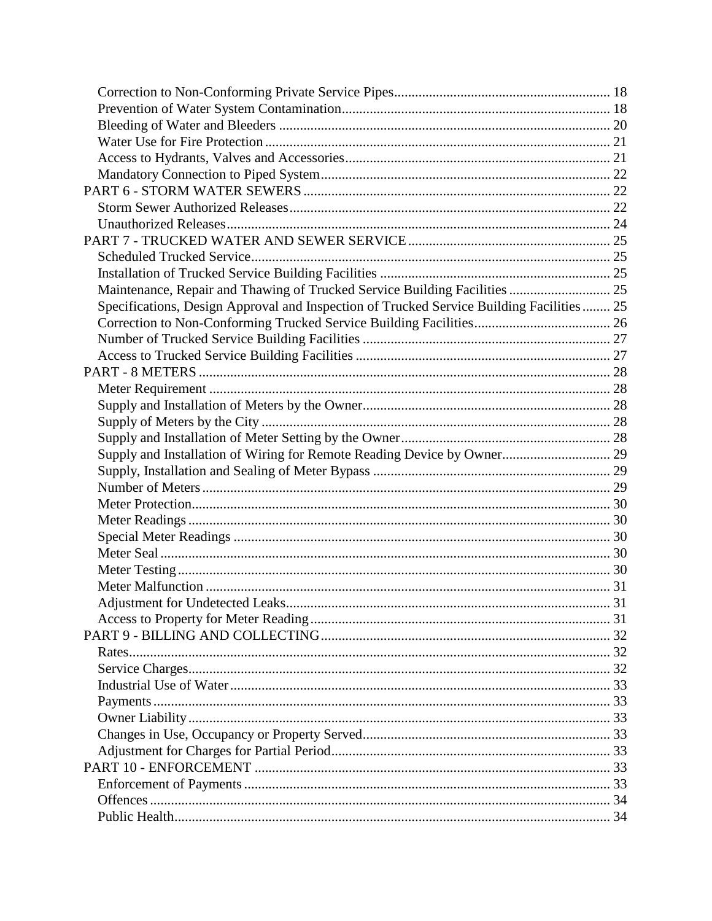Correction to Non-Conforming Private Service Pipes ..... 18
Prevention of Water System Contamination ..... 18
Bleeding of Water and Bleeders ..... 20
Water Use for Fire Protection ..... 21
Access to Hydrants, Valves and Accessories ..... 21
Mandatory Connection to Piped System ..... 22

PART 6 - STORM WATER SEWERS ..... 22
Storm Sewer Authorized Releases ..... 22
Unauthorized Releases ..... 24

PART 7 - TRUCKED WATER AND SEWER SERVICE ..... 25
Scheduled Trucked Service ..... 25
Installation of Trucked Service Building Facilities ..... 25
Maintenance, Repair and Thawing of Trucked Service Building Facilities ..... 25
Specifications, Design Approval and Inspection of Trucked Service Building Facilities ..... 25
Correction to Non-Conforming Trucked Service Building Facilities ..... 26
Number of Trucked Service Building Facilities ..... 27
Access to Trucked Service Building Facilities ..... 27

PART - 8 METERS ..... 28
Meter Requirement ..... 28
Supply and Installation of Meters by the Owner ..... 28
Supply of Meters by the City ..... 28
Supply and Installation of Meter Setting by the Owner ..... 28
Supply and Installation of Wiring for Remote Reading Device by Owner ..... 29
Supply, Installation and Sealing of Meter Bypass ..... 29
Number of Meters ..... 29
Meter Protection ..... 30
Meter Readings ..... 30
Special Meter Readings ..... 30
Meter Seal ..... 30
Meter Testing ..... 30
Meter Malfunction ..... 31
Adjustment for Undetected Leaks ..... 31
Access to Property for Meter Reading ..... 31

PART 9 - BILLING AND COLLECTING ..... 32
Rates ..... 32
Service Charges ..... 32
Industrial Use of Water ..... 33
Payments ..... 33
Owner Liability ..... 33
Changes in Use, Occupancy or Property Served ..... 33
Adjustment for Charges for Partial Period ..... 33

PART 10 - ENFORCEMENT ..... 33
Enforcement of Payments ..... 33
Offences ..... 34
Public Health ..... 34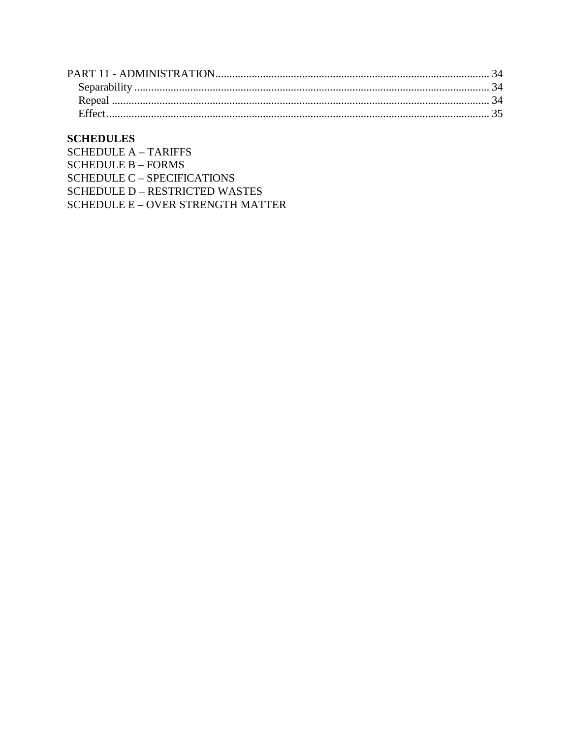PART 11 - ADMINISTRATION ........ 34
- Separability ........ 34
- Repeal ........ 34
- Effect ........ 35

**SCHEDULES**

SCHEDULE A – TARIFFS
SCHEDULE B – FORMS
SCHEDULE C – SPECIFICATIONS
SCHEDULE D – RESTRICTED WASTES
SCHEDULE E – OVER STRENGTH MATTER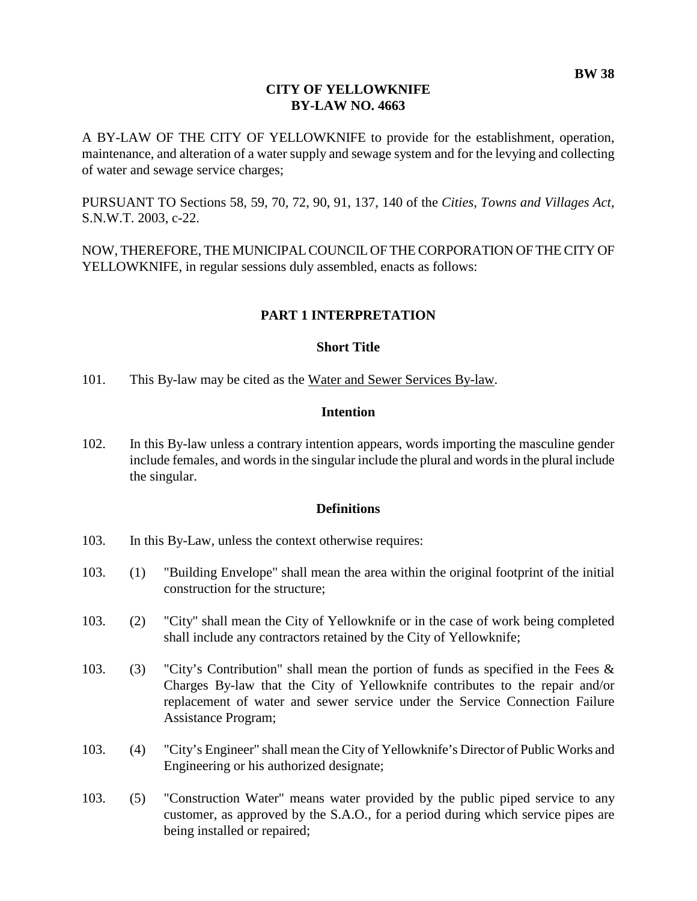**BW 38**

# CITY OF YELLOWKNIFE
# BY-LAW NO. 4663

A BY-LAW OF THE CITY OF YELLOWKNIFE to provide for the establishment, operation, maintenance, and alteration of a water supply and sewage system and for the levying and collecting of water and sewage service charges;

PURSUANT TO Sections 58, 59, 70, 72, 90, 91, 137, 140 of the *Cities, Towns and Villages Act*, S.N.W.T. 2003, c-22.

NOW, THEREFORE, THE MUNICIPAL COUNCIL OF THE CORPORATION OF THE CITY OF YELLOWKNIFE, in regular sessions duly assembled, enacts as follows:

## PART 1 INTERPRETATION

### Short Title

101. This By-law may be cited as the Water and Sewer Services By-law.

### Intention

102. In this By-law unless a contrary intention appears, words importing the masculine gender include females, and words in the singular include the plural and words in the plural include the singular.

### Definitions

103. In this By-Law, unless the context otherwise requires:

103. (1) "Building Envelope" shall mean the area within the original footprint of the initial construction for the structure;

103. (2) "City" shall mean the City of Yellowknife or in the case of work being completed shall include any contractors retained by the City of Yellowknife;

103. (3) "City's Contribution" shall mean the portion of funds as specified in the Fees & Charges By-law that the City of Yellowknife contributes to the repair and/or replacement of water and sewer service under the Service Connection Failure Assistance Program;

103. (4) "City's Engineer" shall mean the City of Yellowknife's Director of Public Works and Engineering or his authorized designate;

103. (5) "Construction Water" means water provided by the public piped service to any customer, as approved by the S.A.O., for a period during which service pipes are being installed or repaired;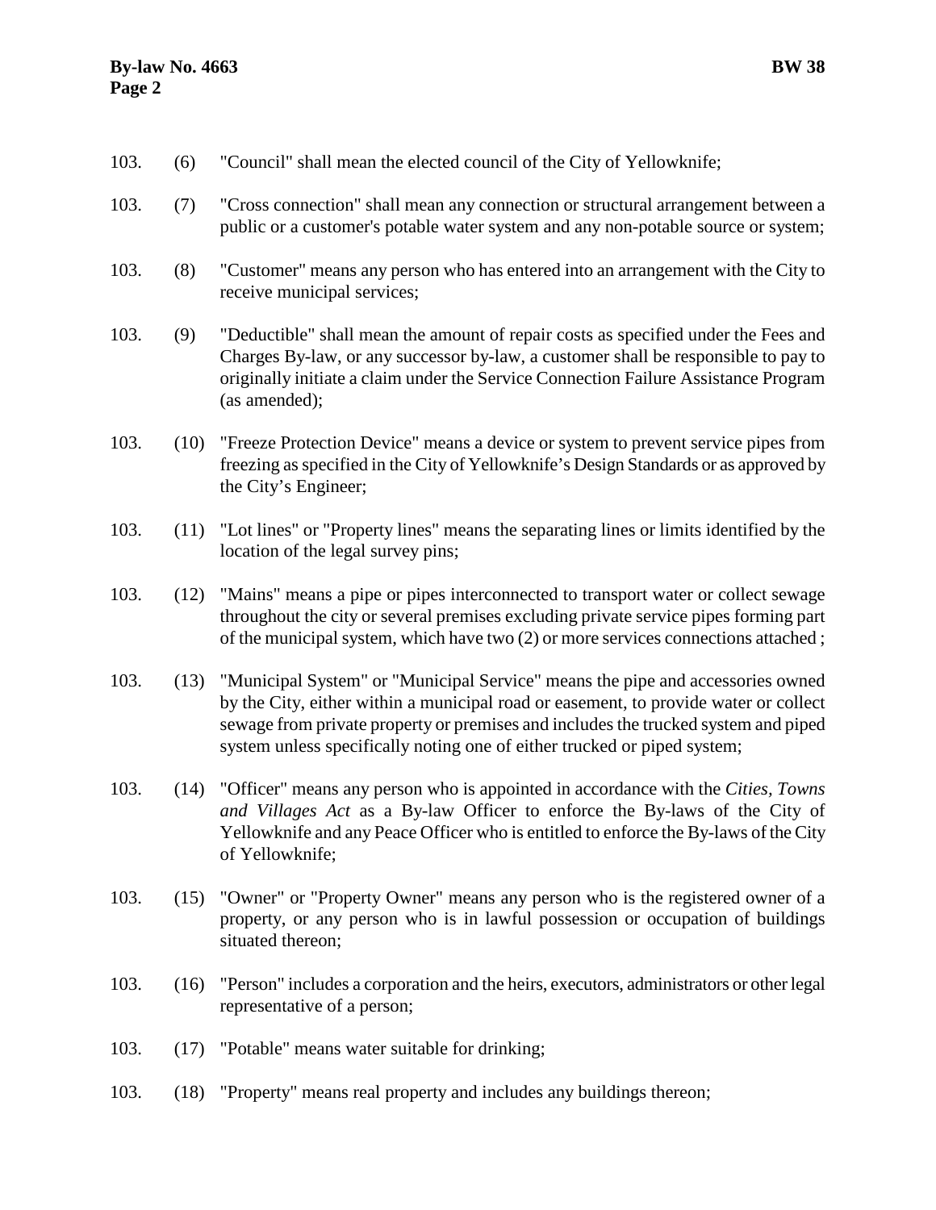103. (6) "Council" shall mean the elected council of the City of Yellowknife;

103. (7) "Cross connection" shall mean any connection or structural arrangement between a public or a customer's potable water system and any non-potable source or system;

103. (8) "Customer" means any person who has entered into an arrangement with the City to receive municipal services;

103. (9) "Deductible" shall mean the amount of repair costs as specified under the Fees and Charges By-law, or any successor by-law, a customer shall be responsible to pay to originally initiate a claim under the Service Connection Failure Assistance Program (as amended);

103. (10) "Freeze Protection Device" means a device or system to prevent service pipes from freezing as specified in the City of Yellowknife's Design Standards or as approved by the City's Engineer;

103. (11) "Lot lines" or "Property lines" means the separating lines or limits identified by the location of the legal survey pins;

103. (12) "Mains" means a pipe or pipes interconnected to transport water or collect sewage throughout the city or several premises excluding private service pipes forming part of the municipal system, which have two (2) or more services connections attached ;

103. (13) "Municipal System" or "Municipal Service" means the pipe and accessories owned by the City, either within a municipal road or easement, to provide water or collect sewage from private property or premises and includes the trucked system and piped system unless specifically noting one of either trucked or piped system;

103. (14) "Officer" means any person who is appointed in accordance with the *Cities, Towns and Villages Act* as a By-law Officer to enforce the By-laws of the City of Yellowknife and any Peace Officer who is entitled to enforce the By-laws of the City of Yellowknife;

103. (15) "Owner" or "Property Owner" means any person who is the registered owner of a property, or any person who is in lawful possession or occupation of buildings situated thereon;

103. (16) "Person" includes a corporation and the heirs, executors, administrators or other legal representative of a person;

103. (17) "Potable" means water suitable for drinking;

103. (18) "Property" means real property and includes any buildings thereon;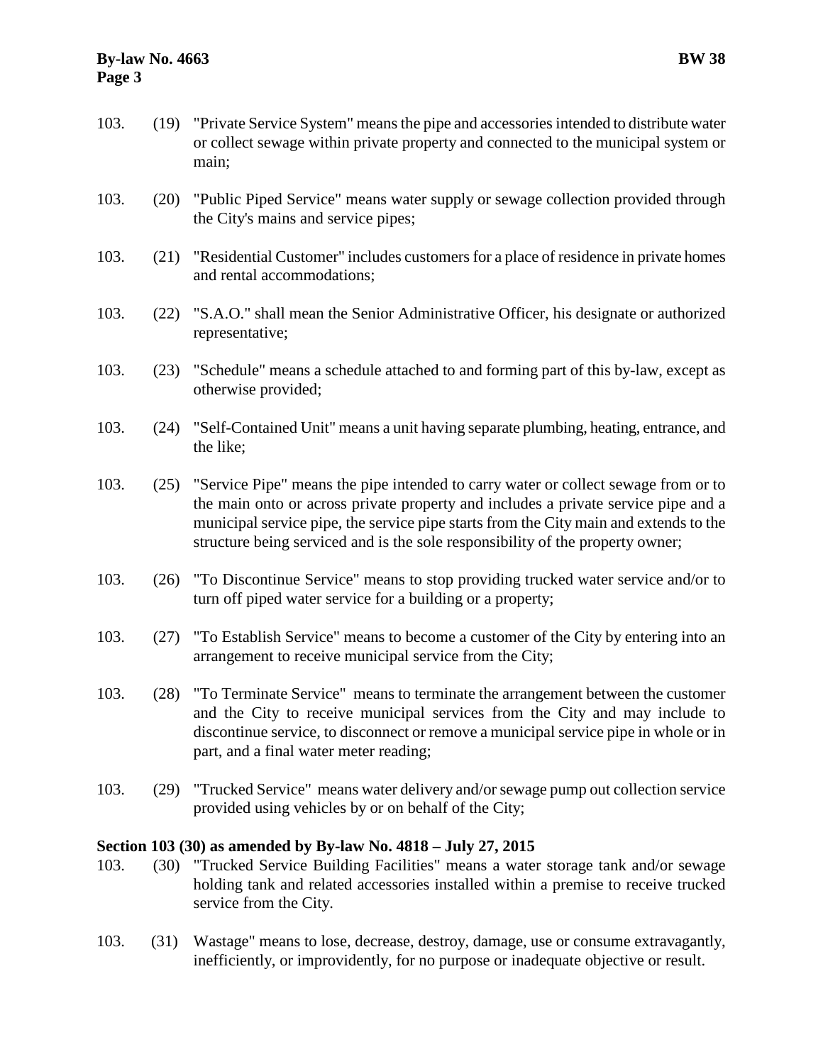103. (19) "Private Service System" means the pipe and accessories intended to distribute water or collect sewage within private property and connected to the municipal system or main;

103. (20) "Public Piped Service" means water supply or sewage collection provided through the City's mains and service pipes;

103. (21) "Residential Customer" includes customers for a place of residence in private homes and rental accommodations;

103. (22) "S.A.O." shall mean the Senior Administrative Officer, his designate or authorized representative;

103. (23) "Schedule" means a schedule attached to and forming part of this by-law, except as otherwise provided;

103. (24) "Self-Contained Unit" means a unit having separate plumbing, heating, entrance, and the like;

103. (25) "Service Pipe" means the pipe intended to carry water or collect sewage from or to the main onto or across private property and includes a private service pipe and a municipal service pipe, the service pipe starts from the City main and extends to the structure being serviced and is the sole responsibility of the property owner;

103. (26) "To Discontinue Service" means to stop providing trucked water service and/or to turn off piped water service for a building or a property;

103. (27) "To Establish Service" means to become a customer of the City by entering into an arrangement to receive municipal service from the City;

103. (28) "To Terminate Service" means to terminate the arrangement between the customer and the City to receive municipal services from the City and may include to discontinue service, to disconnect or remove a municipal service pipe in whole or in part, and a final water meter reading;

103. (29) "Trucked Service" means water delivery and/or sewage pump out collection service provided using vehicles by or on behalf of the City;

**Section 103 (30) as amended by By-law No. 4818 – July 27, 2015**

103. (30) "Trucked Service Building Facilities" means a water storage tank and/or sewage holding tank and related accessories installed within a premise to receive trucked service from the City.

103. (31) Wastage" means to lose, decrease, destroy, damage, use or consume extravagantly, inefficiently, or improvidently, for no purpose or inadequate objective or result.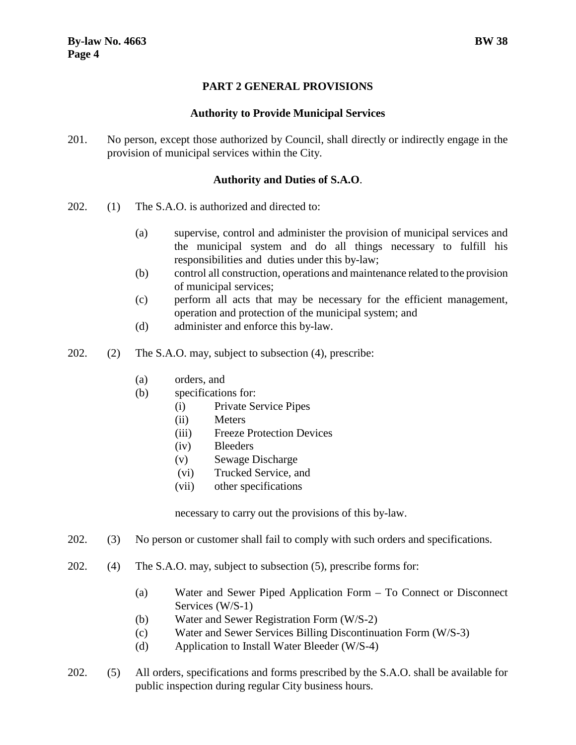## PART 2 GENERAL PROVISIONS

### Authority to Provide Municipal Services

201. No person, except those authorized by Council, shall directly or indirectly engage in the provision of municipal services within the City.

### Authority and Duties of S.A.O.

202. (1) The S.A.O. is authorized and directed to:

- (a) supervise, control and administer the provision of municipal services and the municipal system and do all things necessary to fulfill his responsibilities and duties under this by-law;
- (b) control all construction, operations and maintenance related to the provision of municipal services;
- (c) perform all acts that may be necessary for the efficient management, operation and protection of the municipal system; and
- (d) administer and enforce this by-law.

202. (2) The S.A.O. may, subject to subsection (4), prescribe:

- (a) orders, and
- (b) specifications for:
  - (i) Private Service Pipes
  - (ii) Meters
  - (iii) Freeze Protection Devices
  - (iv) Bleeders
  - (v) Sewage Discharge
  - (vi) Trucked Service, and
  - (vii) other specifications

necessary to carry out the provisions of this by-law.

202. (3) No person or customer shall fail to comply with such orders and specifications.

202. (4) The S.A.O. may, subject to subsection (5), prescribe forms for:

- (a) Water and Sewer Piped Application Form – To Connect or Disconnect Services (W/S-1)
- (b) Water and Sewer Registration Form (W/S-2)
- (c) Water and Sewer Services Billing Discontinuation Form (W/S-3)
- (d) Application to Install Water Bleeder (W/S-4)

202. (5) All orders, specifications and forms prescribed by the S.A.O. shall be available for public inspection during regular City business hours.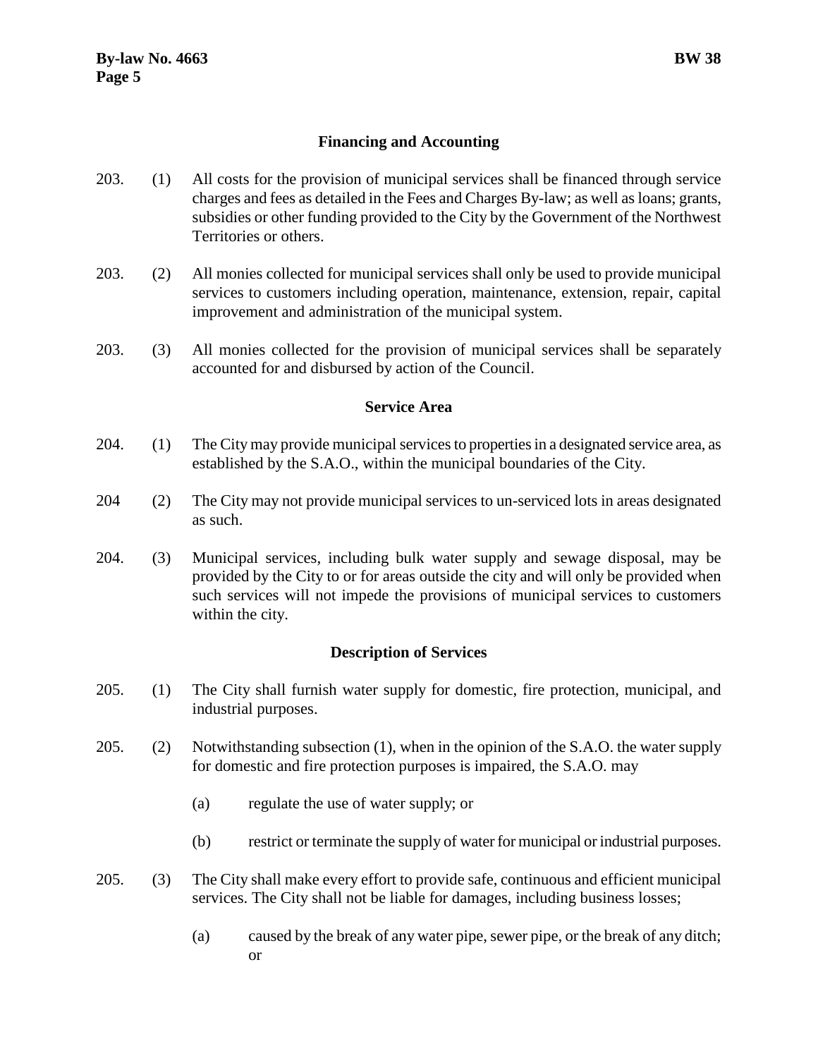### Financing and Accounting

203. (1) All costs for the provision of municipal services shall be financed through service charges and fees as detailed in the Fees and Charges By-law; as well as loans; grants, subsidies or other funding provided to the City by the Government of the Northwest Territories or others.

203. (2) All monies collected for municipal services shall only be used to provide municipal services to customers including operation, maintenance, extension, repair, capital improvement and administration of the municipal system.

203. (3) All monies collected for the provision of municipal services shall be separately accounted for and disbursed by action of the Council.

### Service Area

204. (1) The City may provide municipal services to properties in a designated service area, as established by the S.A.O., within the municipal boundaries of the City.

204 (2) The City may not provide municipal services to un-serviced lots in areas designated as such.

204. (3) Municipal services, including bulk water supply and sewage disposal, may be provided by the City to or for areas outside the city and will only be provided when such services will not impede the provisions of municipal services to customers within the city.

### Description of Services

205. (1) The City shall furnish water supply for domestic, fire protection, municipal, and industrial purposes.

205. (2) Notwithstanding subsection (1), when in the opinion of the S.A.O. the water supply for domestic and fire protection purposes is impaired, the S.A.O. may

   (a) regulate the use of water supply; or

   (b) restrict or terminate the supply of water for municipal or industrial purposes.

205. (3) The City shall make every effort to provide safe, continuous and efficient municipal services. The City shall not be liable for damages, including business losses;

   (a) caused by the break of any water pipe, sewer pipe, or the break of any ditch; or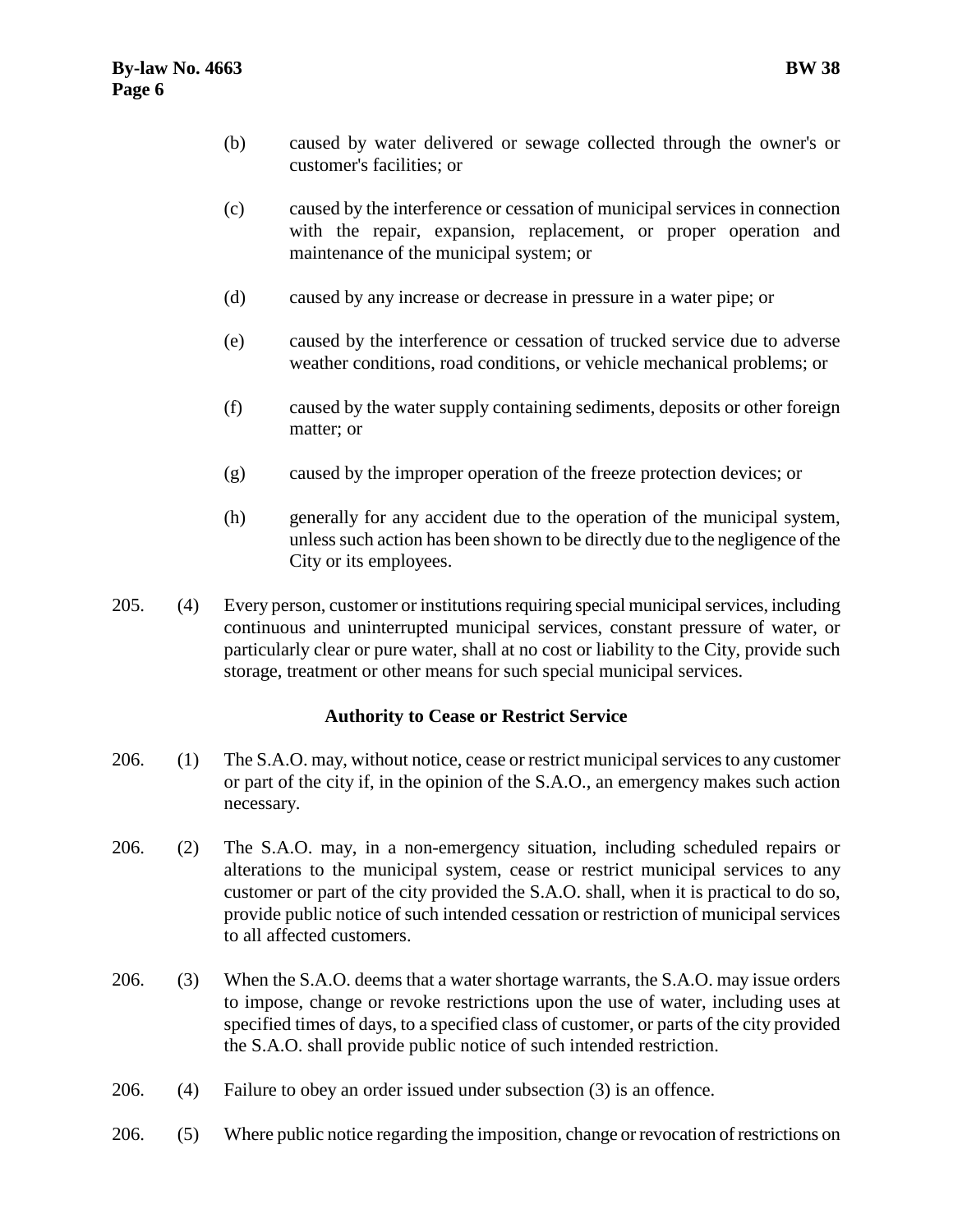(b) caused by water delivered or sewage collected through the owner's or customer's facilities; or

(c) caused by the interference or cessation of municipal services in connection with the repair, expansion, replacement, or proper operation and maintenance of the municipal system; or

(d) caused by any increase or decrease in pressure in a water pipe; or

(e) caused by the interference or cessation of trucked service due to adverse weather conditions, road conditions, or vehicle mechanical problems; or

(f) caused by the water supply containing sediments, deposits or other foreign matter; or

(g) caused by the improper operation of the freeze protection devices; or

(h) generally for any accident due to the operation of the municipal system, unless such action has been shown to be directly due to the negligence of the City or its employees.

205. (4) Every person, customer or institutions requiring special municipal services, including continuous and uninterrupted municipal services, constant pressure of water, or particularly clear or pure water, shall at no cost or liability to the City, provide such storage, treatment or other means for such special municipal services.

### Authority to Cease or Restrict Service

206. (1) The S.A.O. may, without notice, cease or restrict municipal services to any customer or part of the city if, in the opinion of the S.A.O., an emergency makes such action necessary.

206. (2) The S.A.O. may, in a non-emergency situation, including scheduled repairs or alterations to the municipal system, cease or restrict municipal services to any customer or part of the city provided the S.A.O. shall, when it is practical to do so, provide public notice of such intended cessation or restriction of municipal services to all affected customers.

206. (3) When the S.A.O. deems that a water shortage warrants, the S.A.O. may issue orders to impose, change or revoke restrictions upon the use of water, including uses at specified times of days, to a specified class of customer, or parts of the city provided the S.A.O. shall provide public notice of such intended restriction.

206. (4) Failure to obey an order issued under subsection (3) is an offence.

206. (5) Where public notice regarding the imposition, change or revocation of restrictions on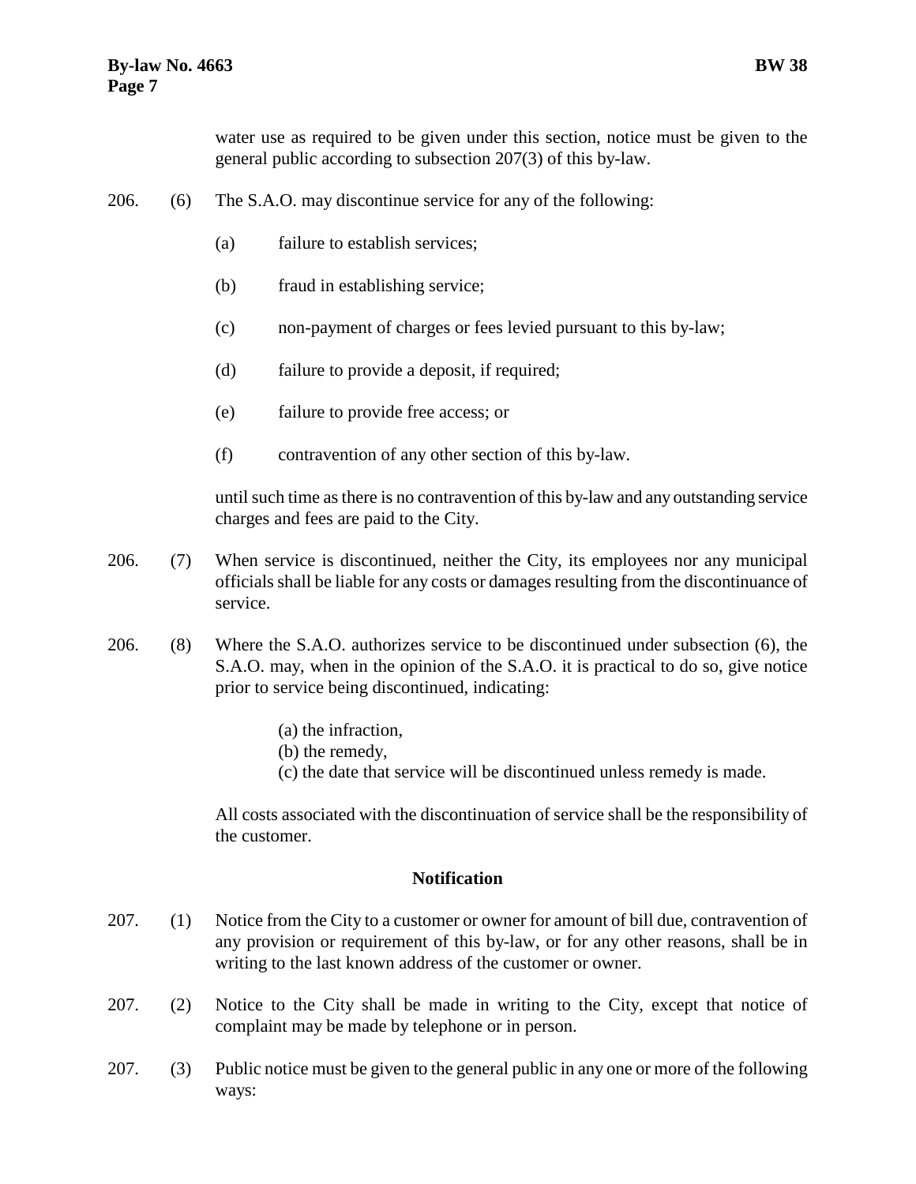water use as required to be given under this section, notice must be given to the general public according to subsection 207(3) of this by-law.

206. (6) The S.A.O. may discontinue service for any of the following:

(a) failure to establish services;

(b) fraud in establishing service;

(c) non-payment of charges or fees levied pursuant to this by-law;

(d) failure to provide a deposit, if required;

(e) failure to provide free access; or

(f) contravention of any other section of this by-law.

until such time as there is no contravention of this by-law and any outstanding service charges and fees are paid to the City.

206. (7) When service is discontinued, neither the City, its employees nor any municipal officials shall be liable for any costs or damages resulting from the discontinuance of service.

206. (8) Where the S.A.O. authorizes service to be discontinued under subsection (6), the S.A.O. may, when in the opinion of the S.A.O. it is practical to do so, give notice prior to service being discontinued, indicating:

(a) the infraction,
(b) the remedy,
(c) the date that service will be discontinued unless remedy is made.

All costs associated with the discontinuation of service shall be the responsibility of the customer.

## Notification

207. (1) Notice from the City to a customer or owner for amount of bill due, contravention of any provision or requirement of this by-law, or for any other reasons, shall be in writing to the last known address of the customer or owner.

207. (2) Notice to the City shall be made in writing to the City, except that notice of complaint may be made by telephone or in person.

207. (3) Public notice must be given to the general public in any one or more of the following ways: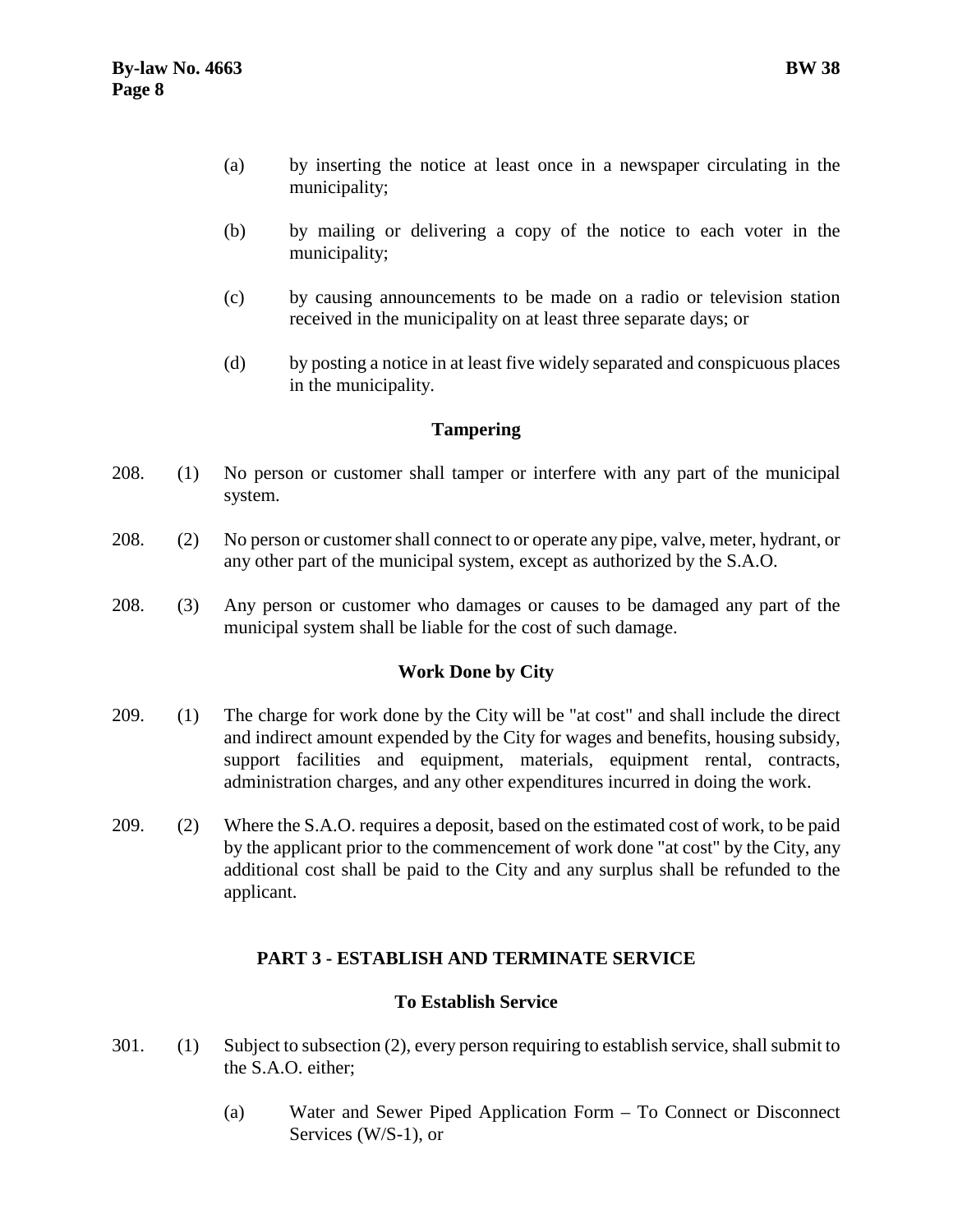(a) by inserting the notice at least once in a newspaper circulating in the municipality;

(b) by mailing or delivering a copy of the notice to each voter in the municipality;

(c) by causing announcements to be made on a radio or television station received in the municipality on at least three separate days; or

(d) by posting a notice in at least five widely separated and conspicuous places in the municipality.

### Tampering

208. (1) No person or customer shall tamper or interfere with any part of the municipal system.

208. (2) No person or customer shall connect to or operate any pipe, valve, meter, hydrant, or any other part of the municipal system, except as authorized by the S.A.O.

208. (3) Any person or customer who damages or causes to be damaged any part of the municipal system shall be liable for the cost of such damage.

### Work Done by City

209. (1) The charge for work done by the City will be "at cost" and shall include the direct and indirect amount expended by the City for wages and benefits, housing subsidy, support facilities and equipment, materials, equipment rental, contracts, administration charges, and any other expenditures incurred in doing the work.

209. (2) Where the S.A.O. requires a deposit, based on the estimated cost of work, to be paid by the applicant prior to the commencement of work done "at cost" by the City, any additional cost shall be paid to the City and any surplus shall be refunded to the applicant.

## PART 3 - ESTABLISH AND TERMINATE SERVICE

### To Establish Service

301. (1) Subject to subsection (2), every person requiring to establish service, shall submit to the S.A.O. either;

(a) Water and Sewer Piped Application Form – To Connect or Disconnect Services (W/S-1), or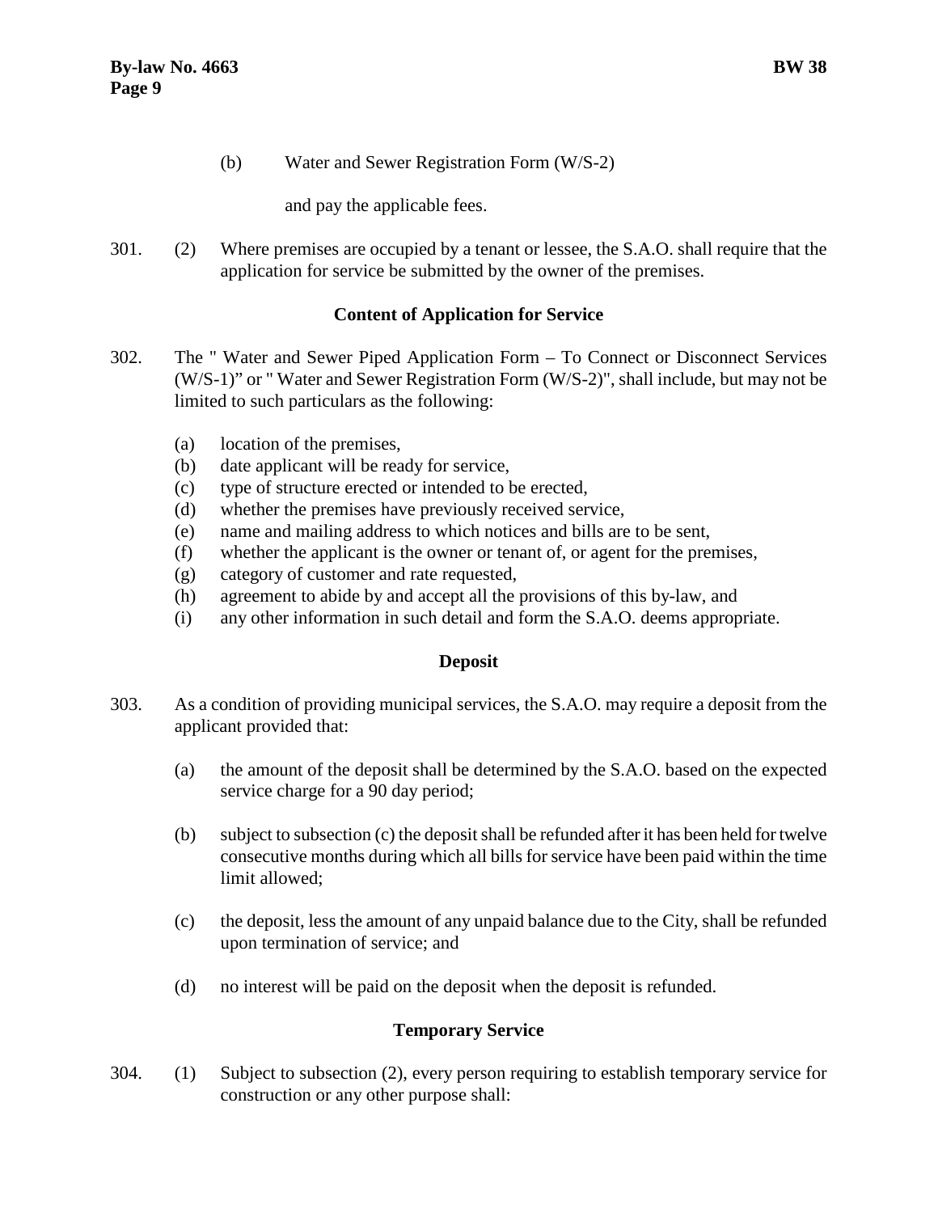(b) Water and Sewer Registration Form (W/S-2)

and pay the applicable fees.

301. (2) Where premises are occupied by a tenant or lessee, the S.A.O. shall require that the application for service be submitted by the owner of the premises.

### Content of Application for Service

302. The " Water and Sewer Piped Application Form – To Connect or Disconnect Services (W/S-1)" or " Water and Sewer Registration Form (W/S-2)", shall include, but may not be limited to such particulars as the following:

(a) location of the premises,
(b) date applicant will be ready for service,
(c) type of structure erected or intended to be erected,
(d) whether the premises have previously received service,
(e) name and mailing address to which notices and bills are to be sent,
(f) whether the applicant is the owner or tenant of, or agent for the premises,
(g) category of customer and rate requested,
(h) agreement to abide by and accept all the provisions of this by-law, and
(i) any other information in such detail and form the S.A.O. deems appropriate.

### Deposit

303. As a condition of providing municipal services, the S.A.O. may require a deposit from the applicant provided that:

(a) the amount of the deposit shall be determined by the S.A.O. based on the expected service charge for a 90 day period;

(b) subject to subsection (c) the deposit shall be refunded after it has been held for twelve consecutive months during which all bills for service have been paid within the time limit allowed;

(c) the deposit, less the amount of any unpaid balance due to the City, shall be refunded upon termination of service; and

(d) no interest will be paid on the deposit when the deposit is refunded.

### Temporary Service

304. (1) Subject to subsection (2), every person requiring to establish temporary service for construction or any other purpose shall: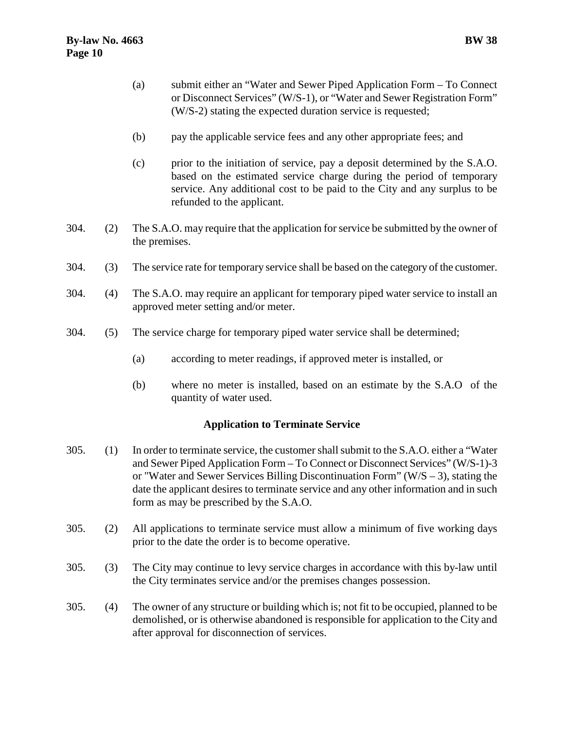(a) submit either an "Water and Sewer Piped Application Form – To Connect or Disconnect Services" (W/S-1), or "Water and Sewer Registration Form" (W/S-2) stating the expected duration service is requested;

(b) pay the applicable service fees and any other appropriate fees; and

(c) prior to the initiation of service, pay a deposit determined by the S.A.O. based on the estimated service charge during the period of temporary service. Any additional cost to be paid to the City and any surplus to be refunded to the applicant.

304. (2) The S.A.O. may require that the application for service be submitted by the owner of the premises.

304. (3) The service rate for temporary service shall be based on the category of the customer.

304. (4) The S.A.O. may require an applicant for temporary piped water service to install an approved meter setting and/or meter.

304. (5) The service charge for temporary piped water service shall be determined;

(a) according to meter readings, if approved meter is installed, or

(b) where no meter is installed, based on an estimate by the S.A.O of the quantity of water used.

### Application to Terminate Service

305. (1) In order to terminate service, the customer shall submit to the S.A.O. either a "Water and Sewer Piped Application Form – To Connect or Disconnect Services" (W/S-1)-3 or "Water and Sewer Services Billing Discontinuation Form" (W/S – 3), stating the date the applicant desires to terminate service and any other information and in such form as may be prescribed by the S.A.O.

305. (2) All applications to terminate service must allow a minimum of five working days prior to the date the order is to become operative.

305. (3) The City may continue to levy service charges in accordance with this by-law until the City terminates service and/or the premises changes possession.

305. (4) The owner of any structure or building which is; not fit to be occupied, planned to be demolished, or is otherwise abandoned is responsible for application to the City and after approval for disconnection of services.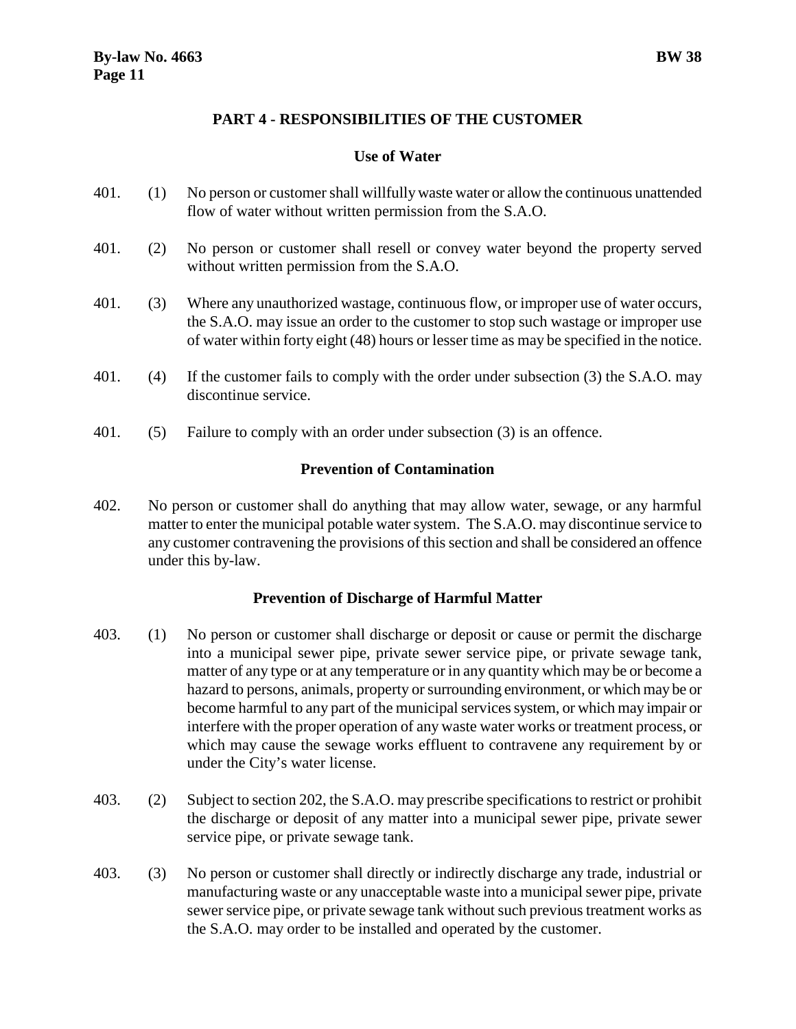## PART 4 - RESPONSIBILITIES OF THE CUSTOMER

### Use of Water

401. (1) No person or customer shall willfully waste water or allow the continuous unattended flow of water without written permission from the S.A.O.

401. (2) No person or customer shall resell or convey water beyond the property served without written permission from the S.A.O.

401. (3) Where any unauthorized wastage, continuous flow, or improper use of water occurs, the S.A.O. may issue an order to the customer to stop such wastage or improper use of water within forty eight (48) hours or lesser time as may be specified in the notice.

401. (4) If the customer fails to comply with the order under subsection (3) the S.A.O. may discontinue service.

401. (5) Failure to comply with an order under subsection (3) is an offence.

### Prevention of Contamination

402. No person or customer shall do anything that may allow water, sewage, or any harmful matter to enter the municipal potable water system. The S.A.O. may discontinue service to any customer contravening the provisions of this section and shall be considered an offence under this by-law.

### Prevention of Discharge of Harmful Matter

403. (1) No person or customer shall discharge or deposit or cause or permit the discharge into a municipal sewer pipe, private sewer service pipe, or private sewage tank, matter of any type or at any temperature or in any quantity which may be or become a hazard to persons, animals, property or surrounding environment, or which may be or become harmful to any part of the municipal services system, or which may impair or interfere with the proper operation of any waste water works or treatment process, or which may cause the sewage works effluent to contravene any requirement by or under the City's water license.

403. (2) Subject to section 202, the S.A.O. may prescribe specifications to restrict or prohibit the discharge or deposit of any matter into a municipal sewer pipe, private sewer service pipe, or private sewage tank.

403. (3) No person or customer shall directly or indirectly discharge any trade, industrial or manufacturing waste or any unacceptable waste into a municipal sewer pipe, private sewer service pipe, or private sewage tank without such previous treatment works as the S.A.O. may order to be installed and operated by the customer.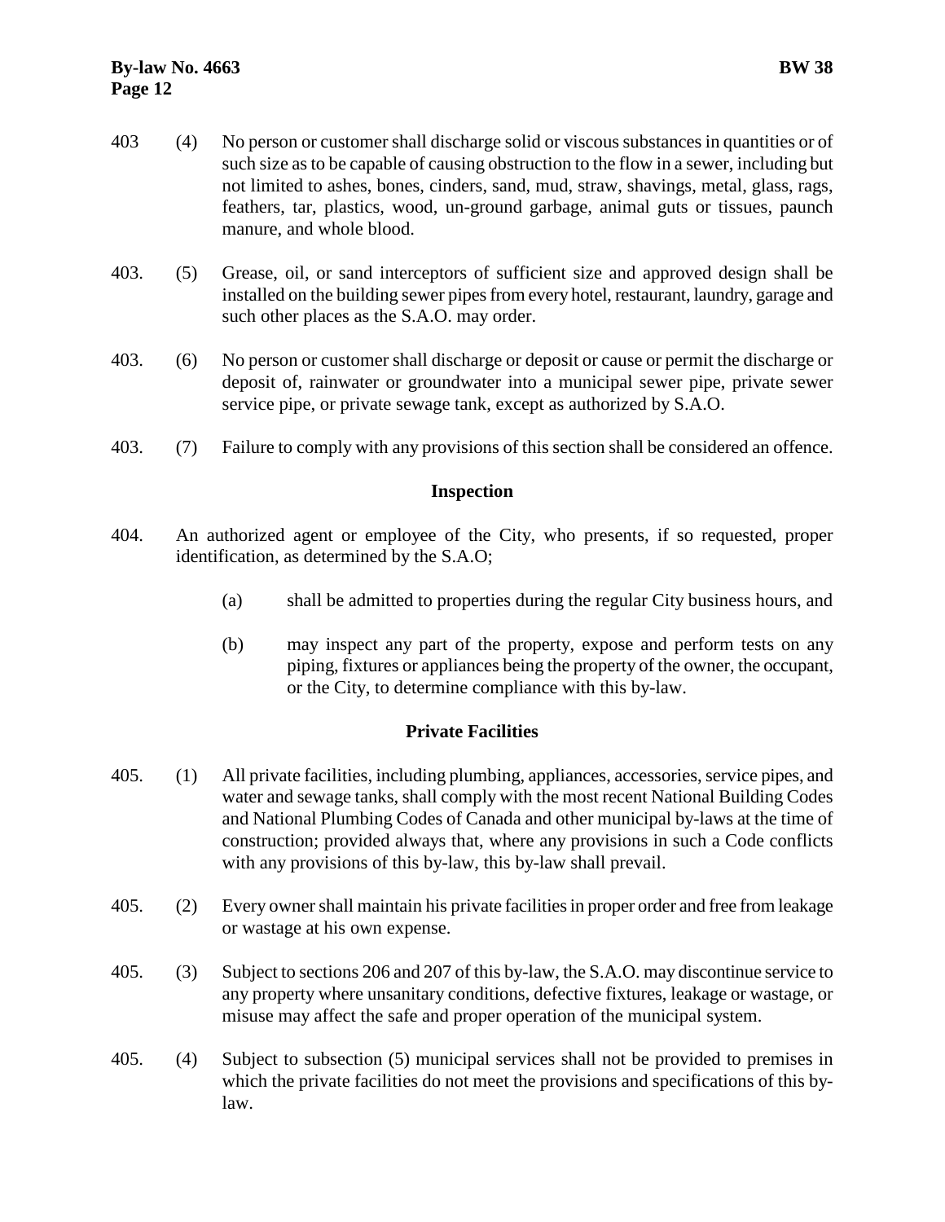403 (4) No person or customer shall discharge solid or viscous substances in quantities or of such size as to be capable of causing obstruction to the flow in a sewer, including but not limited to ashes, bones, cinders, sand, mud, straw, shavings, metal, glass, rags, feathers, tar, plastics, wood, un-ground garbage, animal guts or tissues, paunch manure, and whole blood.

403. (5) Grease, oil, or sand interceptors of sufficient size and approved design shall be installed on the building sewer pipes from every hotel, restaurant, laundry, garage and such other places as the S.A.O. may order.

403. (6) No person or customer shall discharge or deposit or cause or permit the discharge or deposit of, rainwater or groundwater into a municipal sewer pipe, private sewer service pipe, or private sewage tank, except as authorized by S.A.O.

403. (7) Failure to comply with any provisions of this section shall be considered an offence.

### Inspection

404. An authorized agent or employee of the City, who presents, if so requested, proper identification, as determined by the S.A.O;

 (a) shall be admitted to properties during the regular City business hours, and

 (b) may inspect any part of the property, expose and perform tests on any piping, fixtures or appliances being the property of the owner, the occupant, or the City, to determine compliance with this by-law.

### Private Facilities

405. (1) All private facilities, including plumbing, appliances, accessories, service pipes, and water and sewage tanks, shall comply with the most recent National Building Codes and National Plumbing Codes of Canada and other municipal by-laws at the time of construction; provided always that, where any provisions in such a Code conflicts with any provisions of this by-law, this by-law shall prevail.

405. (2) Every owner shall maintain his private facilities in proper order and free from leakage or wastage at his own expense.

405. (3) Subject to sections 206 and 207 of this by-law, the S.A.O. may discontinue service to any property where unsanitary conditions, defective fixtures, leakage or wastage, or misuse may affect the safe and proper operation of the municipal system.

405. (4) Subject to subsection (5) municipal services shall not be provided to premises in which the private facilities do not meet the provisions and specifications of this by-law.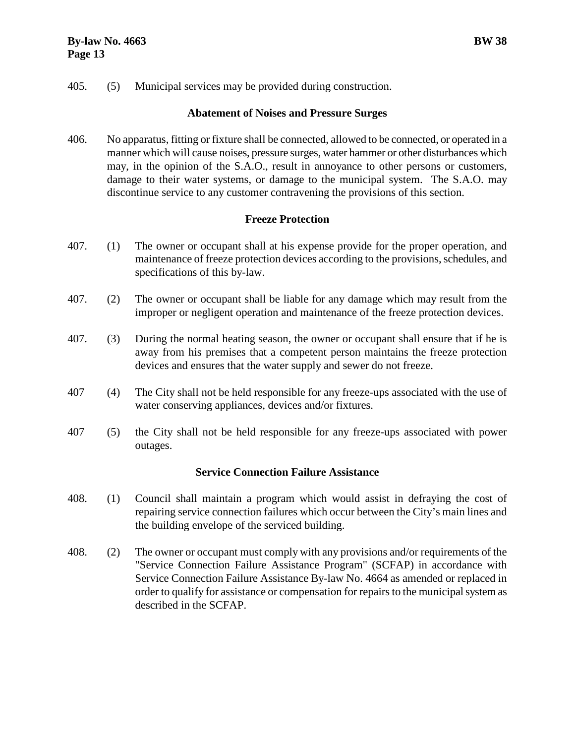405. (5) Municipal services may be provided during construction.

### Abatement of Noises and Pressure Surges

406. No apparatus, fitting or fixture shall be connected, allowed to be connected, or operated in a manner which will cause noises, pressure surges, water hammer or other disturbances which may, in the opinion of the S.A.O., result in annoyance to other persons or customers, damage to their water systems, or damage to the municipal system. The S.A.O. may discontinue service to any customer contravening the provisions of this section.

### Freeze Protection

407. (1) The owner or occupant shall at his expense provide for the proper operation, and maintenance of freeze protection devices according to the provisions, schedules, and specifications of this by-law.

407. (2) The owner or occupant shall be liable for any damage which may result from the improper or negligent operation and maintenance of the freeze protection devices.

407. (3) During the normal heating season, the owner or occupant shall ensure that if he is away from his premises that a competent person maintains the freeze protection devices and ensures that the water supply and sewer do not freeze.

407 (4) The City shall not be held responsible for any freeze-ups associated with the use of water conserving appliances, devices and/or fixtures.

407 (5) the City shall not be held responsible for any freeze-ups associated with power outages.

### Service Connection Failure Assistance

408. (1) Council shall maintain a program which would assist in defraying the cost of repairing service connection failures which occur between the City's main lines and the building envelope of the serviced building.

408. (2) The owner or occupant must comply with any provisions and/or requirements of the "Service Connection Failure Assistance Program" (SCFAP) in accordance with Service Connection Failure Assistance By-law No. 4664 as amended or replaced in order to qualify for assistance or compensation for repairs to the municipal system as described in the SCFAP.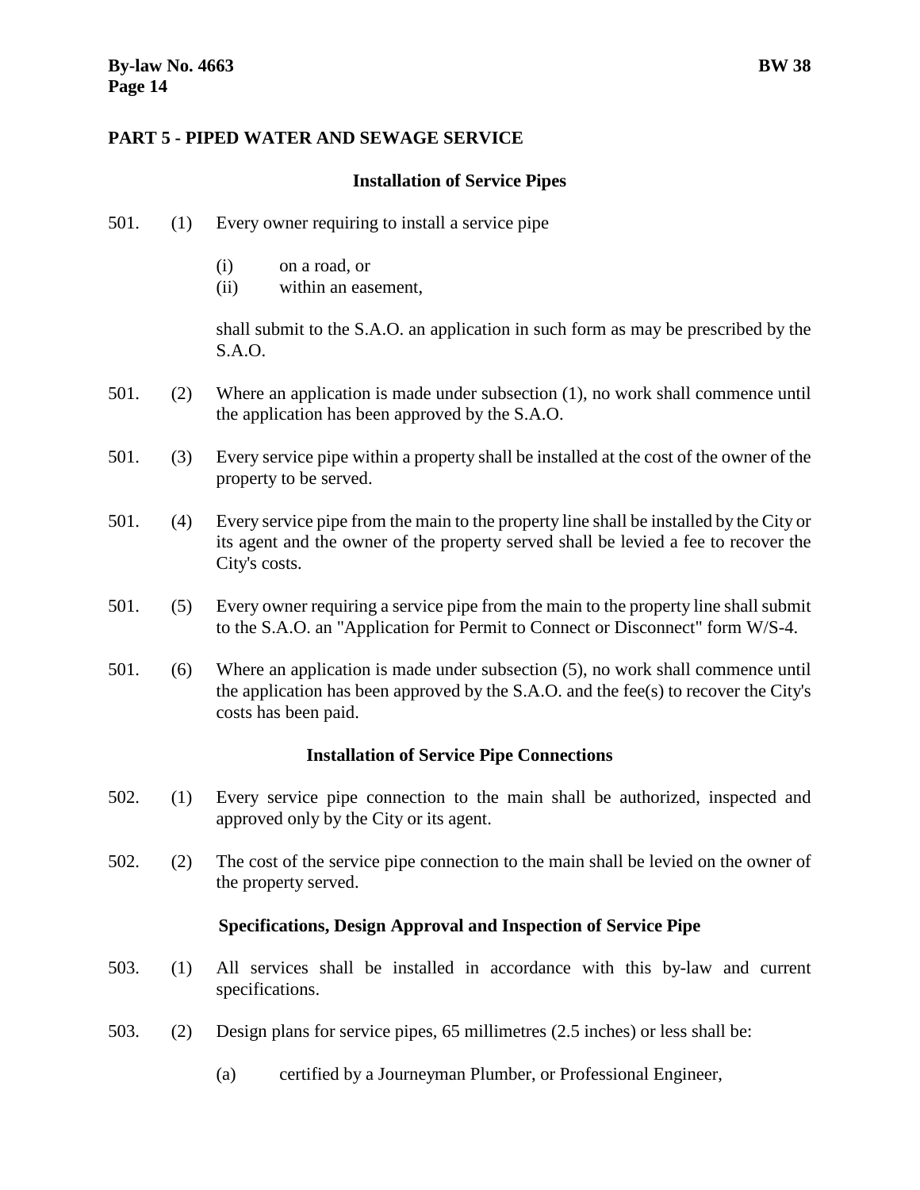## PART 5 - PIPED WATER AND SEWAGE SERVICE

### Installation of Service Pipes

501. (1) Every owner requiring to install a service pipe

 (i) on a road, or
 (ii) within an easement,

 shall submit to the S.A.O. an application in such form as may be prescribed by the S.A.O.

501. (2) Where an application is made under subsection (1), no work shall commence until the application has been approved by the S.A.O.

501. (3) Every service pipe within a property shall be installed at the cost of the owner of the property to be served.

501. (4) Every service pipe from the main to the property line shall be installed by the City or its agent and the owner of the property served shall be levied a fee to recover the City's costs.

501. (5) Every owner requiring a service pipe from the main to the property line shall submit to the S.A.O. an "Application for Permit to Connect or Disconnect" form W/S-4.

501. (6) Where an application is made under subsection (5), no work shall commence until the application has been approved by the S.A.O. and the fee(s) to recover the City's costs has been paid.

### Installation of Service Pipe Connections

502. (1) Every service pipe connection to the main shall be authorized, inspected and approved only by the City or its agent.

502. (2) The cost of the service pipe connection to the main shall be levied on the owner of the property served.

### Specifications, Design Approval and Inspection of Service Pipe

503. (1) All services shall be installed in accordance with this by-law and current specifications.

503. (2) Design plans for service pipes, 65 millimetres (2.5 inches) or less shall be:

 (a) certified by a Journeyman Plumber, or Professional Engineer,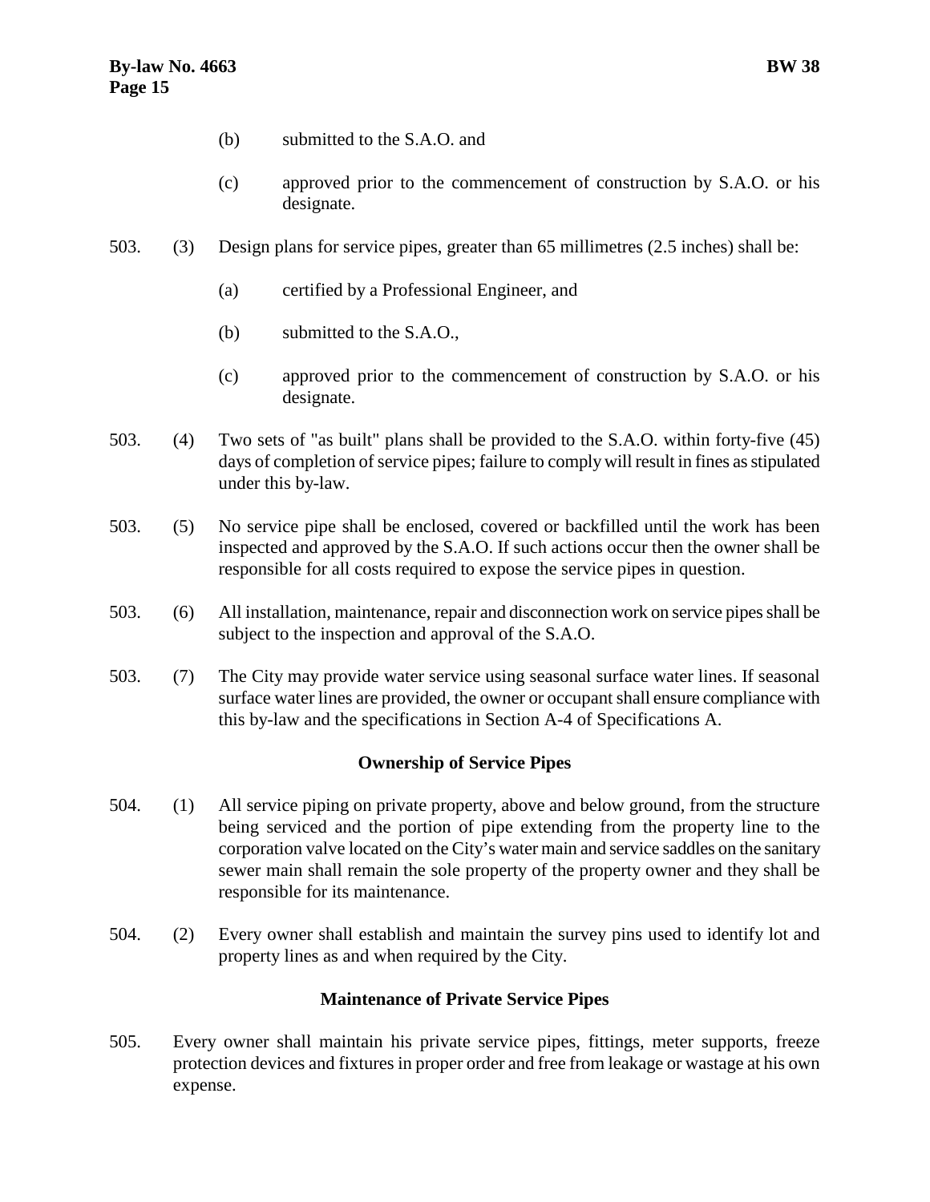(b) submitted to the S.A.O. and

(c) approved prior to the commencement of construction by S.A.O. or his designate.

503. (3) Design plans for service pipes, greater than 65 millimetres (2.5 inches) shall be:

(a) certified by a Professional Engineer, and

(b) submitted to the S.A.O.,

(c) approved prior to the commencement of construction by S.A.O. or his designate.

503. (4) Two sets of "as built" plans shall be provided to the S.A.O. within forty-five (45) days of completion of service pipes; failure to comply will result in fines as stipulated under this by-law.

503. (5) No service pipe shall be enclosed, covered or backfilled until the work has been inspected and approved by the S.A.O. If such actions occur then the owner shall be responsible for all costs required to expose the service pipes in question.

503. (6) All installation, maintenance, repair and disconnection work on service pipes shall be subject to the inspection and approval of the S.A.O.

503. (7) The City may provide water service using seasonal surface water lines. If seasonal surface water lines are provided, the owner or occupant shall ensure compliance with this by-law and the specifications in Section A-4 of Specifications A.

### Ownership of Service Pipes

504. (1) All service piping on private property, above and below ground, from the structure being serviced and the portion of pipe extending from the property line to the corporation valve located on the City's water main and service saddles on the sanitary sewer main shall remain the sole property of the property owner and they shall be responsible for its maintenance.

504. (2) Every owner shall establish and maintain the survey pins used to identify lot and property lines as and when required by the City.

### Maintenance of Private Service Pipes

505. Every owner shall maintain his private service pipes, fittings, meter supports, freeze protection devices and fixtures in proper order and free from leakage or wastage at his own expense.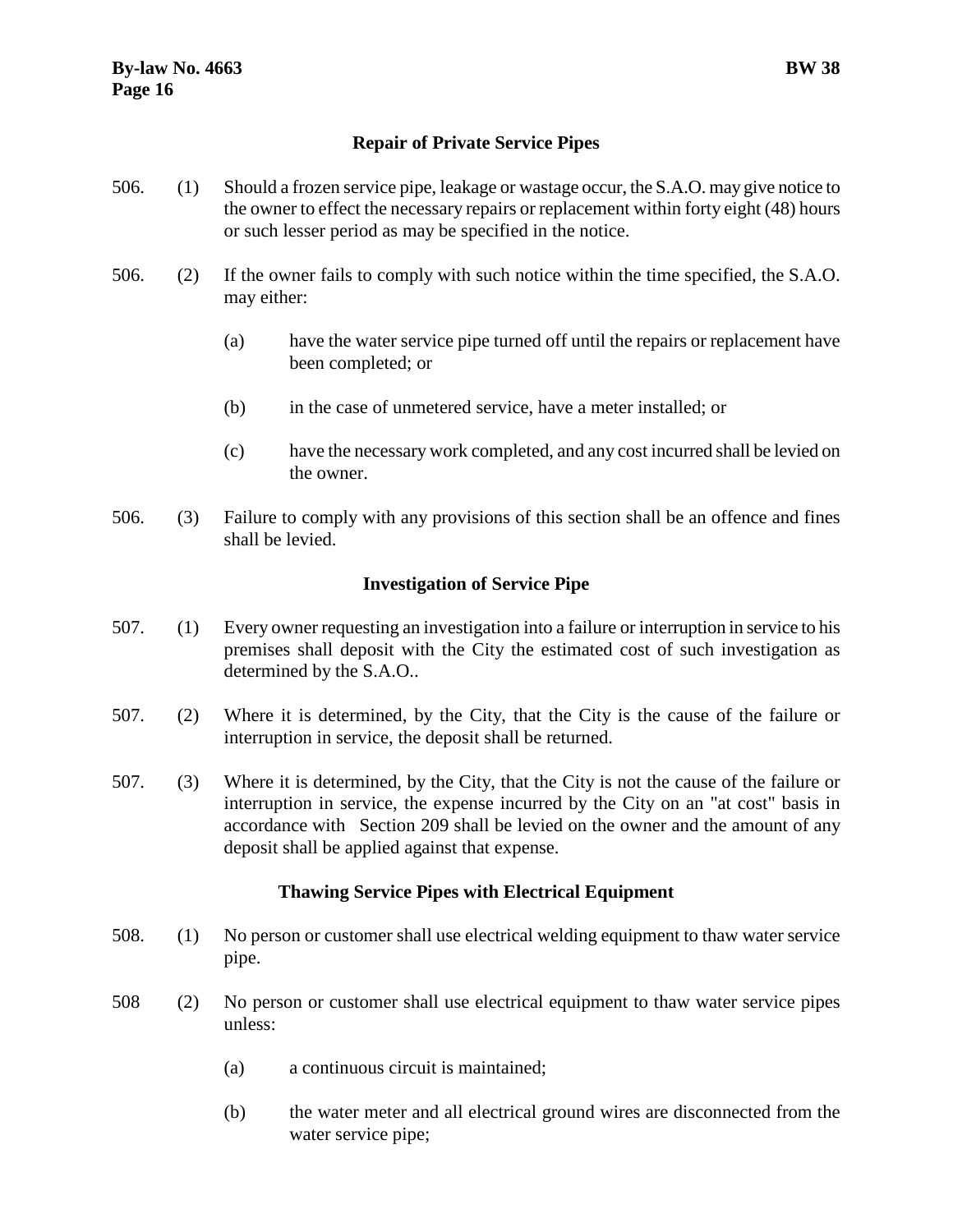### Repair of Private Service Pipes

506. (1) Should a frozen service pipe, leakage or wastage occur, the S.A.O. may give notice to the owner to effect the necessary repairs or replacement within forty eight (48) hours or such lesser period as may be specified in the notice.

506. (2) If the owner fails to comply with such notice within the time specified, the S.A.O. may either:

   (a) have the water service pipe turned off until the repairs or replacement have been completed; or

   (b) in the case of unmetered service, have a meter installed; or

   (c) have the necessary work completed, and any cost incurred shall be levied on the owner.

506. (3) Failure to comply with any provisions of this section shall be an offence and fines shall be levied.

### Investigation of Service Pipe

507. (1) Every owner requesting an investigation into a failure or interruption in service to his premises shall deposit with the City the estimated cost of such investigation as determined by the S.A.O..

507. (2) Where it is determined, by the City, that the City is the cause of the failure or interruption in service, the deposit shall be returned.

507. (3) Where it is determined, by the City, that the City is not the cause of the failure or interruption in service, the expense incurred by the City on an "at cost" basis in accordance with Section 209 shall be levied on the owner and the amount of any deposit shall be applied against that expense.

### Thawing Service Pipes with Electrical Equipment

508. (1) No person or customer shall use electrical welding equipment to thaw water service pipe.

508 (2) No person or customer shall use electrical equipment to thaw water service pipes unless:

   (a) a continuous circuit is maintained;

   (b) the water meter and all electrical ground wires are disconnected from the water service pipe;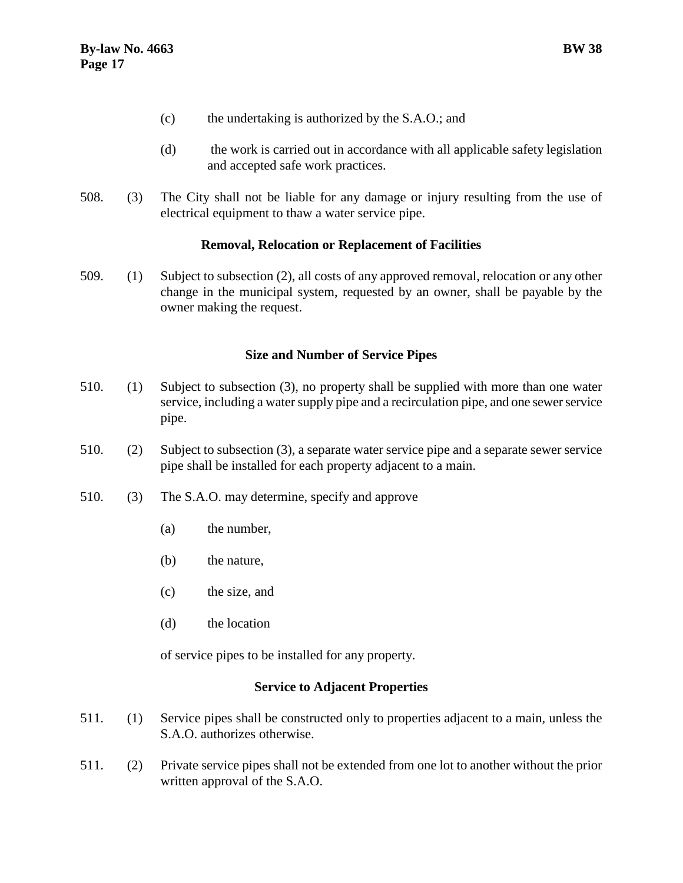(c) the undertaking is authorized by the S.A.O.; and

(d) the work is carried out in accordance with all applicable safety legislation and accepted safe work practices.

508. (3) The City shall not be liable for any damage or injury resulting from the use of electrical equipment to thaw a water service pipe.

**Removal, Relocation or Replacement of Facilities**

509. (1) Subject to subsection (2), all costs of any approved removal, relocation or any other change in the municipal system, requested by an owner, shall be payable by the owner making the request.

**Size and Number of Service Pipes**

510. (1) Subject to subsection (3), no property shall be supplied with more than one water service, including a water supply pipe and a recirculation pipe, and one sewer service pipe.

510. (2) Subject to subsection (3), a separate water service pipe and a separate sewer service pipe shall be installed for each property adjacent to a main.

510. (3) The S.A.O. may determine, specify and approve

(a) the number,

(b) the nature,

(c) the size, and

(d) the location

of service pipes to be installed for any property.

**Service to Adjacent Properties**

511. (1) Service pipes shall be constructed only to properties adjacent to a main, unless the S.A.O. authorizes otherwise.

511. (2) Private service pipes shall not be extended from one lot to another without the prior written approval of the S.A.O.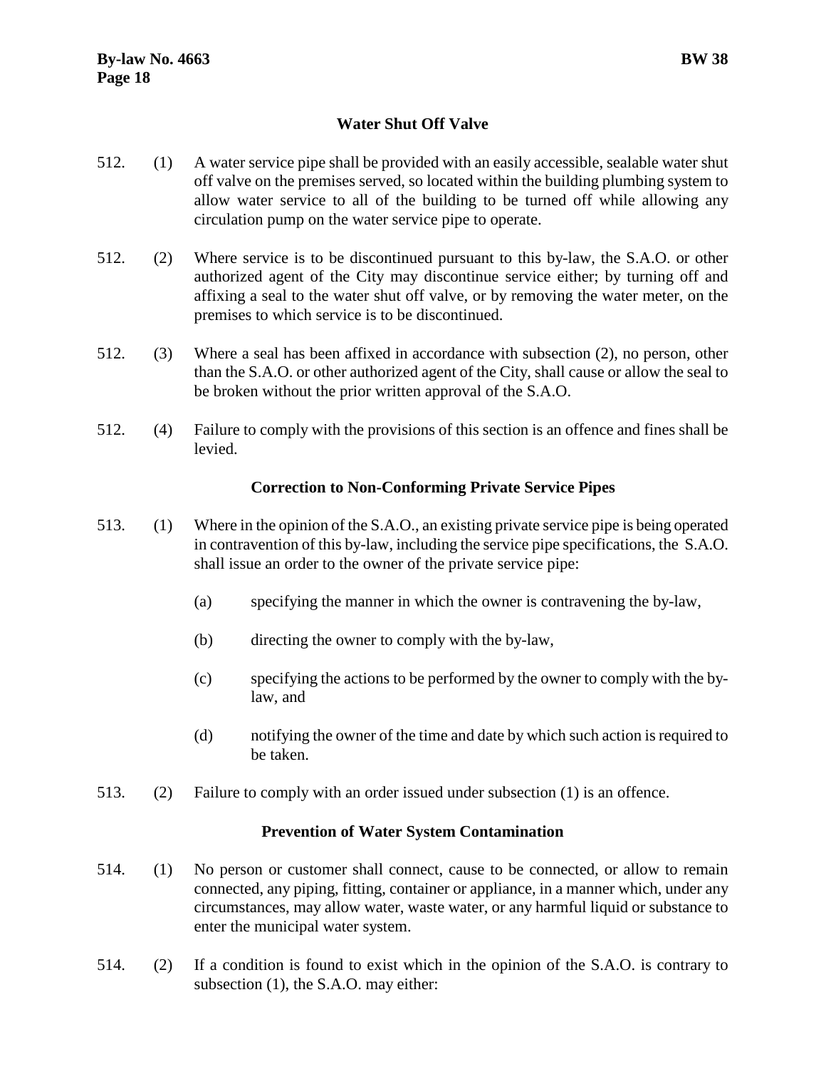## Water Shut Off Valve

512. (1) A water service pipe shall be provided with an easily accessible, sealable water shut off valve on the premises served, so located within the building plumbing system to allow water service to all of the building to be turned off while allowing any circulation pump on the water service pipe to operate.

512. (2) Where service is to be discontinued pursuant to this by-law, the S.A.O. or other authorized agent of the City may discontinue service either; by turning off and affixing a seal to the water shut off valve, or by removing the water meter, on the premises to which service is to be discontinued.

512. (3) Where a seal has been affixed in accordance with subsection (2), no person, other than the S.A.O. or other authorized agent of the City, shall cause or allow the seal to be broken without the prior written approval of the S.A.O.

512. (4) Failure to comply with the provisions of this section is an offence and fines shall be levied.

## Correction to Non-Conforming Private Service Pipes

513. (1) Where in the opinion of the S.A.O., an existing private service pipe is being operated in contravention of this by-law, including the service pipe specifications, the S.A.O. shall issue an order to the owner of the private service pipe:

- (a) specifying the manner in which the owner is contravening the by-law,
- (b) directing the owner to comply with the by-law,
- (c) specifying the actions to be performed by the owner to comply with the by-law, and
- (d) notifying the owner of the time and date by which such action is required to be taken.

513. (2) Failure to comply with an order issued under subsection (1) is an offence.

## Prevention of Water System Contamination

514. (1) No person or customer shall connect, cause to be connected, or allow to remain connected, any piping, fitting, container or appliance, in a manner which, under any circumstances, may allow water, waste water, or any harmful liquid or substance to enter the municipal water system.

514. (2) If a condition is found to exist which in the opinion of the S.A.O. is contrary to subsection (1), the S.A.O. may either: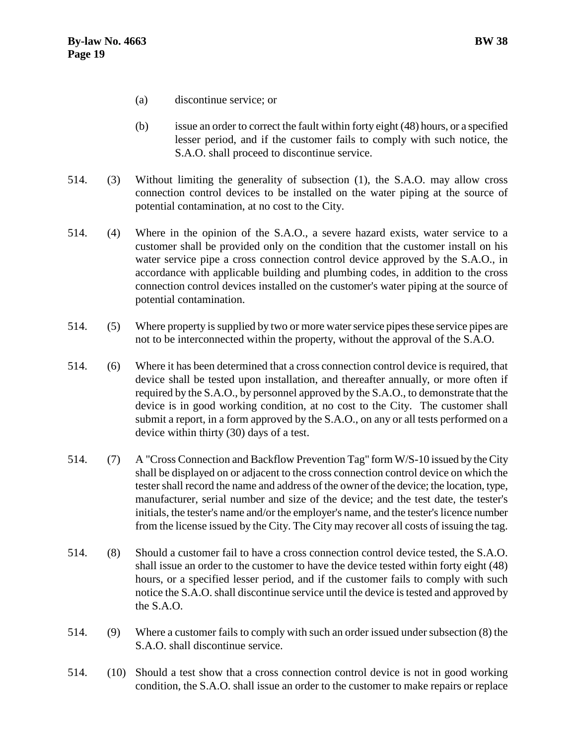(a) discontinue service; or

(b) issue an order to correct the fault within forty eight (48) hours, or a specified lesser period, and if the customer fails to comply with such notice, the S.A.O. shall proceed to discontinue service.

514. (3) Without limiting the generality of subsection (1), the S.A.O. may allow cross connection control devices to be installed on the water piping at the source of potential contamination, at no cost to the City.

514. (4) Where in the opinion of the S.A.O., a severe hazard exists, water service to a customer shall be provided only on the condition that the customer install on his water service pipe a cross connection control device approved by the S.A.O., in accordance with applicable building and plumbing codes, in addition to the cross connection control devices installed on the customer's water piping at the source of potential contamination.

514. (5) Where property is supplied by two or more water service pipes these service pipes are not to be interconnected within the property, without the approval of the S.A.O.

514. (6) Where it has been determined that a cross connection control device is required, that device shall be tested upon installation, and thereafter annually, or more often if required by the S.A.O., by personnel approved by the S.A.O., to demonstrate that the device is in good working condition, at no cost to the City. The customer shall submit a report, in a form approved by the S.A.O., on any or all tests performed on a device within thirty (30) days of a test.

514. (7) A "Cross Connection and Backflow Prevention Tag" form W/S-10 issued by the City shall be displayed on or adjacent to the cross connection control device on which the tester shall record the name and address of the owner of the device; the location, type, manufacturer, serial number and size of the device; and the test date, the tester's initials, the tester's name and/or the employer's name, and the tester's licence number from the license issued by the City. The City may recover all costs of issuing the tag.

514. (8) Should a customer fail to have a cross connection control device tested, the S.A.O. shall issue an order to the customer to have the device tested within forty eight (48) hours, or a specified lesser period, and if the customer fails to comply with such notice the S.A.O. shall discontinue service until the device is tested and approved by the S.A.O.

514. (9) Where a customer fails to comply with such an order issued under subsection (8) the S.A.O. shall discontinue service.

514. (10) Should a test show that a cross connection control device is not in good working condition, the S.A.O. shall issue an order to the customer to make repairs or replace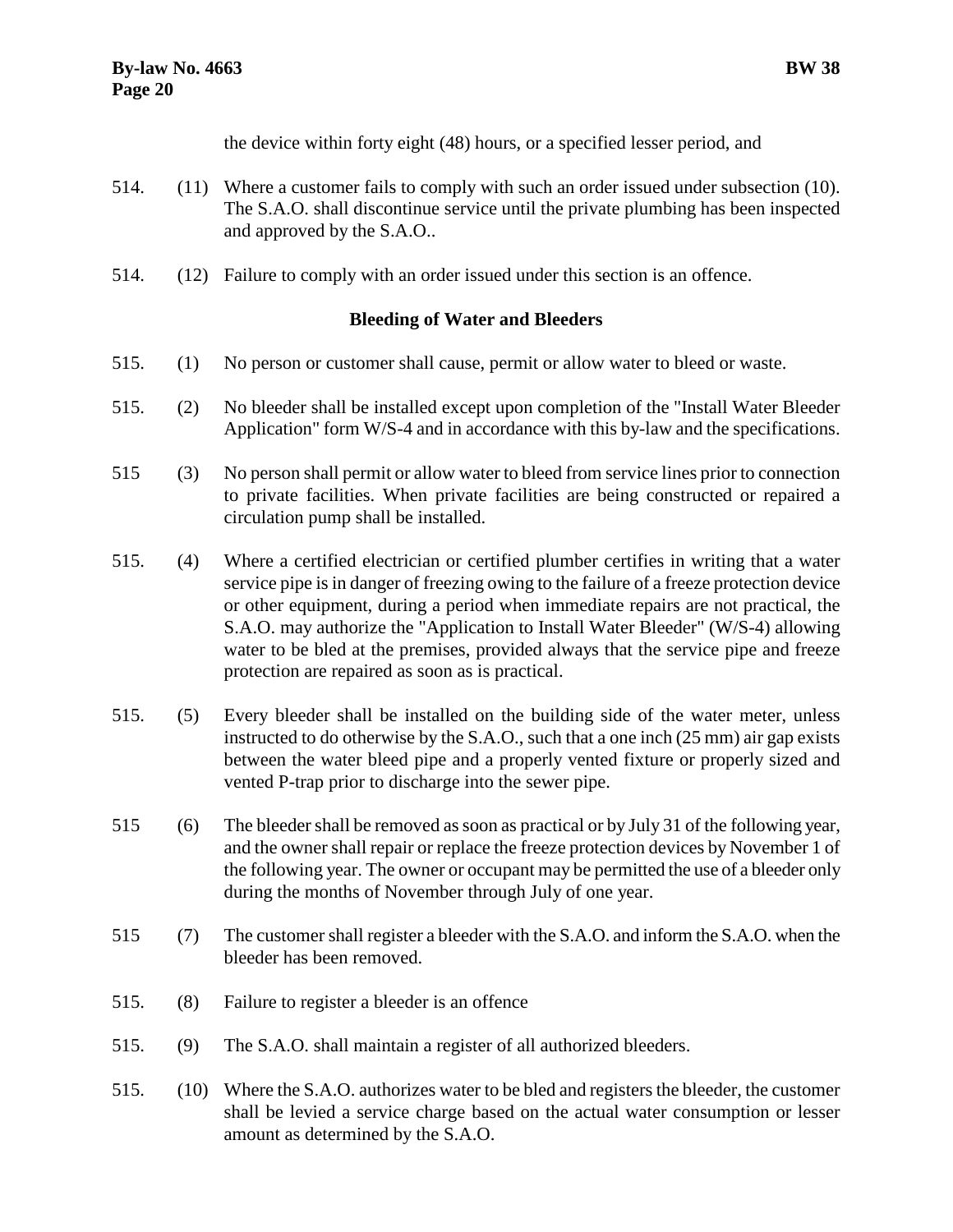the device within forty eight (48) hours, or a specified lesser period, and

514. (11) Where a customer fails to comply with such an order issued under subsection (10). The S.A.O. shall discontinue service until the private plumbing has been inspected and approved by the S.A.O..

514. (12) Failure to comply with an order issued under this section is an offence.

### Bleeding of Water and Bleeders

515. (1) No person or customer shall cause, permit or allow water to bleed or waste.

515. (2) No bleeder shall be installed except upon completion of the "Install Water Bleeder Application" form W/S-4 and in accordance with this by-law and the specifications.

515 (3) No person shall permit or allow water to bleed from service lines prior to connection to private facilities. When private facilities are being constructed or repaired a circulation pump shall be installed.

515. (4) Where a certified electrician or certified plumber certifies in writing that a water service pipe is in danger of freezing owing to the failure of a freeze protection device or other equipment, during a period when immediate repairs are not practical, the S.A.O. may authorize the "Application to Install Water Bleeder" (W/S-4) allowing water to be bled at the premises, provided always that the service pipe and freeze protection are repaired as soon as is practical.

515. (5) Every bleeder shall be installed on the building side of the water meter, unless instructed to do otherwise by the S.A.O., such that a one inch (25 mm) air gap exists between the water bleed pipe and a properly vented fixture or properly sized and vented P-trap prior to discharge into the sewer pipe.

515 (6) The bleeder shall be removed as soon as practical or by July 31 of the following year, and the owner shall repair or replace the freeze protection devices by November 1 of the following year. The owner or occupant may be permitted the use of a bleeder only during the months of November through July of one year.

515 (7) The customer shall register a bleeder with the S.A.O. and inform the S.A.O. when the bleeder has been removed.

515. (8) Failure to register a bleeder is an offence

515. (9) The S.A.O. shall maintain a register of all authorized bleeders.

515. (10) Where the S.A.O. authorizes water to be bled and registers the bleeder, the customer shall be levied a service charge based on the actual water consumption or lesser amount as determined by the S.A.O.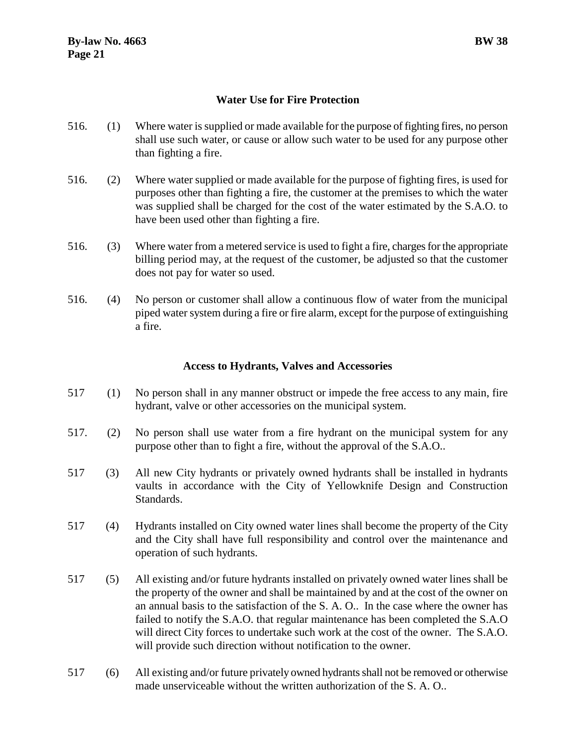### Water Use for Fire Protection

516. (1) Where water is supplied or made available for the purpose of fighting fires, no person shall use such water, or cause or allow such water to be used for any purpose other than fighting a fire.

516. (2) Where water supplied or made available for the purpose of fighting fires, is used for purposes other than fighting a fire, the customer at the premises to which the water was supplied shall be charged for the cost of the water estimated by the S.A.O. to have been used other than fighting a fire.

516. (3) Where water from a metered service is used to fight a fire, charges for the appropriate billing period may, at the request of the customer, be adjusted so that the customer does not pay for water so used.

516. (4) No person or customer shall allow a continuous flow of water from the municipal piped water system during a fire or fire alarm, except for the purpose of extinguishing a fire.

### Access to Hydrants, Valves and Accessories

517 (1) No person shall in any manner obstruct or impede the free access to any main, fire hydrant, valve or other accessories on the municipal system.

517. (2) No person shall use water from a fire hydrant on the municipal system for any purpose other than to fight a fire, without the approval of the S.A.O..

517 (3) All new City hydrants or privately owned hydrants shall be installed in hydrants vaults in accordance with the City of Yellowknife Design and Construction Standards.

517 (4) Hydrants installed on City owned water lines shall become the property of the City and the City shall have full responsibility and control over the maintenance and operation of such hydrants.

517 (5) All existing and/or future hydrants installed on privately owned water lines shall be the property of the owner and shall be maintained by and at the cost of the owner on an annual basis to the satisfaction of the S. A. O.. In the case where the owner has failed to notify the S.A.O. that regular maintenance has been completed the S.A.O will direct City forces to undertake such work at the cost of the owner. The S.A.O. will provide such direction without notification to the owner.

517 (6) All existing and/or future privately owned hydrants shall not be removed or otherwise made unserviceable without the written authorization of the S. A. O..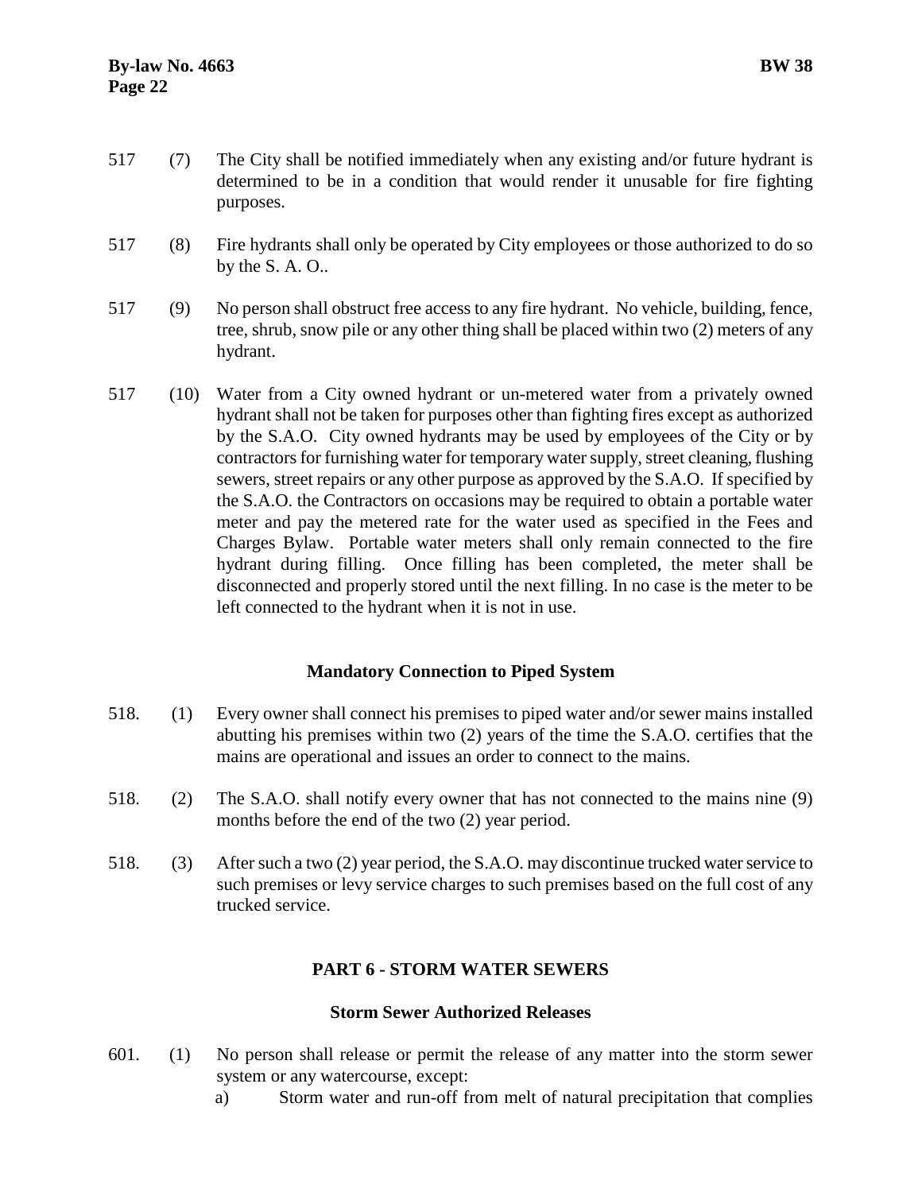517 (7) The City shall be notified immediately when any existing and/or future hydrant is determined to be in a condition that would render it unusable for fire fighting purposes.

517 (8) Fire hydrants shall only be operated by City employees or those authorized to do so by the S. A. O..

517 (9) No person shall obstruct free access to any fire hydrant. No vehicle, building, fence, tree, shrub, snow pile or any other thing shall be placed within two (2) meters of any hydrant.

517 (10) Water from a City owned hydrant or un-metered water from a privately owned hydrant shall not be taken for purposes other than fighting fires except as authorized by the S.A.O. City owned hydrants may be used by employees of the City or by contractors for furnishing water for temporary water supply, street cleaning, flushing sewers, street repairs or any other purpose as approved by the S.A.O. If specified by the S.A.O. the Contractors on occasions may be required to obtain a portable water meter and pay the metered rate for the water used as specified in the Fees and Charges Bylaw. Portable water meters shall only remain connected to the fire hydrant during filling. Once filling has been completed, the meter shall be disconnected and properly stored until the next filling. In no case is the meter to be left connected to the hydrant when it is not in use.

### Mandatory Connection to Piped System

518. (1) Every owner shall connect his premises to piped water and/or sewer mains installed abutting his premises within two (2) years of the time the S.A.O. certifies that the mains are operational and issues an order to connect to the mains.

518. (2) The S.A.O. shall notify every owner that has not connected to the mains nine (9) months before the end of the two (2) year period.

518. (3) After such a two (2) year period, the S.A.O. may discontinue trucked water service to such premises or levy service charges to such premises based on the full cost of any trucked service.

## PART 6 - STORM WATER SEWERS

### Storm Sewer Authorized Releases

601. (1) No person shall release or permit the release of any matter into the storm sewer system or any watercourse, except:

a) Storm water and run-off from melt of natural precipitation that complies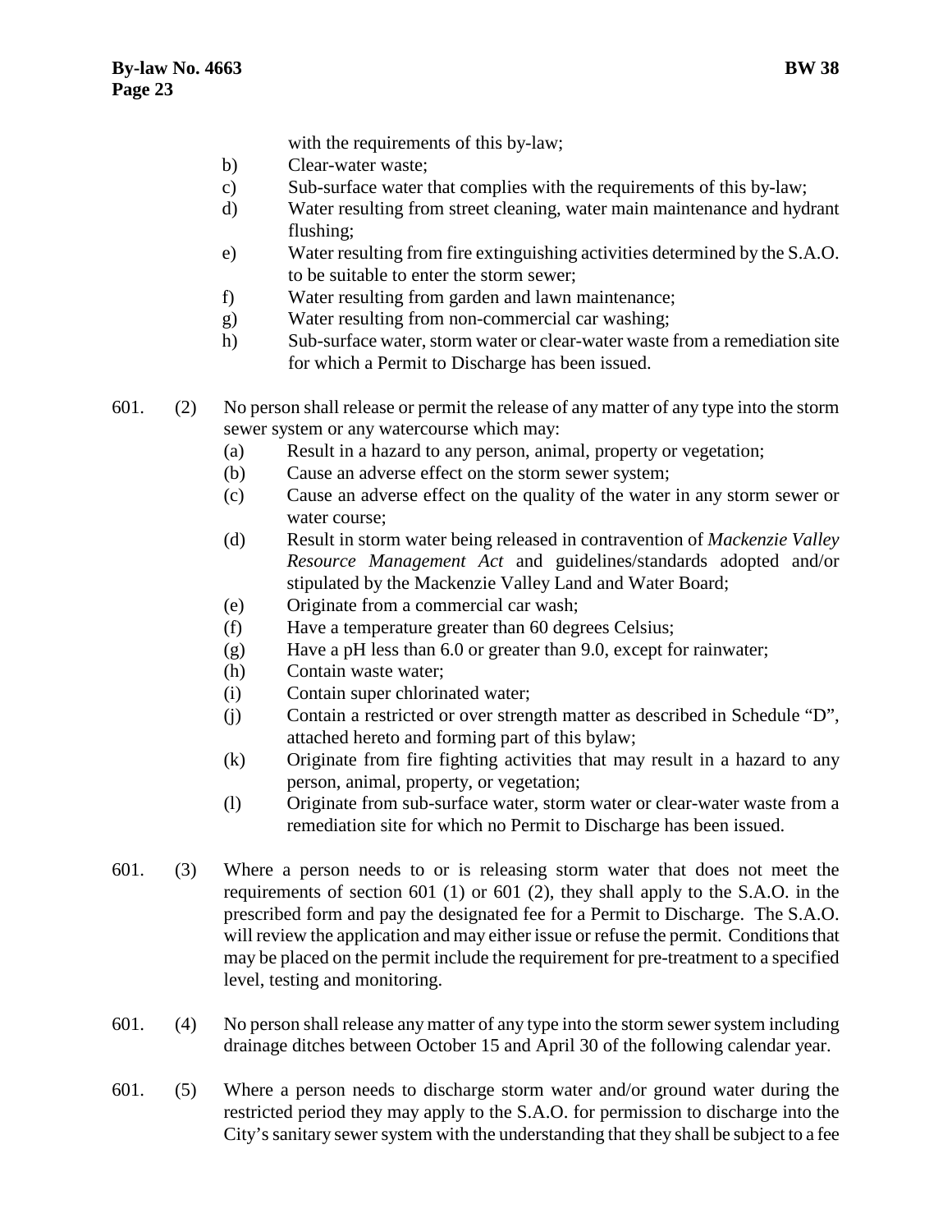with the requirements of this by-law;

b) Clear-water waste;

c) Sub-surface water that complies with the requirements of this by-law;

d) Water resulting from street cleaning, water main maintenance and hydrant flushing;

e) Water resulting from fire extinguishing activities determined by the S.A.O. to be suitable to enter the storm sewer;

f) Water resulting from garden and lawn maintenance;

g) Water resulting from non-commercial car washing;

h) Sub-surface water, storm water or clear-water waste from a remediation site for which a Permit to Discharge has been issued.

601. (2) No person shall release or permit the release of any matter of any type into the storm sewer system or any watercourse which may:

(a) Result in a hazard to any person, animal, property or vegetation;

(b) Cause an adverse effect on the storm sewer system;

(c) Cause an adverse effect on the quality of the water in any storm sewer or water course;

(d) Result in storm water being released in contravention of *Mackenzie Valley Resource Management Act* and guidelines/standards adopted and/or stipulated by the Mackenzie Valley Land and Water Board;

(e) Originate from a commercial car wash;

(f) Have a temperature greater than 60 degrees Celsius;

(g) Have a pH less than 6.0 or greater than 9.0, except for rainwater;

(h) Contain waste water;

(i) Contain super chlorinated water;

(j) Contain a restricted or over strength matter as described in Schedule "D", attached hereto and forming part of this bylaw;

(k) Originate from fire fighting activities that may result in a hazard to any person, animal, property, or vegetation;

(l) Originate from sub-surface water, storm water or clear-water waste from a remediation site for which no Permit to Discharge has been issued.

601. (3) Where a person needs to or is releasing storm water that does not meet the requirements of section 601 (1) or 601 (2), they shall apply to the S.A.O. in the prescribed form and pay the designated fee for a Permit to Discharge. The S.A.O. will review the application and may either issue or refuse the permit. Conditions that may be placed on the permit include the requirement for pre-treatment to a specified level, testing and monitoring.

601. (4) No person shall release any matter of any type into the storm sewer system including drainage ditches between October 15 and April 30 of the following calendar year.

601. (5) Where a person needs to discharge storm water and/or ground water during the restricted period they may apply to the S.A.O. for permission to discharge into the City's sanitary sewer system with the understanding that they shall be subject to a fee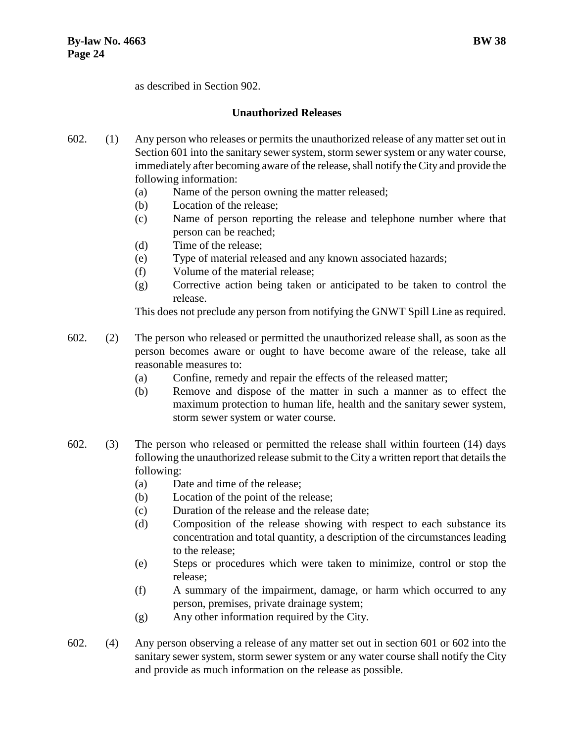as described in Section 902.

### Unauthorized Releases

602. (1) Any person who releases or permits the unauthorized release of any matter set out in Section 601 into the sanitary sewer system, storm sewer system or any water course, immediately after becoming aware of the release, shall notify the City and provide the following information:

- (a) Name of the person owning the matter released;
- (b) Location of the release;
- (c) Name of person reporting the release and telephone number where that person can be reached;
- (d) Time of the release;
- (e) Type of material released and any known associated hazards;
- (f) Volume of the material release;
- (g) Corrective action being taken or anticipated to be taken to control the release.

This does not preclude any person from notifying the GNWT Spill Line as required.

602. (2) The person who released or permitted the unauthorized release shall, as soon as the person becomes aware or ought to have become aware of the release, take all reasonable measures to:

- (a) Confine, remedy and repair the effects of the released matter;
- (b) Remove and dispose of the matter in such a manner as to effect the maximum protection to human life, health and the sanitary sewer system, storm sewer system or water course.

602. (3) The person who released or permitted the release shall within fourteen (14) days following the unauthorized release submit to the City a written report that details the following:

- (a) Date and time of the release;
- (b) Location of the point of the release;
- (c) Duration of the release and the release date;
- (d) Composition of the release showing with respect to each substance its concentration and total quantity, a description of the circumstances leading to the release;
- (e) Steps or procedures which were taken to minimize, control or stop the release;
- (f) A summary of the impairment, damage, or harm which occurred to any person, premises, private drainage system;
- (g) Any other information required by the City.

602. (4) Any person observing a release of any matter set out in section 601 or 602 into the sanitary sewer system, storm sewer system or any water course shall notify the City and provide as much information on the release as possible.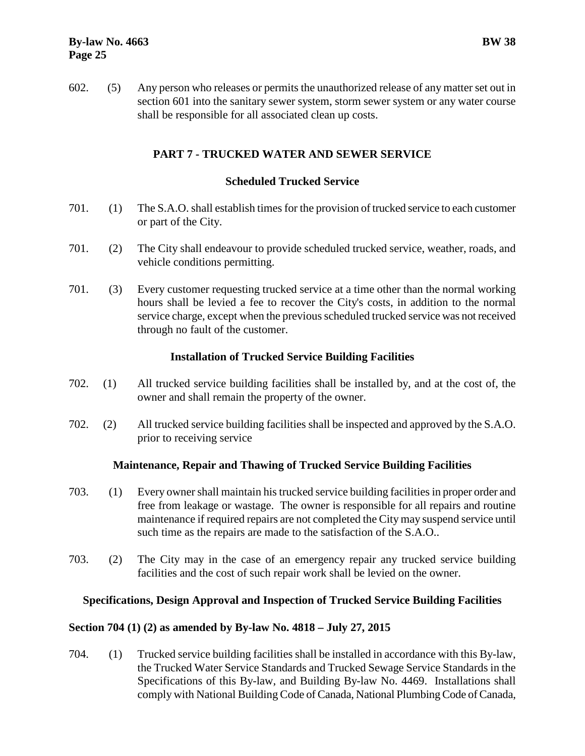602. (5) Any person who releases or permits the unauthorized release of any matter set out in section 601 into the sanitary sewer system, storm sewer system or any water course shall be responsible for all associated clean up costs.

## PART 7 - TRUCKED WATER AND SEWER SERVICE

### Scheduled Trucked Service

701. (1) The S.A.O. shall establish times for the provision of trucked service to each customer or part of the City.

701. (2) The City shall endeavour to provide scheduled trucked service, weather, roads, and vehicle conditions permitting.

701. (3) Every customer requesting trucked service at a time other than the normal working hours shall be levied a fee to recover the City's costs, in addition to the normal service charge, except when the previous scheduled trucked service was not received through no fault of the customer.

### Installation of Trucked Service Building Facilities

702. (1) All trucked service building facilities shall be installed by, and at the cost of, the owner and shall remain the property of the owner.

702. (2) All trucked service building facilities shall be inspected and approved by the S.A.O. prior to receiving service

### Maintenance, Repair and Thawing of Trucked Service Building Facilities

703. (1) Every owner shall maintain his trucked service building facilities in proper order and free from leakage or wastage. The owner is responsible for all repairs and routine maintenance if required repairs are not completed the City may suspend service until such time as the repairs are made to the satisfaction of the S.A.O..

703. (2) The City may in the case of an emergency repair any trucked service building facilities and the cost of such repair work shall be levied on the owner.

### Specifications, Design Approval and Inspection of Trucked Service Building Facilities

**Section 704 (1) (2) as amended by By-law No. 4818 – July 27, 2015**

704. (1) Trucked service building facilities shall be installed in accordance with this By-law, the Trucked Water Service Standards and Trucked Sewage Service Standards in the Specifications of this By-law, and Building By-law No. 4469. Installations shall comply with National Building Code of Canada, National Plumbing Code of Canada,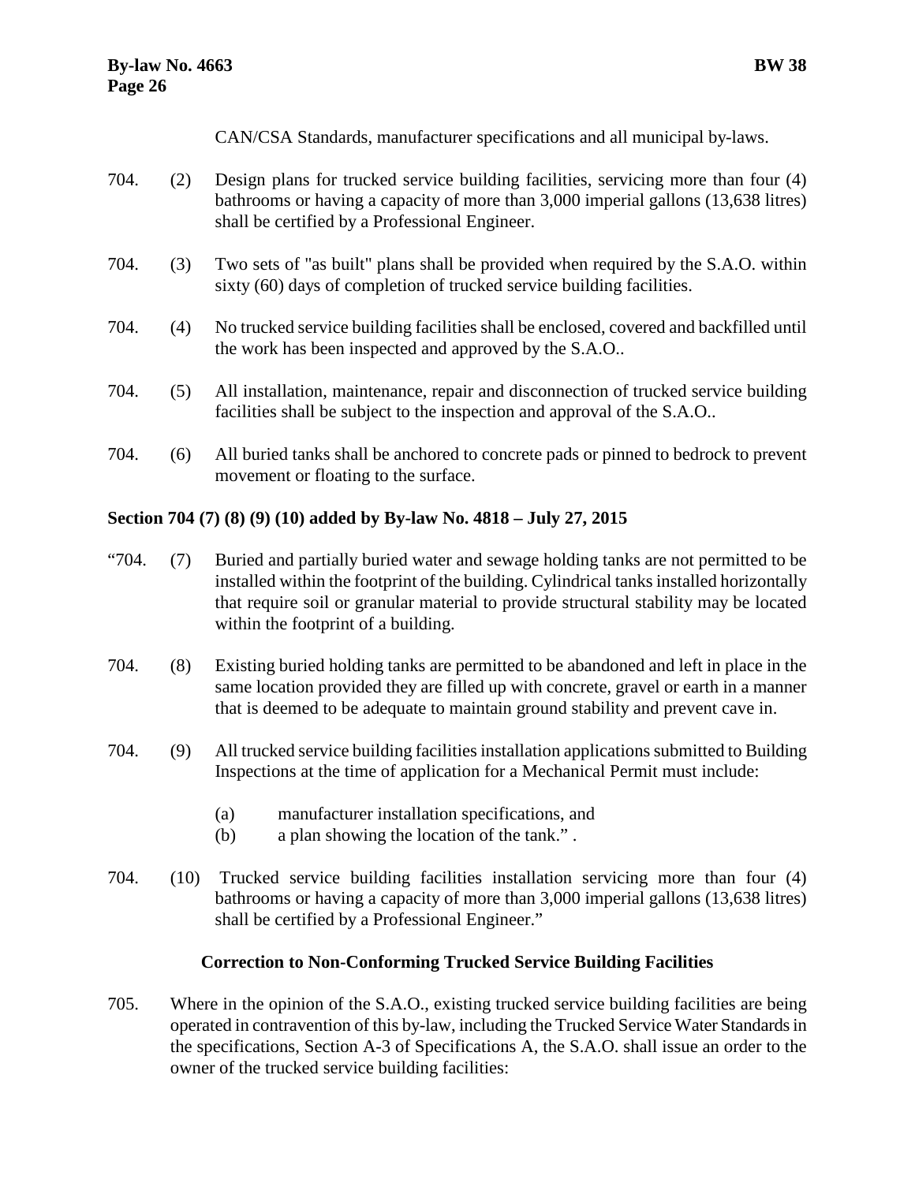CAN/CSA Standards, manufacturer specifications and all municipal by-laws.

704. (2) Design plans for trucked service building facilities, servicing more than four (4) bathrooms or having a capacity of more than 3,000 imperial gallons (13,638 litres) shall be certified by a Professional Engineer.

704. (3) Two sets of "as built" plans shall be provided when required by the S.A.O. within sixty (60) days of completion of trucked service building facilities.

704. (4) No trucked service building facilities shall be enclosed, covered and backfilled until the work has been inspected and approved by the S.A.O..

704. (5) All installation, maintenance, repair and disconnection of trucked service building facilities shall be subject to the inspection and approval of the S.A.O..

704. (6) All buried tanks shall be anchored to concrete pads or pinned to bedrock to prevent movement or floating to the surface.

**Section 704 (7) (8) (9) (10) added by By-law No. 4818 – July 27, 2015**

"704. (7) Buried and partially buried water and sewage holding tanks are not permitted to be installed within the footprint of the building. Cylindrical tanks installed horizontally that require soil or granular material to provide structural stability may be located within the footprint of a building.

704. (8) Existing buried holding tanks are permitted to be abandoned and left in place in the same location provided they are filled up with concrete, gravel or earth in a manner that is deemed to be adequate to maintain ground stability and prevent cave in.

704. (9) All trucked service building facilities installation applications submitted to Building Inspections at the time of application for a Mechanical Permit must include:

- (a) manufacturer installation specifications, and
- (b) a plan showing the location of the tank." .

704. (10) Trucked service building facilities installation servicing more than four (4) bathrooms or having a capacity of more than 3,000 imperial gallons (13,638 litres) shall be certified by a Professional Engineer."

**Correction to Non-Conforming Trucked Service Building Facilities**

705. Where in the opinion of the S.A.O., existing trucked service building facilities are being operated in contravention of this by-law, including the Trucked Service Water Standards in the specifications, Section A-3 of Specifications A, the S.A.O. shall issue an order to the owner of the trucked service building facilities: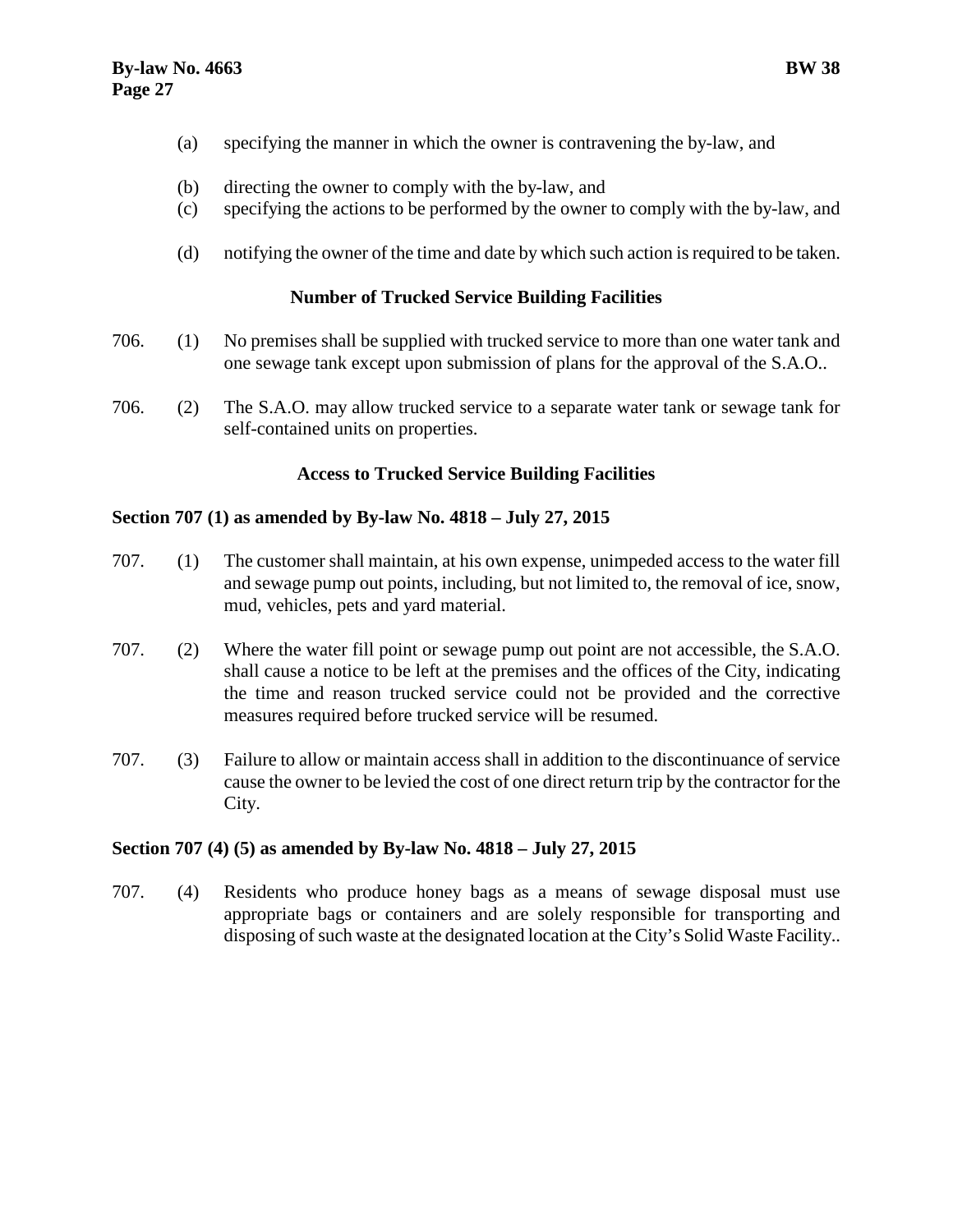(a) specifying the manner in which the owner is contravening the by-law, and

(b) directing the owner to comply with the by-law, and

(c) specifying the actions to be performed by the owner to comply with the by-law, and

(d) notifying the owner of the time and date by which such action is required to be taken.

**Number of Trucked Service Building Facilities**

706. (1) No premises shall be supplied with trucked service to more than one water tank and one sewage tank except upon submission of plans for the approval of the S.A.O..

706. (2) The S.A.O. may allow trucked service to a separate water tank or sewage tank for self-contained units on properties.

**Access to Trucked Service Building Facilities**

**Section 707 (1) as amended by By-law No. 4818 – July 27, 2015**

707. (1) The customer shall maintain, at his own expense, unimpeded access to the water fill and sewage pump out points, including, but not limited to, the removal of ice, snow, mud, vehicles, pets and yard material.

707. (2) Where the water fill point or sewage pump out point are not accessible, the S.A.O. shall cause a notice to be left at the premises and the offices of the City, indicating the time and reason trucked service could not be provided and the corrective measures required before trucked service will be resumed.

707. (3) Failure to allow or maintain access shall in addition to the discontinuance of service cause the owner to be levied the cost of one direct return trip by the contractor for the City.

**Section 707 (4) (5) as amended by By-law No. 4818 – July 27, 2015**

707. (4) Residents who produce honey bags as a means of sewage disposal must use appropriate bags or containers and are solely responsible for transporting and disposing of such waste at the designated location at the City's Solid Waste Facility..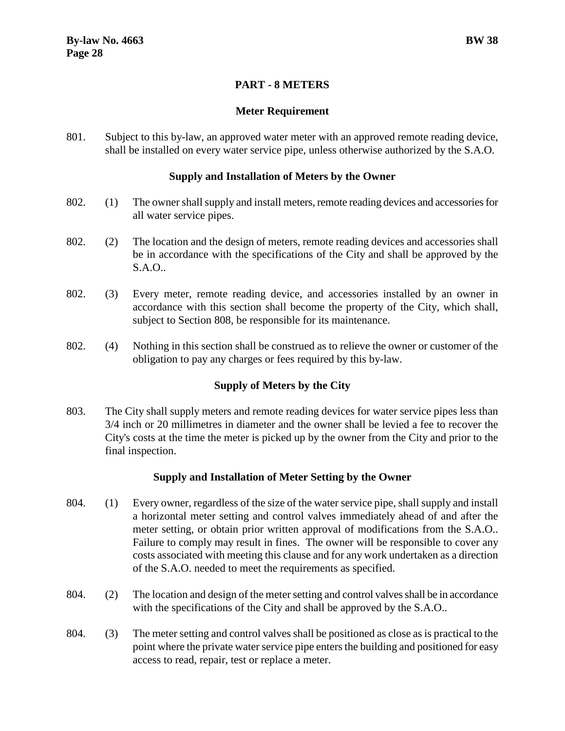## PART - 8 METERS

### Meter Requirement

801. Subject to this by-law, an approved water meter with an approved remote reading device, shall be installed on every water service pipe, unless otherwise authorized by the S.A.O.

### Supply and Installation of Meters by the Owner

802. (1) The owner shall supply and install meters, remote reading devices and accessories for all water service pipes.

802. (2) The location and the design of meters, remote reading devices and accessories shall be in accordance with the specifications of the City and shall be approved by the S.A.O..

802. (3) Every meter, remote reading device, and accessories installed by an owner in accordance with this section shall become the property of the City, which shall, subject to Section 808, be responsible for its maintenance.

802. (4) Nothing in this section shall be construed as to relieve the owner or customer of the obligation to pay any charges or fees required by this by-law.

### Supply of Meters by the City

803. The City shall supply meters and remote reading devices for water service pipes less than 3/4 inch or 20 millimetres in diameter and the owner shall be levied a fee to recover the City's costs at the time the meter is picked up by the owner from the City and prior to the final inspection.

### Supply and Installation of Meter Setting by the Owner

804. (1) Every owner, regardless of the size of the water service pipe, shall supply and install a horizontal meter setting and control valves immediately ahead of and after the meter setting, or obtain prior written approval of modifications from the S.A.O.. Failure to comply may result in fines. The owner will be responsible to cover any costs associated with meeting this clause and for any work undertaken as a direction of the S.A.O. needed to meet the requirements as specified.

804. (2) The location and design of the meter setting and control valves shall be in accordance with the specifications of the City and shall be approved by the S.A.O..

804. (3) The meter setting and control valves shall be positioned as close as is practical to the point where the private water service pipe enters the building and positioned for easy access to read, repair, test or replace a meter.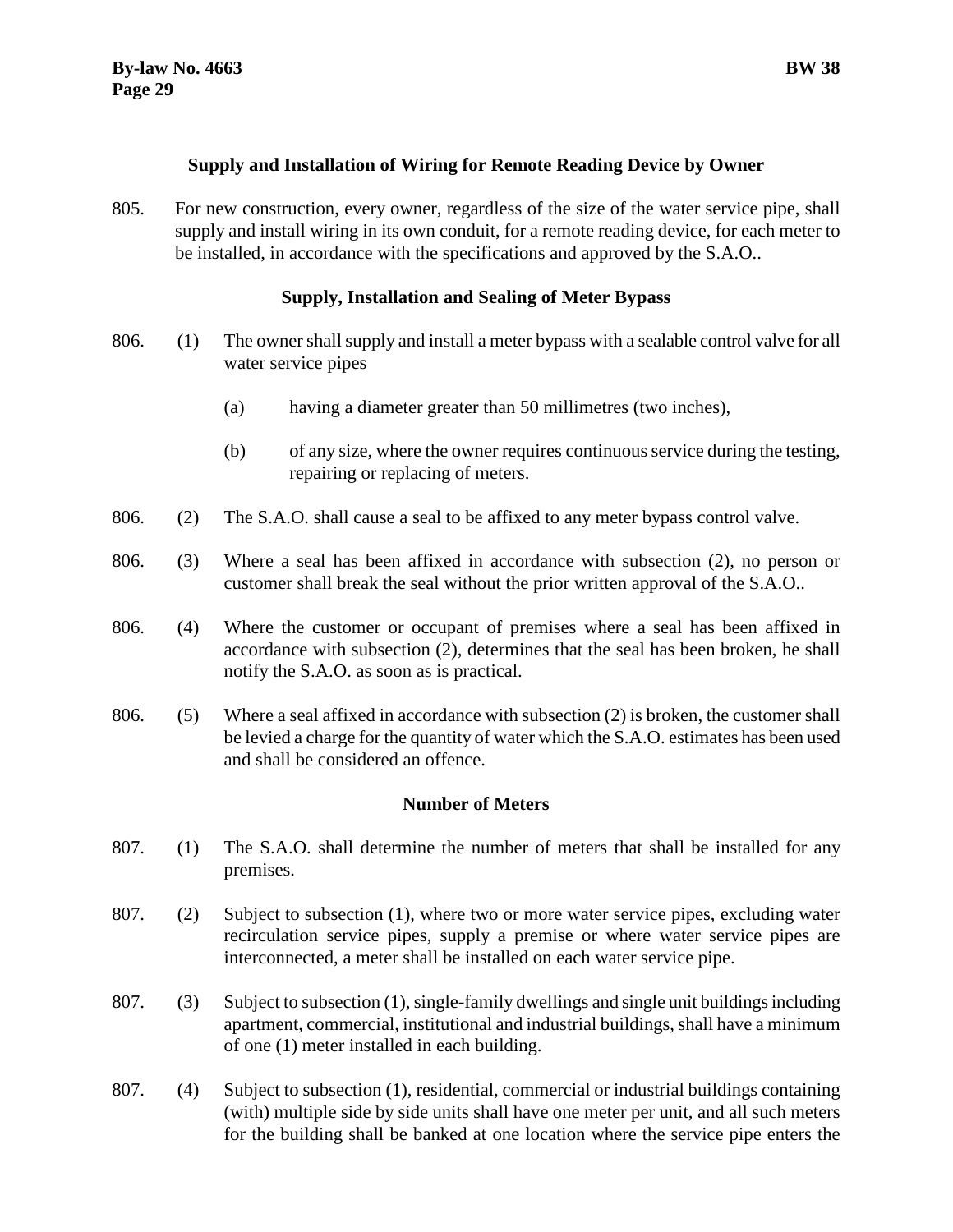### Supply and Installation of Wiring for Remote Reading Device by Owner

805. For new construction, every owner, regardless of the size of the water service pipe, shall supply and install wiring in its own conduit, for a remote reading device, for each meter to be installed, in accordance with the specifications and approved by the S.A.O..

### Supply, Installation and Sealing of Meter Bypass

806. (1) The owner shall supply and install a meter bypass with a sealable control valve for all water service pipes

(a) having a diameter greater than 50 millimetres (two inches),

(b) of any size, where the owner requires continuous service during the testing, repairing or replacing of meters.

806. (2) The S.A.O. shall cause a seal to be affixed to any meter bypass control valve.

806. (3) Where a seal has been affixed in accordance with subsection (2), no person or customer shall break the seal without the prior written approval of the S.A.O..

806. (4) Where the customer or occupant of premises where a seal has been affixed in accordance with subsection (2), determines that the seal has been broken, he shall notify the S.A.O. as soon as is practical.

806. (5) Where a seal affixed in accordance with subsection (2) is broken, the customer shall be levied a charge for the quantity of water which the S.A.O. estimates has been used and shall be considered an offence.

### Number of Meters

807. (1) The S.A.O. shall determine the number of meters that shall be installed for any premises.

807. (2) Subject to subsection (1), where two or more water service pipes, excluding water recirculation service pipes, supply a premise or where water service pipes are interconnected, a meter shall be installed on each water service pipe.

807. (3) Subject to subsection (1), single-family dwellings and single unit buildings including apartment, commercial, institutional and industrial buildings, shall have a minimum of one (1) meter installed in each building.

807. (4) Subject to subsection (1), residential, commercial or industrial buildings containing (with) multiple side by side units shall have one meter per unit, and all such meters for the building shall be banked at one location where the service pipe enters the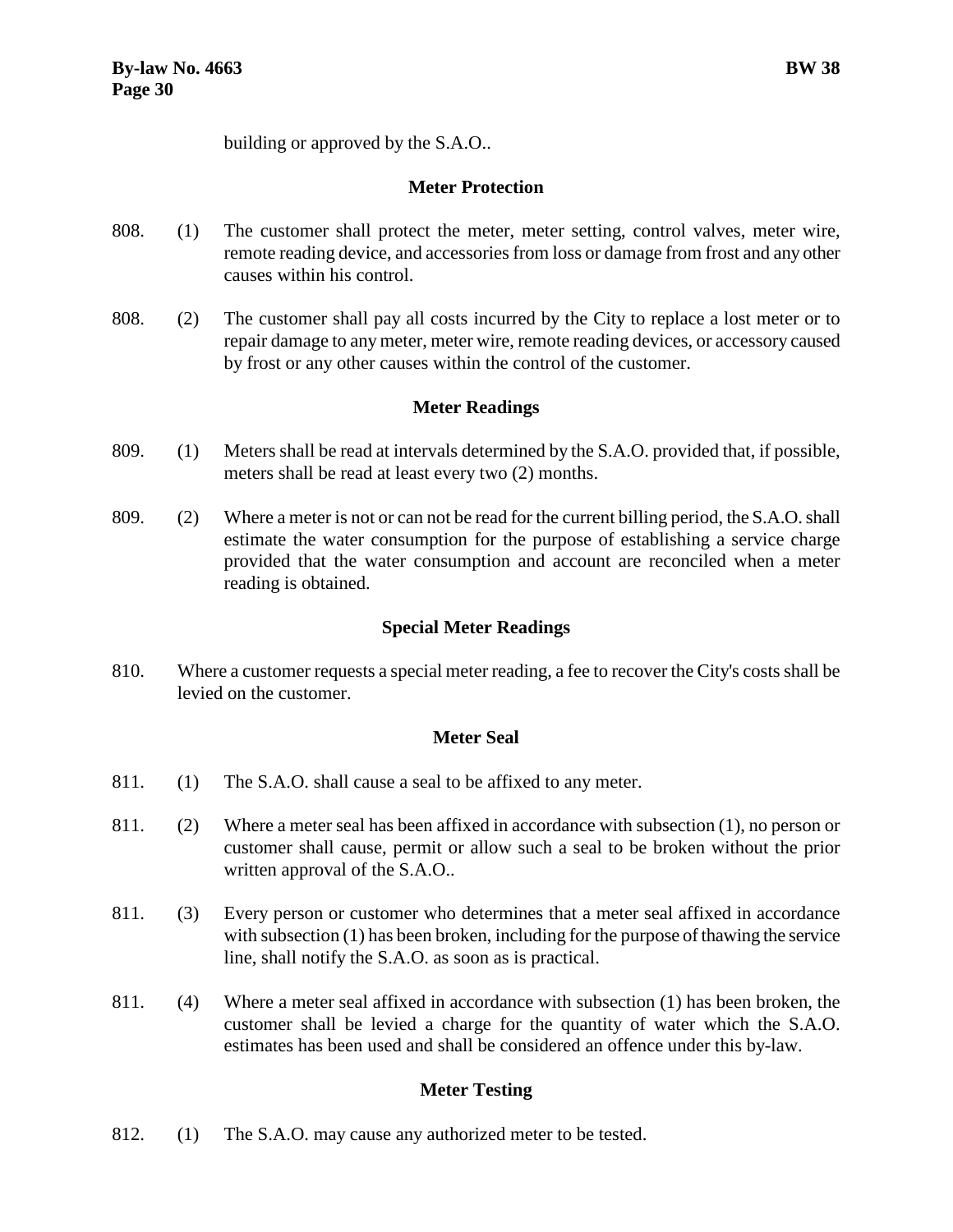building or approved by the S.A.O..

### Meter Protection

808. (1) The customer shall protect the meter, meter setting, control valves, meter wire, remote reading device, and accessories from loss or damage from frost and any other causes within his control.

808. (2) The customer shall pay all costs incurred by the City to replace a lost meter or to repair damage to any meter, meter wire, remote reading devices, or accessory caused by frost or any other causes within the control of the customer.

### Meter Readings

809. (1) Meters shall be read at intervals determined by the S.A.O. provided that, if possible, meters shall be read at least every two (2) months.

809. (2) Where a meter is not or can not be read for the current billing period, the S.A.O. shall estimate the water consumption for the purpose of establishing a service charge provided that the water consumption and account are reconciled when a meter reading is obtained.

### Special Meter Readings

810. Where a customer requests a special meter reading, a fee to recover the City's costs shall be levied on the customer.

### Meter Seal

811. (1) The S.A.O. shall cause a seal to be affixed to any meter.

811. (2) Where a meter seal has been affixed in accordance with subsection (1), no person or customer shall cause, permit or allow such a seal to be broken without the prior written approval of the S.A.O..

811. (3) Every person or customer who determines that a meter seal affixed in accordance with subsection (1) has been broken, including for the purpose of thawing the service line, shall notify the S.A.O. as soon as is practical.

811. (4) Where a meter seal affixed in accordance with subsection (1) has been broken, the customer shall be levied a charge for the quantity of water which the S.A.O. estimates has been used and shall be considered an offence under this by-law.

### Meter Testing

812. (1) The S.A.O. may cause any authorized meter to be tested.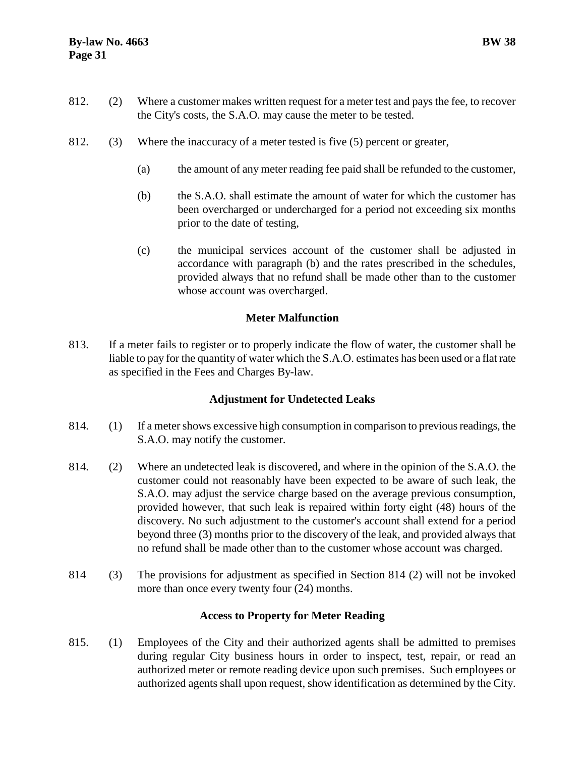812. (2) Where a customer makes written request for a meter test and pays the fee, to recover the City's costs, the S.A.O. may cause the meter to be tested.

812. (3) Where the inaccuracy of a meter tested is five (5) percent or greater,

(a) the amount of any meter reading fee paid shall be refunded to the customer,

(b) the S.A.O. shall estimate the amount of water for which the customer has been overcharged or undercharged for a period not exceeding six months prior to the date of testing,

(c) the municipal services account of the customer shall be adjusted in accordance with paragraph (b) and the rates prescribed in the schedules, provided always that no refund shall be made other than to the customer whose account was overcharged.

### Meter Malfunction

813. If a meter fails to register or to properly indicate the flow of water, the customer shall be liable to pay for the quantity of water which the S.A.O. estimates has been used or a flat rate as specified in the Fees and Charges By-law.

### Adjustment for Undetected Leaks

814. (1) If a meter shows excessive high consumption in comparison to previous readings, the S.A.O. may notify the customer.

814. (2) Where an undetected leak is discovered, and where in the opinion of the S.A.O. the customer could not reasonably have been expected to be aware of such leak, the S.A.O. may adjust the service charge based on the average previous consumption, provided however, that such leak is repaired within forty eight (48) hours of the discovery. No such adjustment to the customer's account shall extend for a period beyond three (3) months prior to the discovery of the leak, and provided always that no refund shall be made other than to the customer whose account was charged.

814 (3) The provisions for adjustment as specified in Section 814 (2) will not be invoked more than once every twenty four (24) months.

### Access to Property for Meter Reading

815. (1) Employees of the City and their authorized agents shall be admitted to premises during regular City business hours in order to inspect, test, repair, or read an authorized meter or remote reading device upon such premises. Such employees or authorized agents shall upon request, show identification as determined by the City.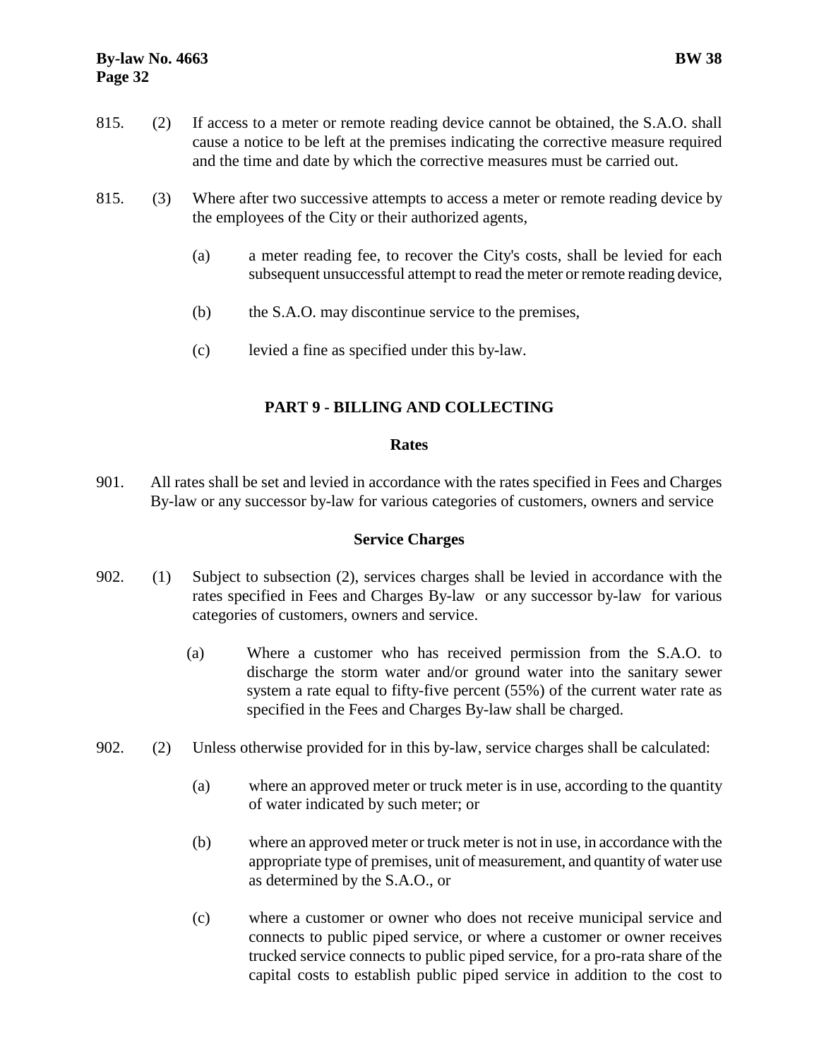815. (2) If access to a meter or remote reading device cannot be obtained, the S.A.O. shall cause a notice to be left at the premises indicating the corrective measure required and the time and date by which the corrective measures must be carried out.

815. (3) Where after two successive attempts to access a meter or remote reading device by the employees of the City or their authorized agents,

(a) a meter reading fee, to recover the City's costs, shall be levied for each subsequent unsuccessful attempt to read the meter or remote reading device,

(b) the S.A.O. may discontinue service to the premises,

(c) levied a fine as specified under this by-law.

## PART 9 - BILLING AND COLLECTING

### Rates

901. All rates shall be set and levied in accordance with the rates specified in Fees and Charges By-law or any successor by-law for various categories of customers, owners and service

### Service Charges

902. (1) Subject to subsection (2), services charges shall be levied in accordance with the rates specified in Fees and Charges By-law or any successor by-law for various categories of customers, owners and service.

(a) Where a customer who has received permission from the S.A.O. to discharge the storm water and/or ground water into the sanitary sewer system a rate equal to fifty-five percent (55%) of the current water rate as specified in the Fees and Charges By-law shall be charged.

902. (2) Unless otherwise provided for in this by-law, service charges shall be calculated:

(a) where an approved meter or truck meter is in use, according to the quantity of water indicated by such meter; or

(b) where an approved meter or truck meter is not in use, in accordance with the appropriate type of premises, unit of measurement, and quantity of water use as determined by the S.A.O., or

(c) where a customer or owner who does not receive municipal service and connects to public piped service, or where a customer or owner receives trucked service connects to public piped service, for a pro-rata share of the capital costs to establish public piped service in addition to the cost to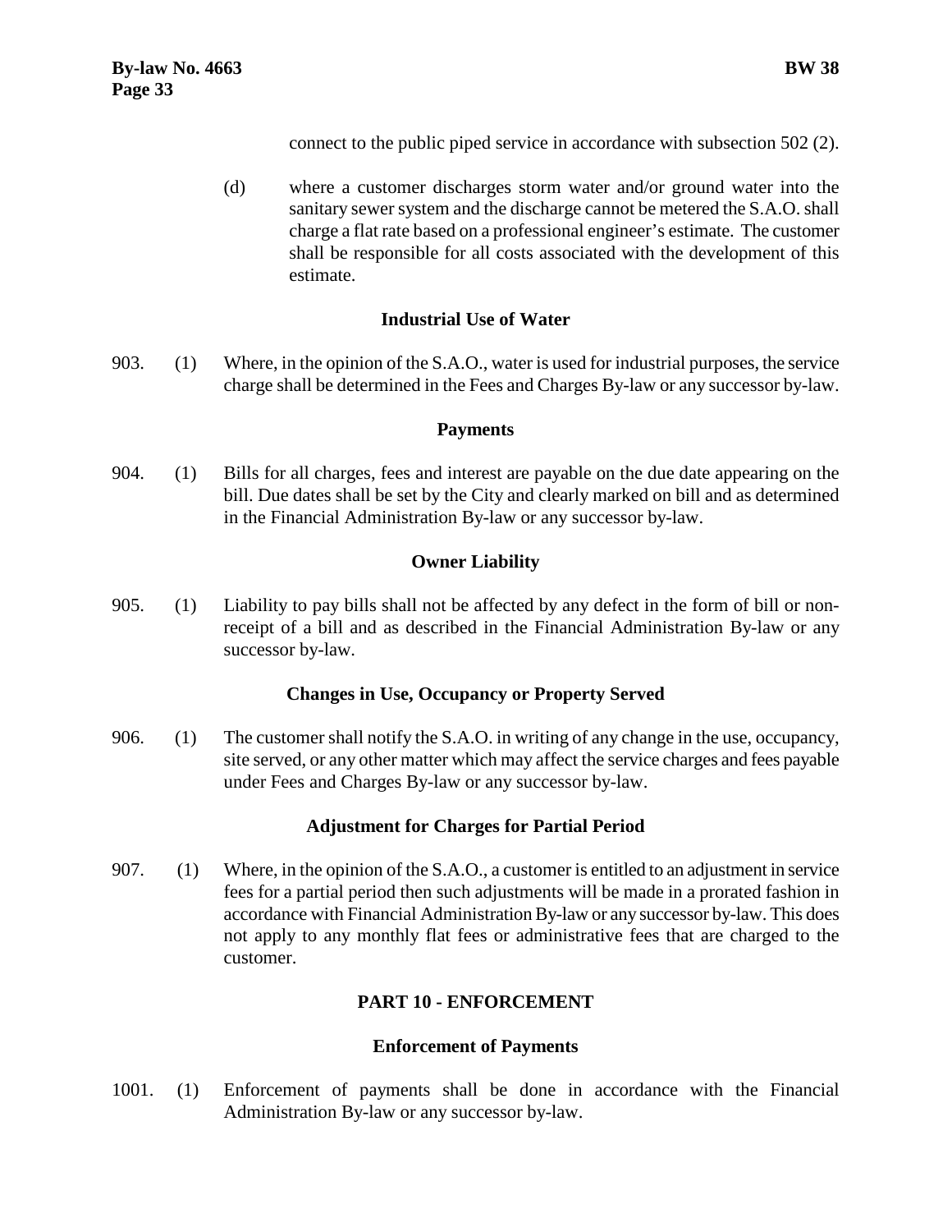connect to the public piped service in accordance with subsection 502 (2).

(d) where a customer discharges storm water and/or ground water into the sanitary sewer system and the discharge cannot be metered the S.A.O. shall charge a flat rate based on a professional engineer's estimate. The customer shall be responsible for all costs associated with the development of this estimate.

**Industrial Use of Water**

903. (1) Where, in the opinion of the S.A.O., water is used for industrial purposes, the service charge shall be determined in the Fees and Charges By-law or any successor by-law.

**Payments**

904. (1) Bills for all charges, fees and interest are payable on the due date appearing on the bill. Due dates shall be set by the City and clearly marked on bill and as determined in the Financial Administration By-law or any successor by-law.

**Owner Liability**

905. (1) Liability to pay bills shall not be affected by any defect in the form of bill or non-receipt of a bill and as described in the Financial Administration By-law or any successor by-law.

**Changes in Use, Occupancy or Property Served**

906. (1) The customer shall notify the S.A.O. in writing of any change in the use, occupancy, site served, or any other matter which may affect the service charges and fees payable under Fees and Charges By-law or any successor by-law.

**Adjustment for Charges for Partial Period**

907. (1) Where, in the opinion of the S.A.O., a customer is entitled to an adjustment in service fees for a partial period then such adjustments will be made in a prorated fashion in accordance with Financial Administration By-law or any successor by-law. This does not apply to any monthly flat fees or administrative fees that are charged to the customer.

## PART 10 - ENFORCEMENT

**Enforcement of Payments**

1001. (1) Enforcement of payments shall be done in accordance with the Financial Administration By-law or any successor by-law.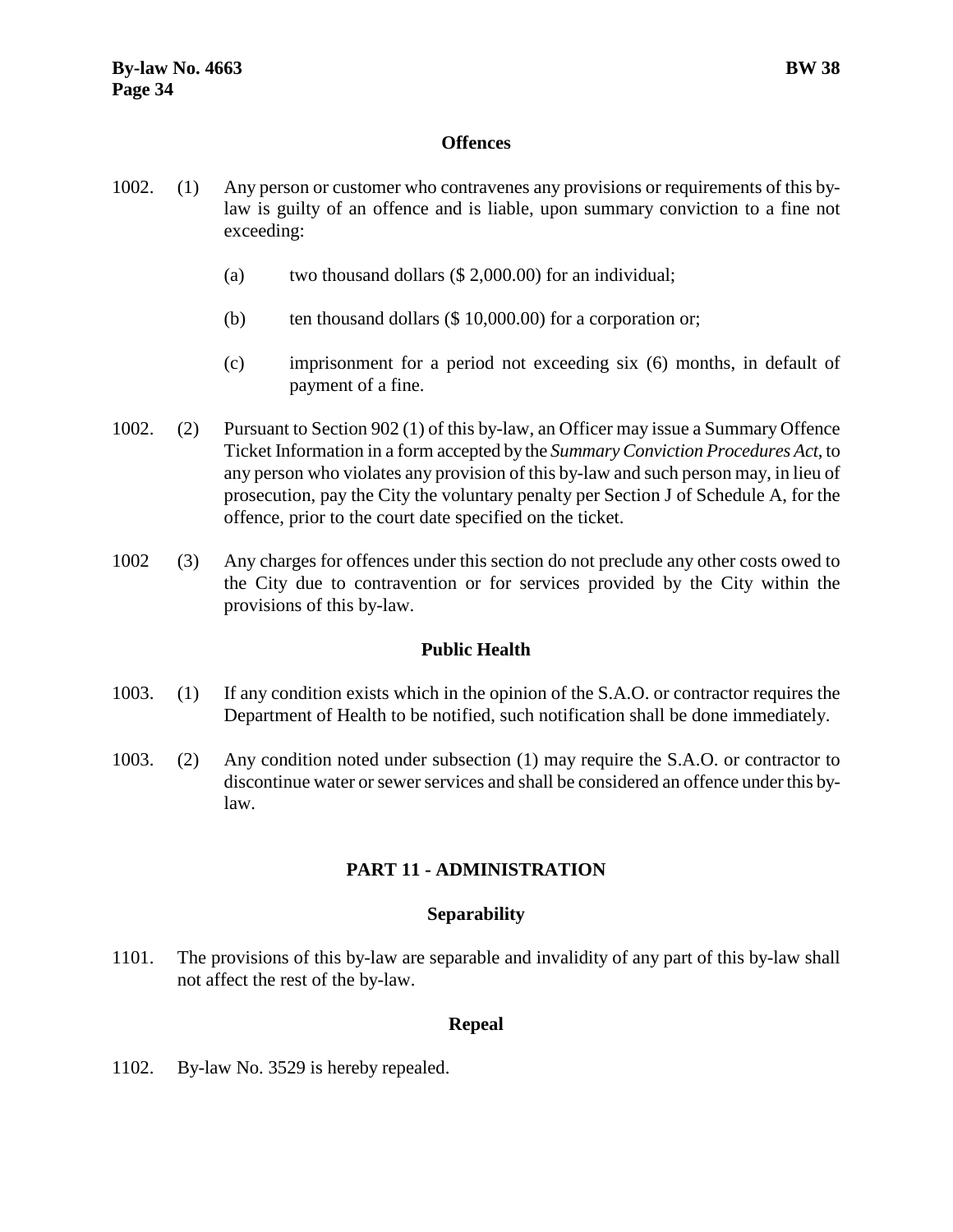### Offences

1002. (1) Any person or customer who contravenes any provisions or requirements of this by-law is guilty of an offence and is liable, upon summary conviction to a fine not exceeding:

   (a) two thousand dollars ($ 2,000.00) for an individual;

   (b) ten thousand dollars ($ 10,000.00) for a corporation or;

   (c) imprisonment for a period not exceeding six (6) months, in default of payment of a fine.

1002. (2) Pursuant to Section 902 (1) of this by-law, an Officer may issue a Summary Offence Ticket Information in a form accepted by the *Summary Conviction Procedures Act*, to any person who violates any provision of this by-law and such person may, in lieu of prosecution, pay the City the voluntary penalty per Section J of Schedule A, for the offence, prior to the court date specified on the ticket.

1002 (3) Any charges for offences under this section do not preclude any other costs owed to the City due to contravention or for services provided by the City within the provisions of this by-law.

### Public Health

1003. (1) If any condition exists which in the opinion of the S.A.O. or contractor requires the Department of Health to be notified, such notification shall be done immediately.

1003. (2) Any condition noted under subsection (1) may require the S.A.O. or contractor to discontinue water or sewer services and shall be considered an offence under this by-law.

## PART 11 - ADMINISTRATION

### Separability

1101. The provisions of this by-law are separable and invalidity of any part of this by-law shall not affect the rest of the by-law.

### Repeal

1102. By-law No. 3529 is hereby repealed.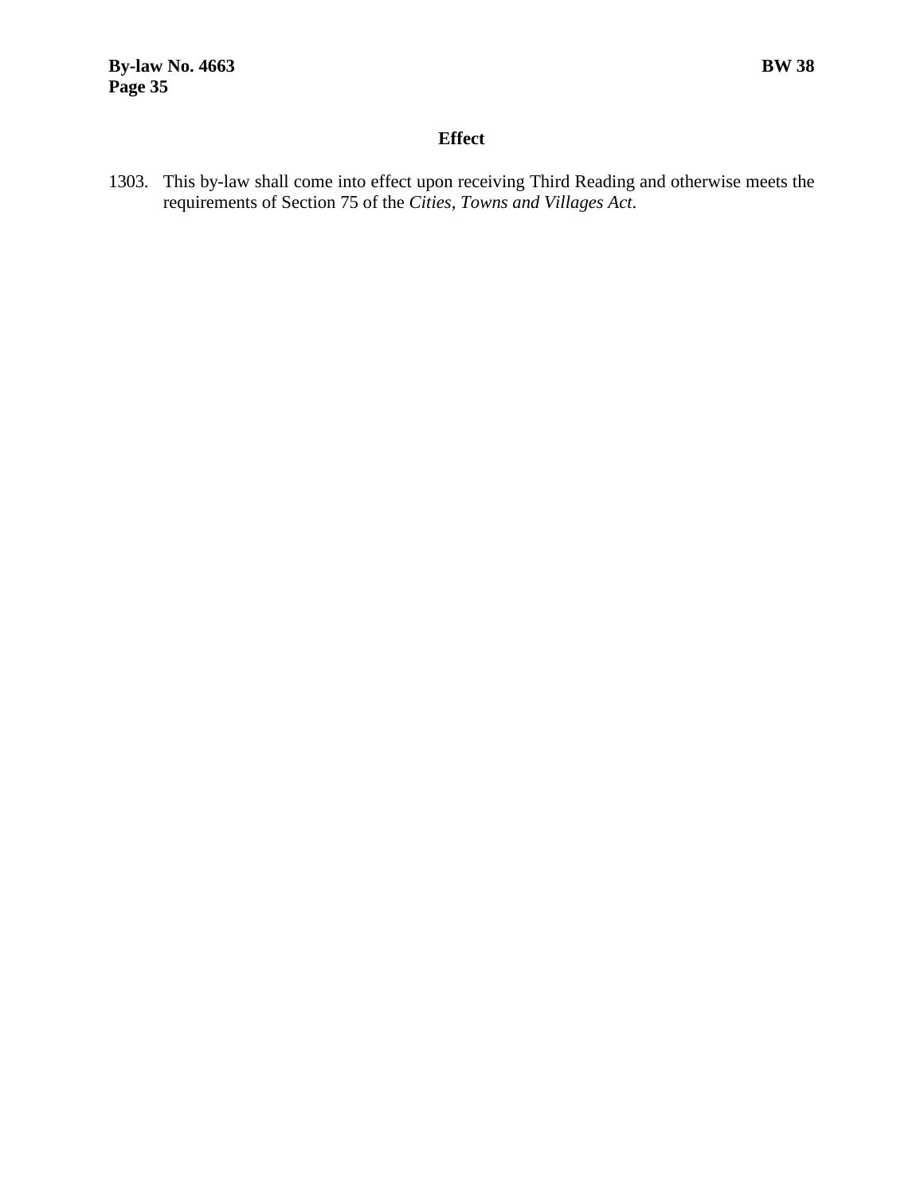## Effect

1303. This by-law shall come into effect upon receiving Third Reading and otherwise meets the requirements of Section 75 of the *Cities, Towns and Villages Act*.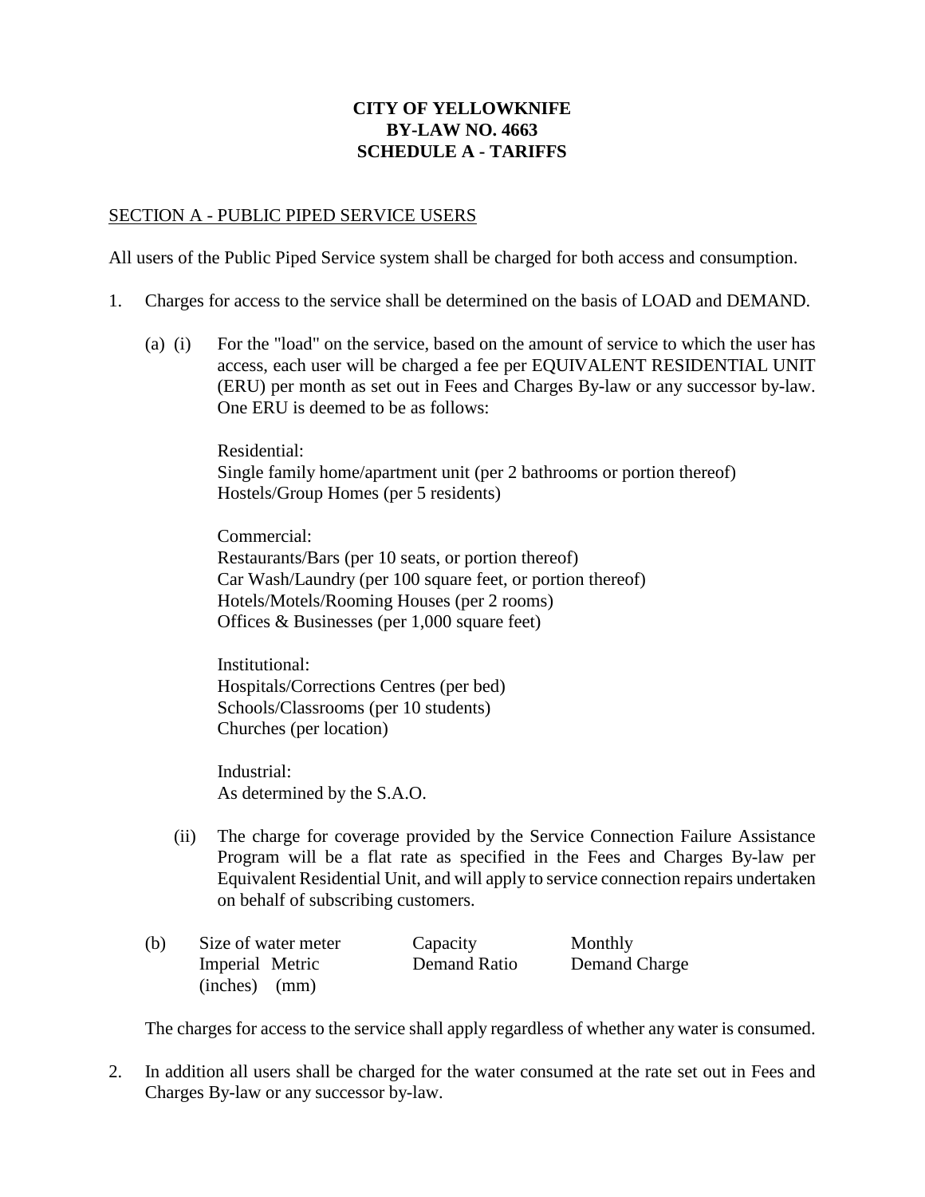**CITY OF YELLOWKNIFE**
**BY-LAW NO. 4663**
**SCHEDULE A - TARIFFS**

SECTION A - PUBLIC PIPED SERVICE USERS

All users of the Public Piped Service system shall be charged for both access and consumption.

1. Charges for access to the service shall be determined on the basis of LOAD and DEMAND.

   (a) (i) For the "load" on the service, based on the amount of service to which the user has access, each user will be charged a fee per EQUIVALENT RESIDENTIAL UNIT (ERU) per month as set out in Fees and Charges By-law or any successor by-law. One ERU is deemed to be as follows:

   Residential:
   Single family home/apartment unit (per 2 bathrooms or portion thereof)
   Hostels/Group Homes (per 5 residents)

   Commercial:
   Restaurants/Bars (per 10 seats, or portion thereof)
   Car Wash/Laundry (per 100 square feet, or portion thereof)
   Hotels/Motels/Rooming Houses (per 2 rooms)
   Offices & Businesses (per 1,000 square feet)

   Institutional:
   Hospitals/Corrections Centres (per bed)
   Schools/Classrooms (per 10 students)
   Churches (per location)

   Industrial:
   As determined by the S.A.O.

   (ii) The charge for coverage provided by the Service Connection Failure Assistance Program will be a flat rate as specified in the Fees and Charges By-law per Equivalent Residential Unit, and will apply to service connection repairs undertaken on behalf of subscribing customers.

   (b)

| Size of water meter Imperial (inches) | Size of water meter Metric (mm) | Capacity Demand Ratio | Monthly Demand Charge |
|---|---|---|---|

   The charges for access to the service shall apply regardless of whether any water is consumed.

2. In addition all users shall be charged for the water consumed at the rate set out in Fees and Charges By-law or any successor by-law.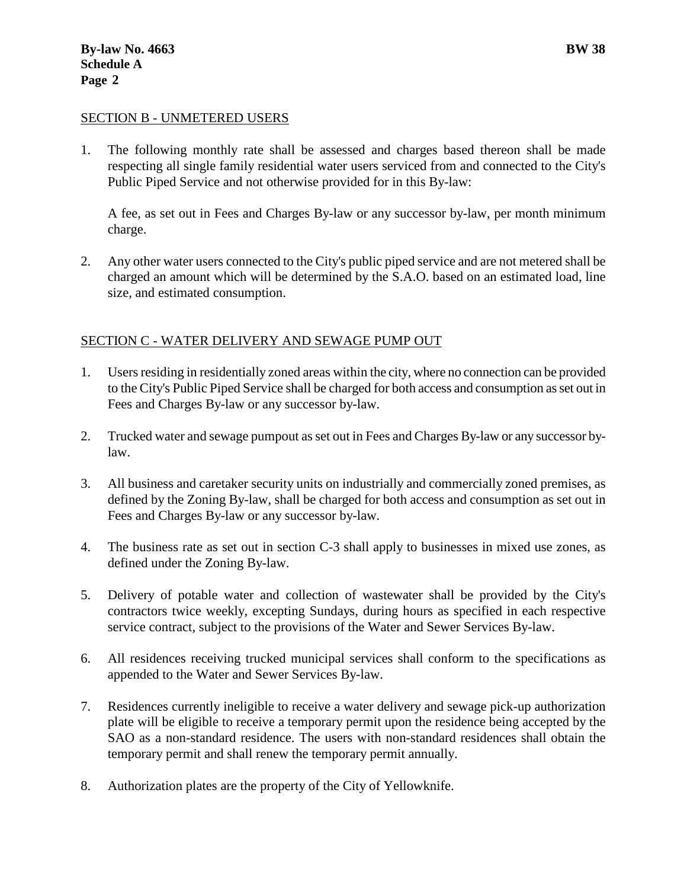## SECTION B - UNMETERED USERS

1. The following monthly rate shall be assessed and charges based thereon shall be made respecting all single family residential water users serviced from and connected to the City's Public Piped Service and not otherwise provided for in this By-law:

   A fee, as set out in Fees and Charges By-law or any successor by-law, per month minimum charge.

2. Any other water users connected to the City's public piped service and are not metered shall be charged an amount which will be determined by the S.A.O. based on an estimated load, line size, and estimated consumption.

## SECTION C - WATER DELIVERY AND SEWAGE PUMP OUT

1. Users residing in residentially zoned areas within the city, where no connection can be provided to the City's Public Piped Service shall be charged for both access and consumption as set out in Fees and Charges By-law or any successor by-law.

2. Trucked water and sewage pumpout as set out in Fees and Charges By-law or any successor by-law.

3. All business and caretaker security units on industrially and commercially zoned premises, as defined by the Zoning By-law, shall be charged for both access and consumption as set out in Fees and Charges By-law or any successor by-law.

4. The business rate as set out in section C-3 shall apply to businesses in mixed use zones, as defined under the Zoning By-law.

5. Delivery of potable water and collection of wastewater shall be provided by the City's contractors twice weekly, excepting Sundays, during hours as specified in each respective service contract, subject to the provisions of the Water and Sewer Services By-law.

6. All residences receiving trucked municipal services shall conform to the specifications as appended to the Water and Sewer Services By-law.

7. Residences currently ineligible to receive a water delivery and sewage pick-up authorization plate will be eligible to receive a temporary permit upon the residence being accepted by the SAO as a non-standard residence. The users with non-standard residences shall obtain the temporary permit and shall renew the temporary permit annually.

8. Authorization plates are the property of the City of Yellowknife.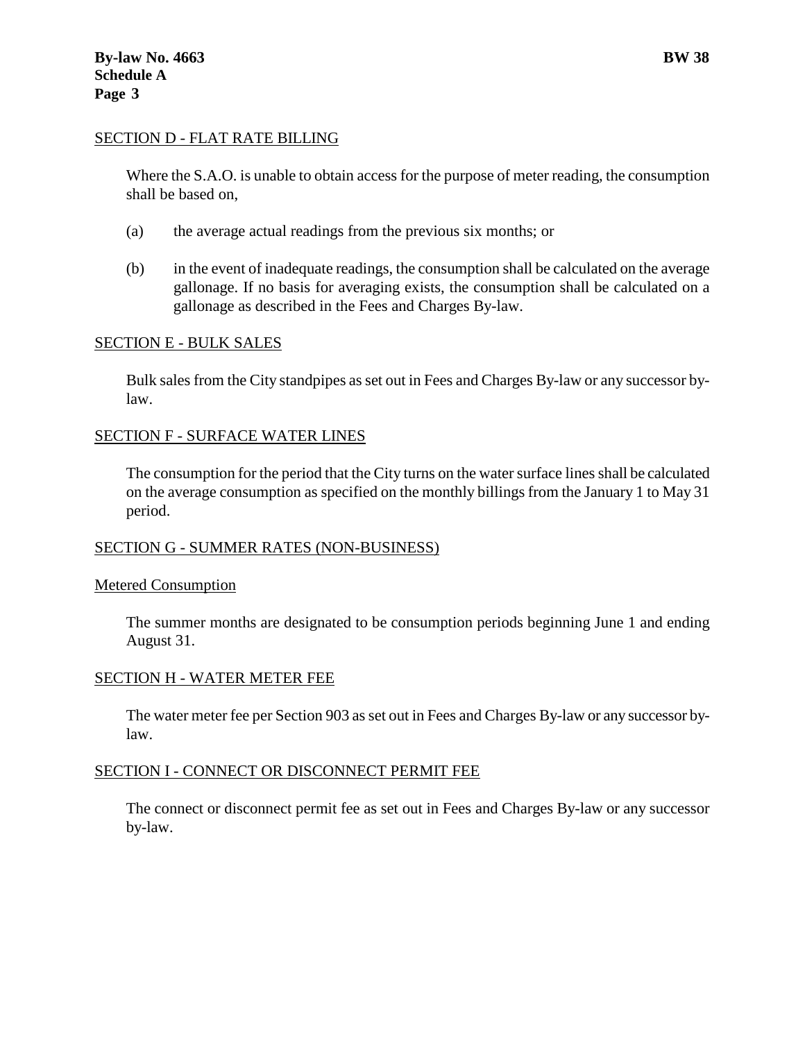## SECTION D - FLAT RATE BILLING

Where the S.A.O. is unable to obtain access for the purpose of meter reading, the consumption shall be based on,

(a) the average actual readings from the previous six months; or

(b) in the event of inadequate readings, the consumption shall be calculated on the average gallonage. If no basis for averaging exists, the consumption shall be calculated on a gallonage as described in the Fees and Charges By-law.

## SECTION E - BULK SALES

Bulk sales from the City standpipes as set out in Fees and Charges By-law or any successor by-law.

## SECTION F - SURFACE WATER LINES

The consumption for the period that the City turns on the water surface lines shall be calculated on the average consumption as specified on the monthly billings from the January 1 to May 31 period.

## SECTION G - SUMMER RATES (NON-BUSINESS)

### Metered Consumption

The summer months are designated to be consumption periods beginning June 1 and ending August 31.

## SECTION H - WATER METER FEE

The water meter fee per Section 903 as set out in Fees and Charges By-law or any successor by-law.

## SECTION I - CONNECT OR DISCONNECT PERMIT FEE

The connect or disconnect permit fee as set out in Fees and Charges By-law or any successor by-law.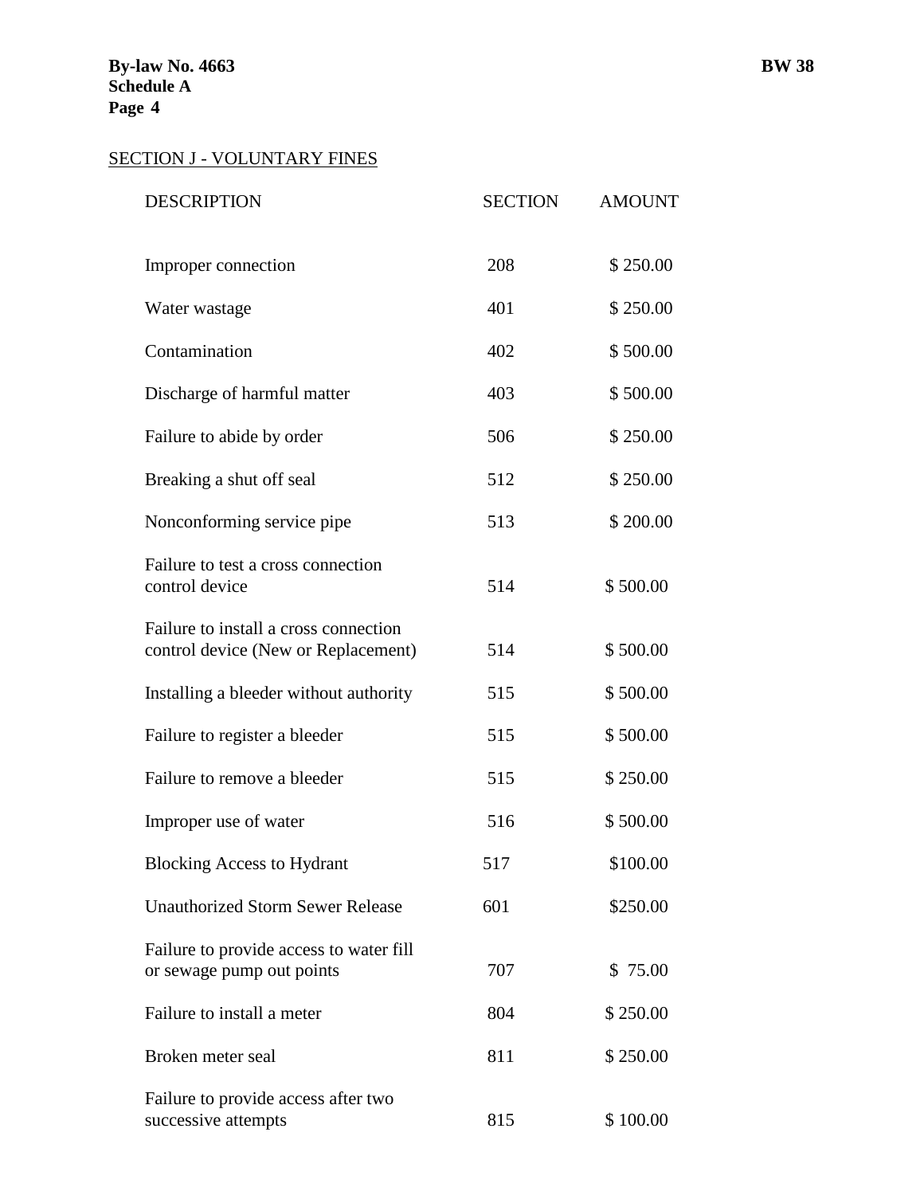By-law No. 4663
Schedule A
Page 4

BW 38

## SECTION J - VOLUNTARY FINES

| DESCRIPTION | SECTION | AMOUNT |
|---|---|---|
| Improper connection | 208 | $ 250.00 |
| Water wastage | 401 | $ 250.00 |
| Contamination | 402 | $ 500.00 |
| Discharge of harmful matter | 403 | $ 500.00 |
| Failure to abide by order | 506 | $ 250.00 |
| Breaking a shut off seal | 512 | $ 250.00 |
| Nonconforming service pipe | 513 | $ 200.00 |
| Failure to test a cross connection control device | 514 | $ 500.00 |
| Failure to install a cross connection control device (New or Replacement) | 514 | $ 500.00 |
| Installing a bleeder without authority | 515 | $ 500.00 |
| Failure to register a bleeder | 515 | $ 500.00 |
| Failure to remove a bleeder | 515 | $ 250.00 |
| Improper use of water | 516 | $ 500.00 |
| Blocking Access to Hydrant | 517 | $100.00 |
| Unauthorized Storm Sewer Release | 601 | $250.00 |
| Failure to provide access to water fill or sewage pump out points | 707 | $ 75.00 |
| Failure to install a meter | 804 | $ 250.00 |
| Broken meter seal | 811 | $ 250.00 |
| Failure to provide access after two successive attempts | 815 | $ 100.00 |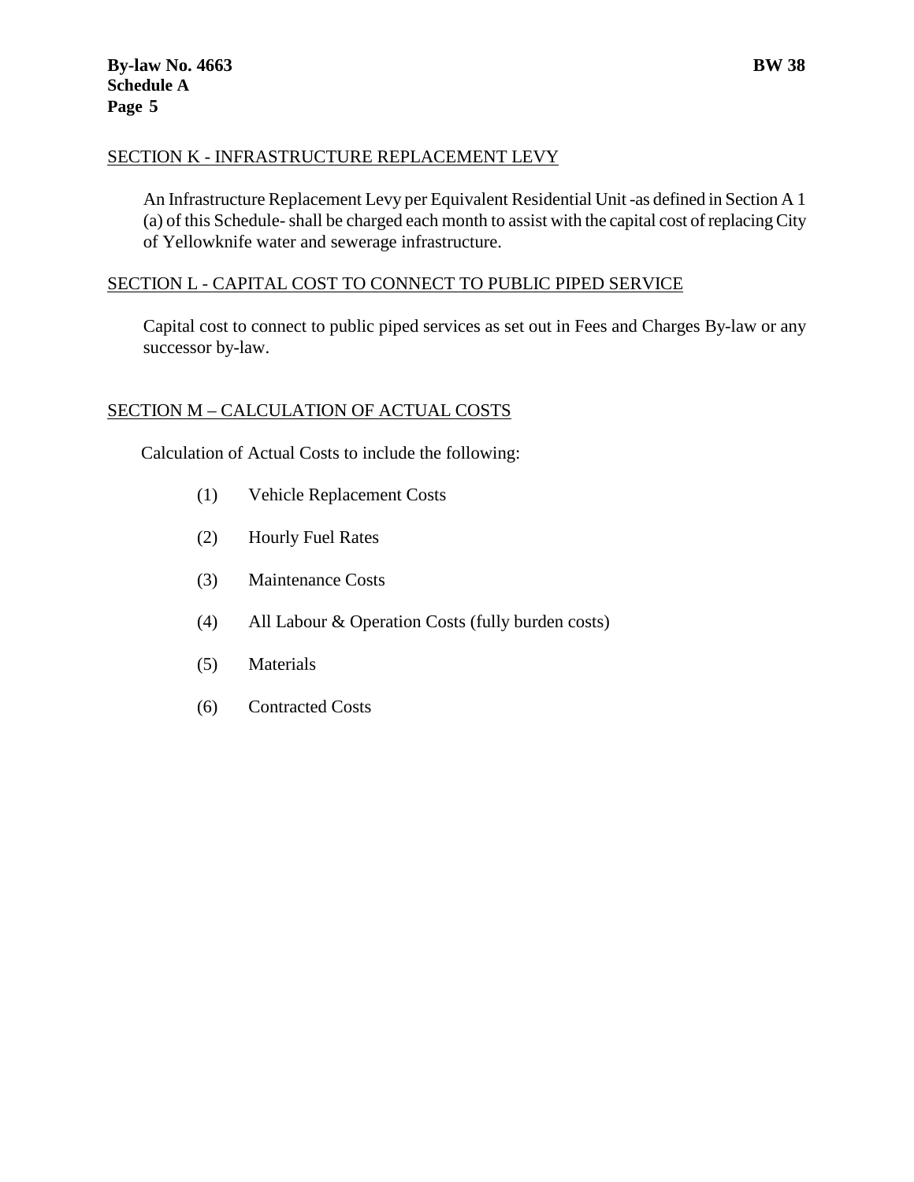## SECTION K - INFRASTRUCTURE REPLACEMENT LEVY

An Infrastructure Replacement Levy per Equivalent Residential Unit -as defined in Section A 1 (a) of this Schedule- shall be charged each month to assist with the capital cost of replacing City of Yellowknife water and sewerage infrastructure.

## SECTION L - CAPITAL COST TO CONNECT TO PUBLIC PIPED SERVICE

Capital cost to connect to public piped services as set out in Fees and Charges By-law or any successor by-law.

## SECTION M – CALCULATION OF ACTUAL COSTS

Calculation of Actual Costs to include the following:

(1) Vehicle Replacement Costs

(2) Hourly Fuel Rates

(3) Maintenance Costs

(4) All Labour & Operation Costs (fully burden costs)

(5) Materials

(6) Contracted Costs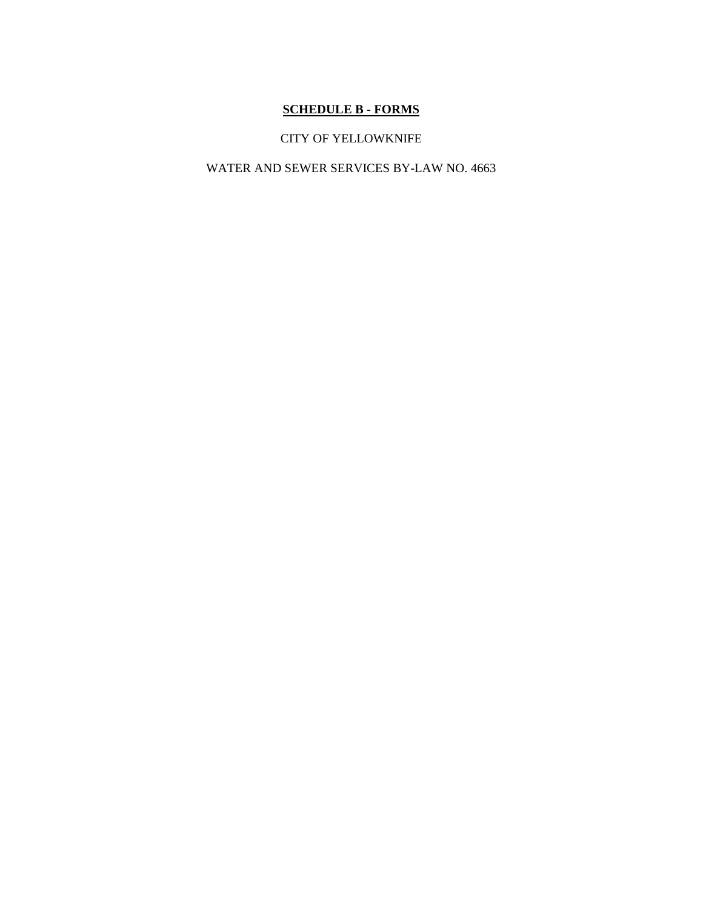# **SCHEDULE B - FORMS**

CITY OF YELLOWKNIFE

WATER AND SEWER SERVICES BY-LAW NO. 4663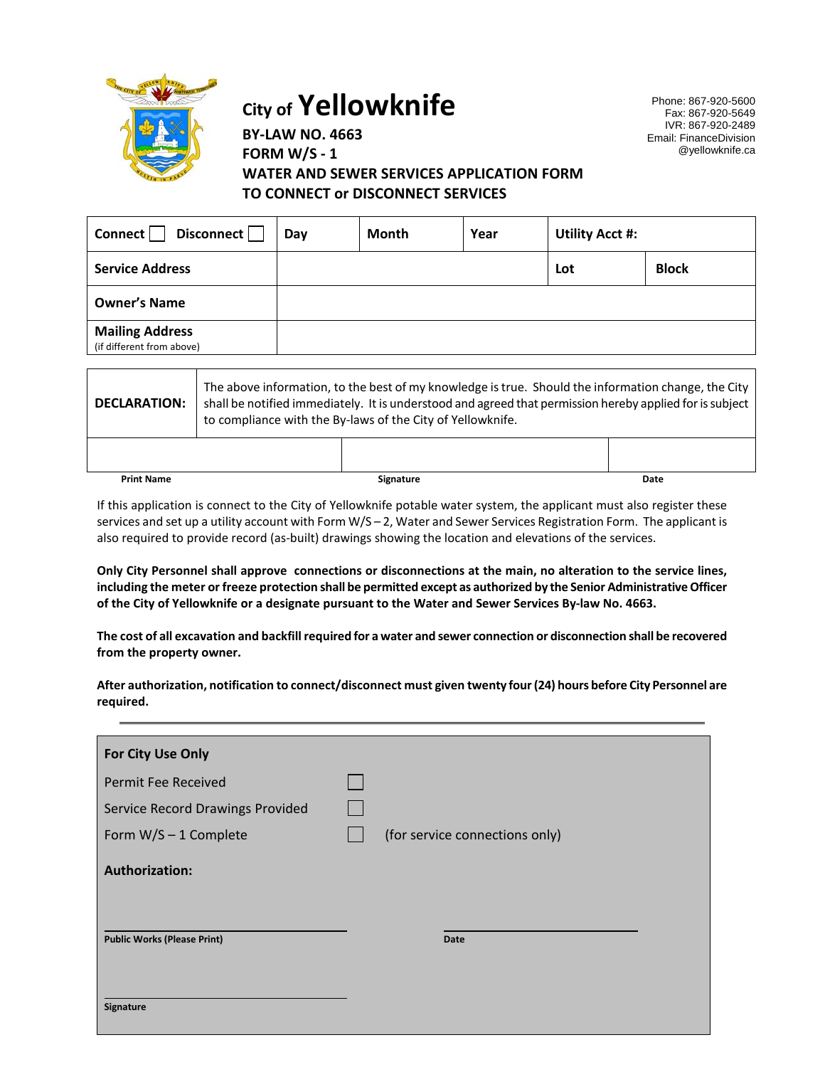# City of Yellowknife

Phone: 867-920-5600
Fax: 867-920-5649
IVR: 867-920-2489
Email: FinanceDivision@yellowknife.ca

**BY-LAW NO. 4663**
**FORM W/S - 1**
**WATER AND SEWER SERVICES APPLICATION FORM TO CONNECT or DISCONNECT SERVICES**

| Connect ☐ Disconnect ☐ | Day | Month | Year | Utility Acct #: | |
|---|---|---|---|---|---|
| **Service Address** | | | | **Lot** | **Block** |
| **Owner's Name** | | | | | |
| **Mailing Address** (if different from above) | | | | | |

| **DECLARATION:** | The above information, to the best of my knowledge is true. Should the information change, the City shall be notified immediately. It is understood and agreed that permission hereby applied for is subject to compliance with the By-laws of the City of Yellowknife. | |
|---|---|---|
| | | |
| **Print Name** | **Signature** | **Date** |

If this application is connect to the City of Yellowknife potable water system, the applicant must also register these services and set up a utility account with Form W/S – 2, Water and Sewer Services Registration Form. The applicant is also required to provide record (as-built) drawings showing the location and elevations of the services.

**Only City Personnel shall approve connections or disconnections at the main, no alteration to the service lines, including the meter or freeze protection shall be permitted except as authorized by the Senior Administrative Officer of the City of Yellowknife or a designate pursuant to the Water and Sewer Services By-law No. 4663.**

**The cost of all excavation and backfill required for a water and sewer connection or disconnection shall be recovered from the property owner.**

**After authorization, notification to connect/disconnect must given twenty four (24) hours before City Personnel are required.**

---

**For City Use Only**

Permit Fee Received ☐

Service Record Drawings Provided ☐

Form W/S – 1 Complete ☐ (for service connections only)

**Authorization:**

**Public Works (Please Print)** ____________________ **Date** ____________________

**Signature** ____________________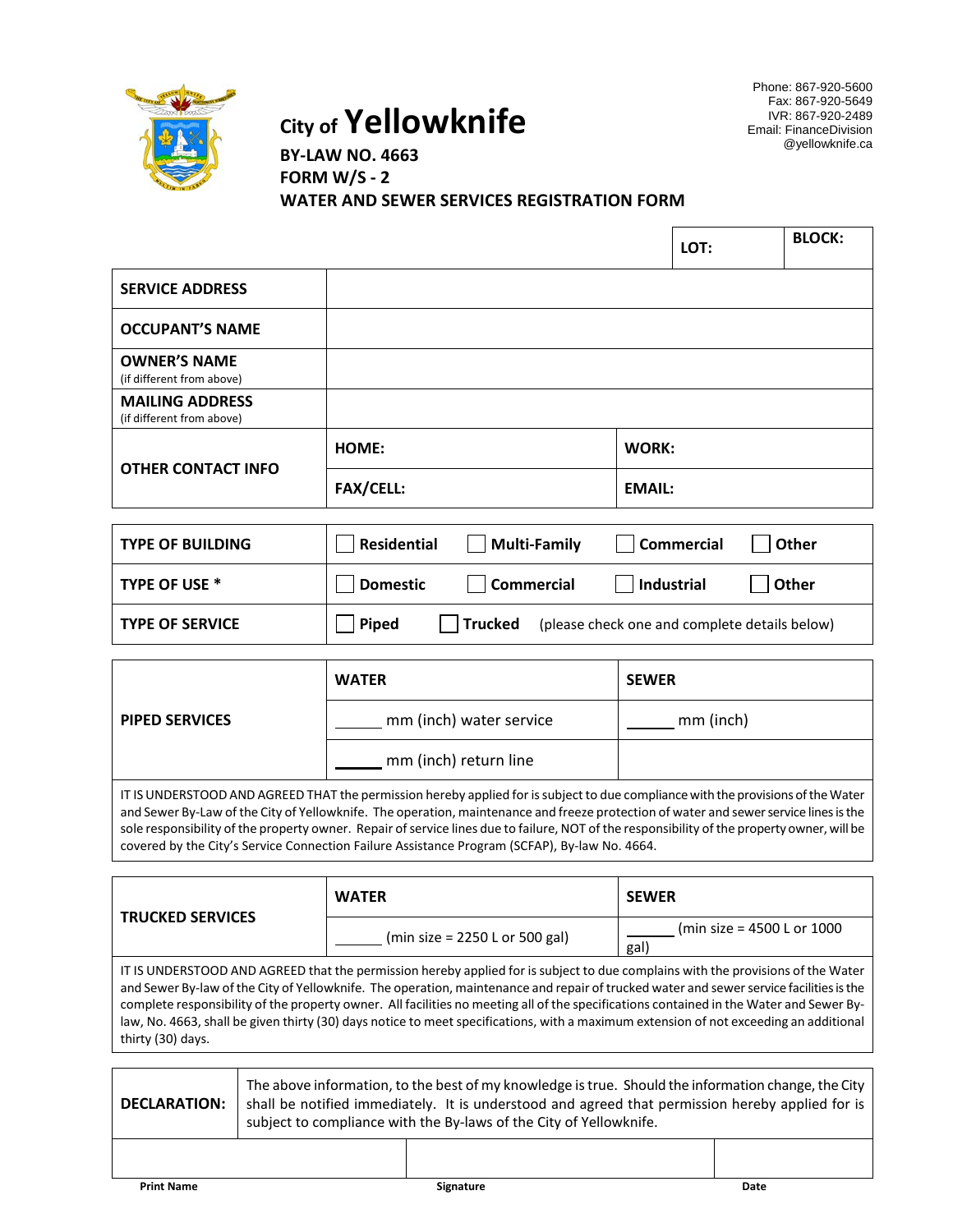City of **Yellowknife**

Phone: 867-920-5600
Fax: 867-920-5649
IVR: 867-920-2489
Email: FinanceDivision@yellowknife.ca

**BY-LAW NO. 4663**
**FORM W/S - 2**
**WATER AND SEWER SERVICES REGISTRATION FORM**

| | | **LOT:** | **BLOCK:** |
|---|---|---|---|
| **SERVICE ADDRESS** | | | |
| **OCCUPANT'S NAME** | | | |
| **OWNER'S NAME** (if different from above) | | | |
| **MAILING ADDRESS** (if different from above) | | | |
| **OTHER CONTACT INFO** | **HOME:** | **WORK:** | |
| | **FAX/CELL:** | **EMAIL:** | |

| | |
|---|---|
| **TYPE OF BUILDING** | ☐ **Residential** ☐ **Multi-Family** ☐ **Commercial** ☐ **Other** |
| **TYPE OF USE \*** | ☐ **Domestic** ☐ **Commercial** ☐ **Industrial** ☐ **Other** |
| **TYPE OF SERVICE** | ☐ **Piped** ☐ **Trucked** (please check one and complete details below) |

| **PIPED SERVICES** | **WATER** | **SEWER** |
|---|---|---|
| | _____ mm (inch) water service | _____ mm (inch) |
| | _____ mm (inch) return line | |

IT IS UNDERSTOOD AND AGREED THAT the permission hereby applied for is subject to due compliance with the provisions of the Water and Sewer By-Law of the City of Yellowknife. The operation, maintenance and freeze protection of water and sewer service lines is the sole responsibility of the property owner. Repair of service lines due to failure, NOT of the responsibility of the property owner, will be covered by the City's Service Connection Failure Assistance Program (SCFAP), By-law No. 4664.

| **TRUCKED SERVICES** | **WATER** | **SEWER** |
|---|---|---|
| | _____ (min size = 2250 L or 500 gal) | _____ (min size = 4500 L or 1000 gal) |

IT IS UNDERSTOOD AND AGREED that the permission hereby applied for is subject to due complains with the provisions of the Water and Sewer By-law of the City of Yellowknife. The operation, maintenance and repair of trucked water and sewer service facilities is the complete responsibility of the property owner. All facilities no meeting all of the specifications contained in the Water and Sewer By-law, No. 4663, shall be given thirty (30) days notice to meet specifications, with a maximum extension of not exceeding an additional thirty (30) days.

**DECLARATION:** The above information, to the best of my knowledge is true. Should the information change, the City shall be notified immediately. It is understood and agreed that permission hereby applied for is subject to compliance with the By-laws of the City of Yellowknife.

| | | |
|---|---|---|
| | | |
| **Print Name** | **Signature** | **Date** |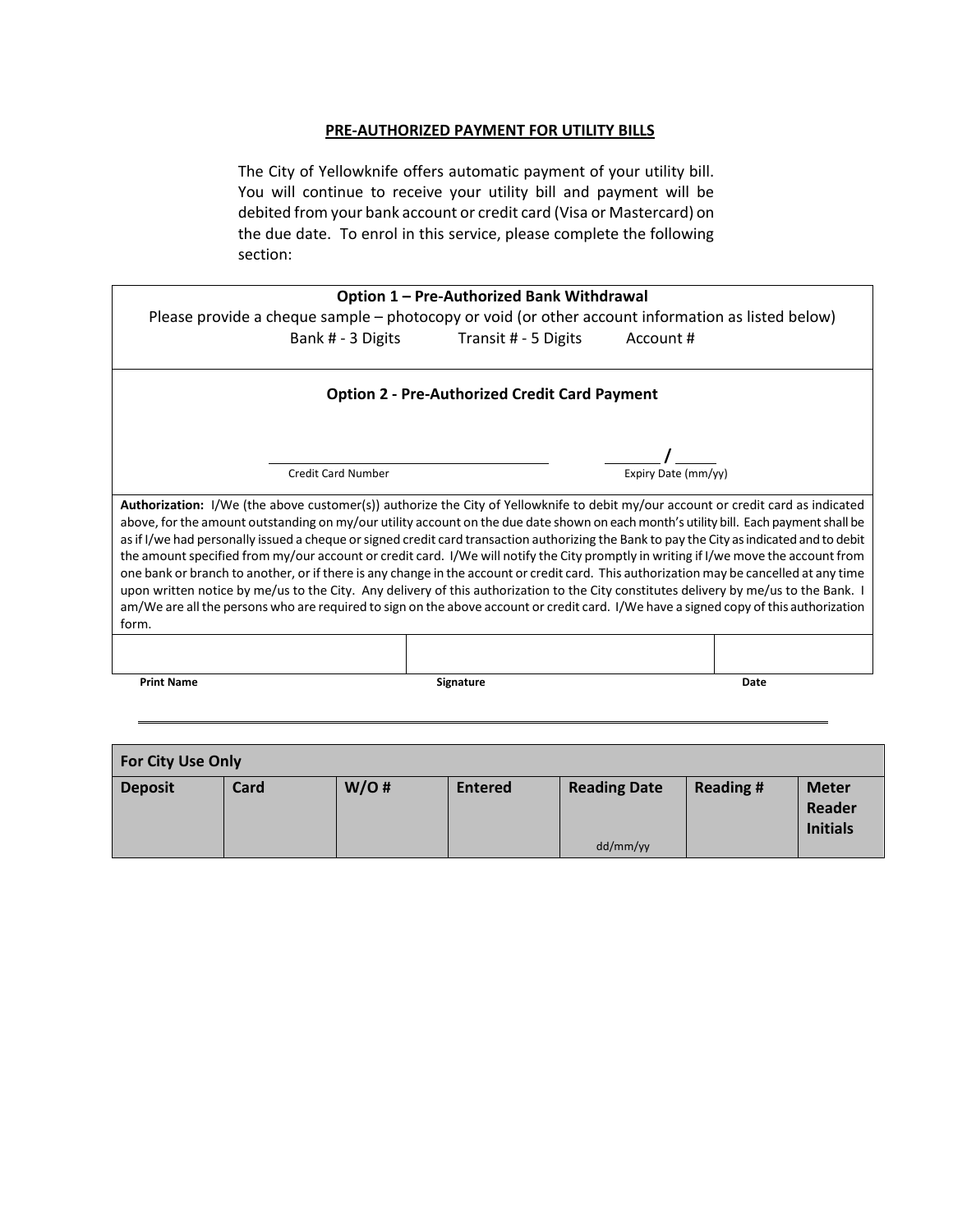## PRE-AUTHORIZED PAYMENT FOR UTILITY BILLS

The City of Yellowknife offers automatic payment of your utility bill. You will continue to receive your utility bill and payment will be debited from your bank account or credit card (Visa or Mastercard) on the due date. To enrol in this service, please complete the following section:

**Option 1 – Pre-Authorized Bank Withdrawal**

Please provide a cheque sample – photocopy or void (or other account information as listed below)

Bank # - 3 Digits    Transit # - 5 Digits    Account #

**Option 2 - Pre-Authorized Credit Card Payment**

\_\_\_\_\_\_\_\_\_\_\_\_\_\_\_\_\_\_\_\_\_\_\_\_\_\_\_\_\_\_    \_\_\_\_\_ / \_\_\_\_\_
Credit Card Number    Expiry Date (mm/yy)

**Authorization:** I/We (the above customer(s)) authorize the City of Yellowknife to debit my/our account or credit card as indicated above, for the amount outstanding on my/our utility account on the due date shown on each month's utility bill. Each payment shall be as if I/we had personally issued a cheque or signed credit card transaction authorizing the Bank to pay the City as indicated and to debit the amount specified from my/our account or credit card. I/We will notify the City promptly in writing if I/we move the account from one bank or branch to another, or if there is any change in the account or credit card. This authorization may be cancelled at any time upon written notice by me/us to the City. Any delivery of this authorization to the City constitutes delivery by me/us to the Bank. I am/We are all the persons who are required to sign on the above account or credit card. I/We have a signed copy of this authorization form.

| | | |
|---|---|---|
| | | |
| **Print Name** | **Signature** | **Date** |

| **For City Use Only** | | | | | | |
|---|---|---|---|---|---|---|
| **Deposit** | **Card** | **W/O #** | **Entered** | **Reading Date** dd/mm/yy | **Reading #** | **Meter Reader Initials** |
| | | | | | | |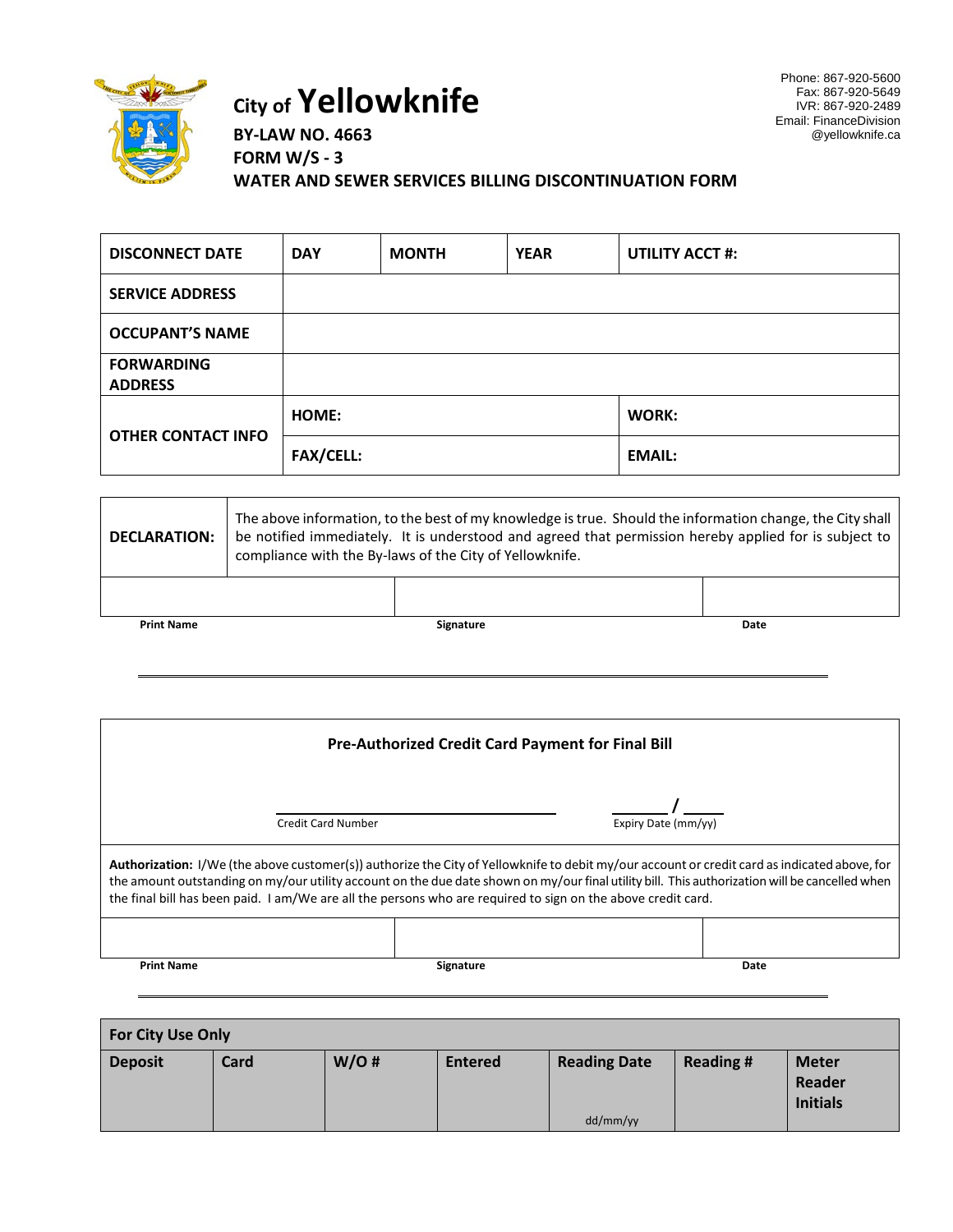Phone: 867-920-5600
Fax: 867-920-5649
IVR: 867-920-2489
Email: FinanceDivision@yellowknife.ca

# City of Yellowknife

**BY-LAW NO. 4663**
**FORM W/S - 3**
**WATER AND SEWER SERVICES BILLING DISCONTINUATION FORM**

| **DISCONNECT DATE** | **DAY** | **MONTH** | **YEAR** | **UTILITY ACCT #:** |
|---|---|---|---|---|
| **SERVICE ADDRESS** | | | | |
| **OCCUPANT'S NAME** | | | | |
| **FORWARDING ADDRESS** | | | | |
| **OTHER CONTACT INFO** | **HOME:** | | | **WORK:** |
| | **FAX/CELL:** | | | **EMAIL:** |

| **DECLARATION:** | The above information, to the best of my knowledge is true. Should the information change, the City shall be notified immediately. It is understood and agreed that permission hereby applied for is subject to compliance with the By-laws of the City of Yellowknife. |
|---|---|

| | | |
|---|---|---|
| | | |
| **Print Name** | **Signature** | **Date** |

---

**Pre-Authorized Credit Card Payment for Final Bill**

______________________ Credit Card Number

_____ / _____ Expiry Date (mm/yy)

**Authorization:** I/We (the above customer(s)) authorize the City of Yellowknife to debit my/our account or credit card as indicated above, for the amount outstanding on my/our utility account on the due date shown on my/our final utility bill. This authorization will be cancelled when the final bill has been paid. I am/We are all the persons who are required to sign on the above credit card.

| | | |
|---|---|---|
| | | |
| **Print Name** | **Signature** | **Date** |

---

| **For City Use Only** | | | | | | |
|---|---|---|---|---|---|---|
| **Deposit** | **Card** | **W/O #** | **Entered** | **Reading Date** dd/mm/yy | **Reading #** | **Meter Reader Initials** |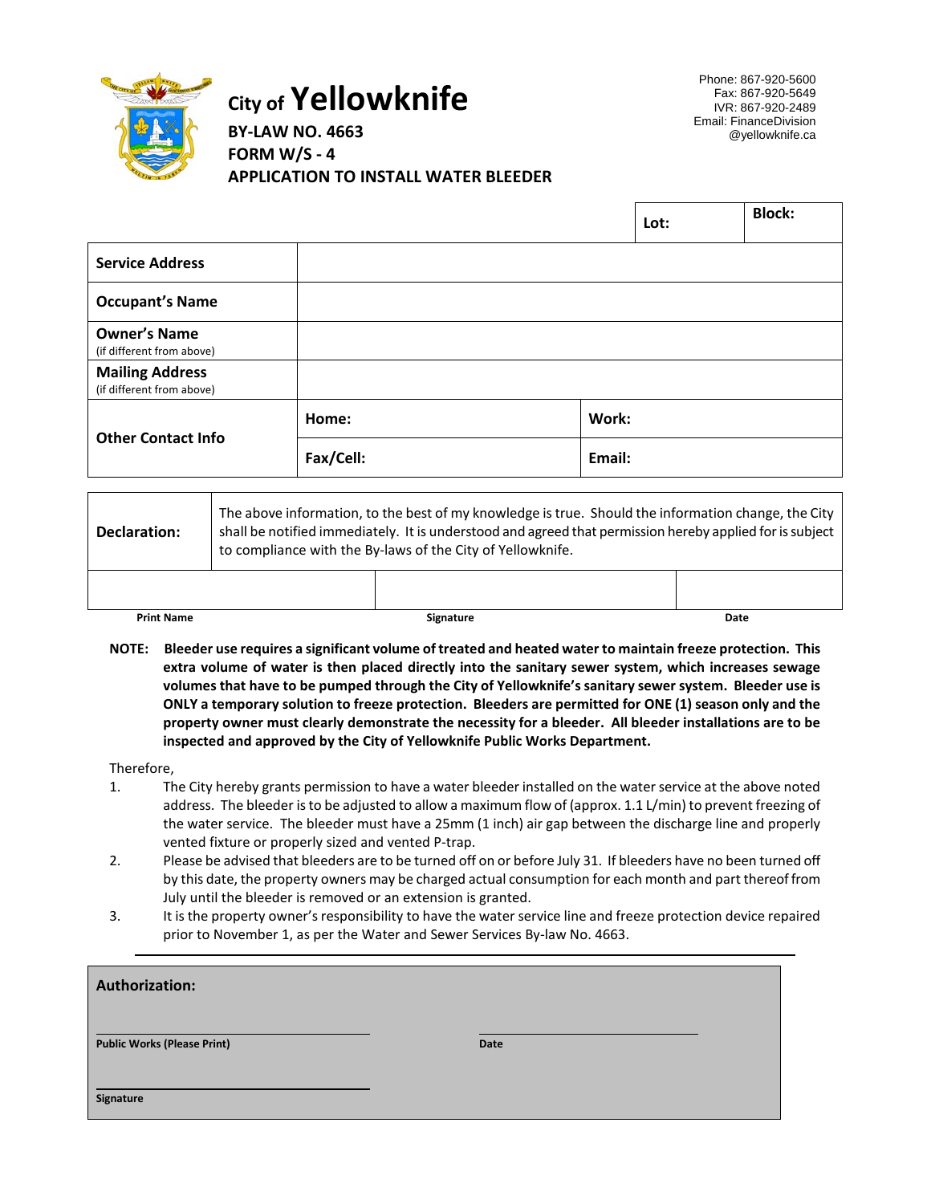# City of Yellowknife

**BY-LAW NO. 4663**
**FORM W/S - 4**
**APPLICATION TO INSTALL WATER BLEEDER**

Phone: 867-920-5600
Fax: 867-920-5649
IVR: 867-920-2489
Email: FinanceDivision@yellowknife.ca

| | | **Lot:** | **Block:** |
|---|---|---|---|
| **Service Address** | | | |
| **Occupant's Name** | | | |
| **Owner's Name** (if different from above) | | | |
| **Mailing Address** (if different from above) | | | |
| **Other Contact Info** | **Home:** | **Work:** | |
| | **Fax/Cell:** | **Email:** | |

| **Declaration:** | The above information, to the best of my knowledge is true. Should the information change, the City shall be notified immediately. It is understood and agreed that permission hereby applied for is subject to compliance with the By-laws of the City of Yellowknife. | |
|---|---|---|
| | | |
| **Print Name** | **Signature** | **Date** |

**NOTE: Bleeder use requires a significant volume of treated and heated water to maintain freeze protection. This extra volume of water is then placed directly into the sanitary sewer system, which increases sewage volumes that have to be pumped through the City of Yellowknife's sanitary sewer system. Bleeder use is ONLY a temporary solution to freeze protection. Bleeders are permitted for ONE (1) season only and the property owner must clearly demonstrate the necessity for a bleeder. All bleeder installations are to be inspected and approved by the City of Yellowknife Public Works Department.**

Therefore,

1. The City hereby grants permission to have a water bleeder installed on the water service at the above noted address. The bleeder is to be adjusted to allow a maximum flow of (approx. 1.1 L/min) to prevent freezing of the water service. The bleeder must have a 25mm (1 inch) air gap between the discharge line and properly vented fixture or properly sized and vented P-trap.
2. Please be advised that bleeders are to be turned off on or before July 31. If bleeders have no been turned off by this date, the property owners may be charged actual consumption for each month and part thereof from July until the bleeder is removed or an extension is granted.
3. It is the property owner's responsibility to have the water service line and freeze protection device repaired prior to November 1, as per the Water and Sewer Services By-law No. 4663.

**Authorization:**

_______________________________ _______________________________
**Public Works (Please Print)** **Date**

_______________________________
**Signature**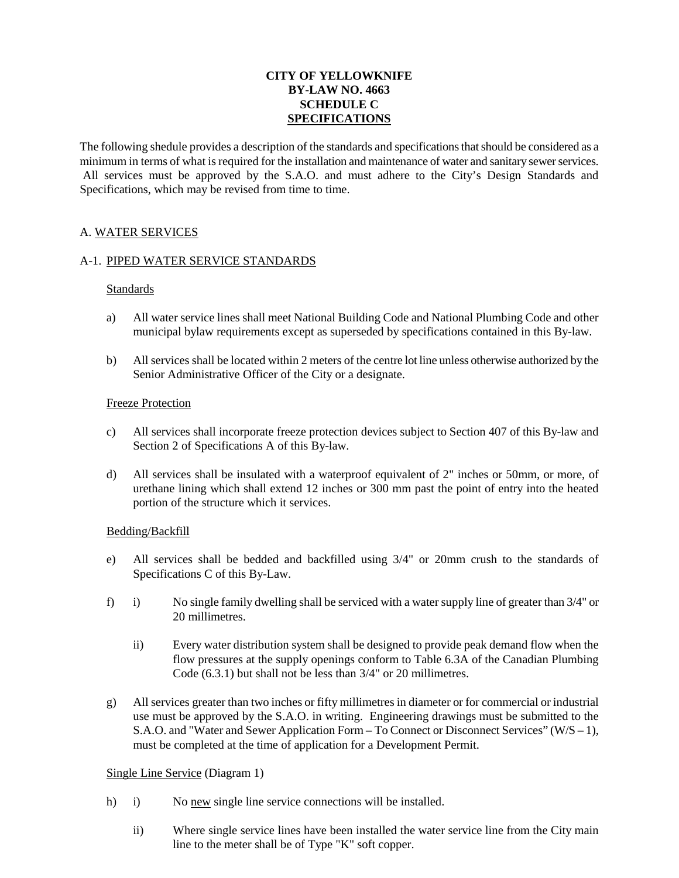**CITY OF YELLOWKNIFE**
**BY-LAW NO. 4663**
**SCHEDULE C**
**<u>SPECIFICATIONS</u>**

The following shedule provides a description of the standards and specifications that should be considered as a minimum in terms of what is required for the installation and maintenance of water and sanitary sewer services. All services must be approved by the S.A.O. and must adhere to the City's Design Standards and Specifications, which may be revised from time to time.

A. <u>WATER SERVICES</u>

A-1. <u>PIPED WATER SERVICE STANDARDS</u>

<u>Standards</u>

a) All water service lines shall meet National Building Code and National Plumbing Code and other municipal bylaw requirements except as superseded by specifications contained in this By-law.

b) All services shall be located within 2 meters of the centre lot line unless otherwise authorized by the Senior Administrative Officer of the City or a designate.

<u>Freeze Protection</u>

c) All services shall incorporate freeze protection devices subject to Section 407 of this By-law and Section 2 of Specifications A of this By-law.

d) All services shall be insulated with a waterproof equivalent of 2" inches or 50mm, or more, of urethane lining which shall extend 12 inches or 300 mm past the point of entry into the heated portion of the structure which it services.

<u>Bedding/Backfill</u>

e) All services shall be bedded and backfilled using 3/4" or 20mm crush to the standards of Specifications C of this By-Law.

f) i) No single family dwelling shall be serviced with a water supply line of greater than 3/4" or 20 millimetres.

   ii) Every water distribution system shall be designed to provide peak demand flow when the flow pressures at the supply openings conform to Table 6.3A of the Canadian Plumbing Code (6.3.1) but shall not be less than 3/4" or 20 millimetres.

g) All services greater than two inches or fifty millimetres in diameter or for commercial or industrial use must be approved by the S.A.O. in writing. Engineering drawings must be submitted to the S.A.O. and "Water and Sewer Application Form – To Connect or Disconnect Services" (W/S – 1), must be completed at the time of application for a Development Permit.

<u>Single Line Service</u> (Diagram 1)

h) i) No <u>new</u> single line service connections will be installed.

   ii) Where single service lines have been installed the water service line from the City main line to the meter shall be of Type "K" soft copper.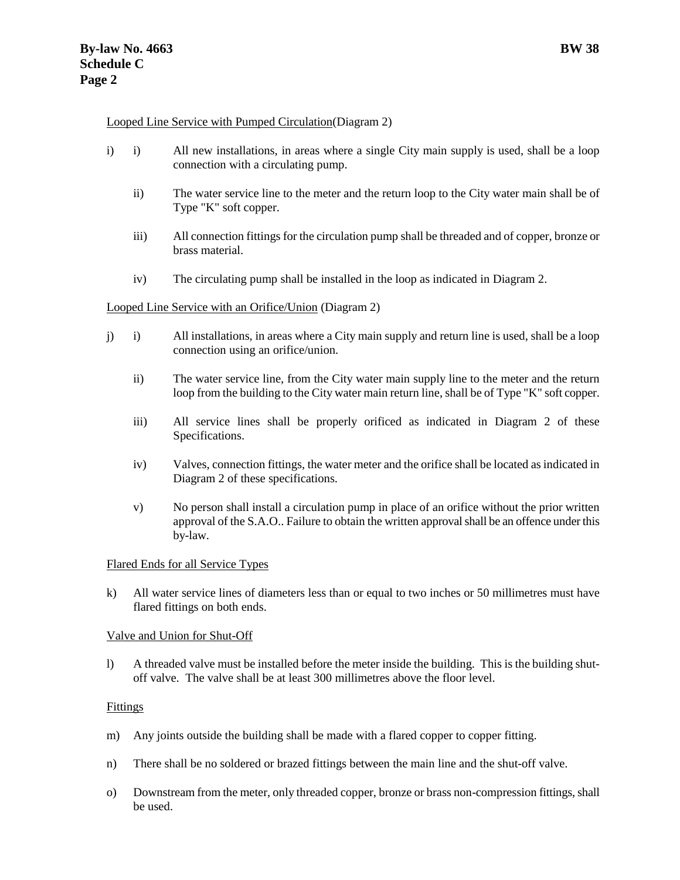Looped Line Service with Pumped Circulation(Diagram 2)

i) i) All new installations, in areas where a single City main supply is used, shall be a loop connection with a circulating pump.

ii) The water service line to the meter and the return loop to the City water main shall be of Type "K" soft copper.

iii) All connection fittings for the circulation pump shall be threaded and of copper, bronze or brass material.

iv) The circulating pump shall be installed in the loop as indicated in Diagram 2.

Looped Line Service with an Orifice/Union (Diagram 2)

j) i) All installations, in areas where a City main supply and return line is used, shall be a loop connection using an orifice/union.

ii) The water service line, from the City water main supply line to the meter and the return loop from the building to the City water main return line, shall be of Type "K" soft copper.

iii) All service lines shall be properly orificed as indicated in Diagram 2 of these Specifications.

iv) Valves, connection fittings, the water meter and the orifice shall be located as indicated in Diagram 2 of these specifications.

v) No person shall install a circulation pump in place of an orifice without the prior written approval of the S.A.O.. Failure to obtain the written approval shall be an offence under this by-law.

Flared Ends for all Service Types

k) All water service lines of diameters less than or equal to two inches or 50 millimetres must have flared fittings on both ends.

Valve and Union for Shut-Off

l) A threaded valve must be installed before the meter inside the building. This is the building shut-off valve. The valve shall be at least 300 millimetres above the floor level.

Fittings

m) Any joints outside the building shall be made with a flared copper to copper fitting.

n) There shall be no soldered or brazed fittings between the main line and the shut-off valve.

o) Downstream from the meter, only threaded copper, bronze or brass non-compression fittings, shall be used.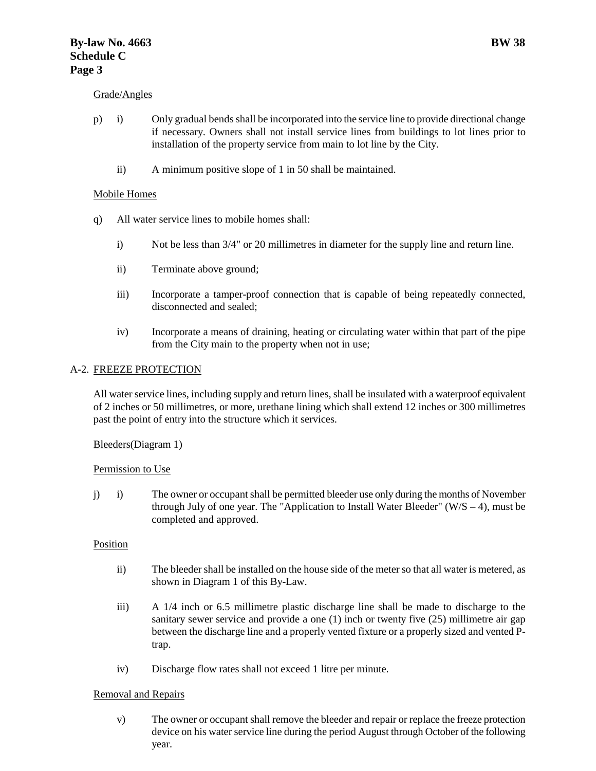Grade/Angles

p) i) Only gradual bends shall be incorporated into the service line to provide directional change if necessary. Owners shall not install service lines from buildings to lot lines prior to installation of the property service from main to lot line by the City.

ii) A minimum positive slope of 1 in 50 shall be maintained.

Mobile Homes

q) All water service lines to mobile homes shall:

i) Not be less than 3/4" or 20 millimetres in diameter for the supply line and return line.

ii) Terminate above ground;

iii) Incorporate a tamper-proof connection that is capable of being repeatedly connected, disconnected and sealed;

iv) Incorporate a means of draining, heating or circulating water within that part of the pipe from the City main to the property when not in use;

A-2. FREEZE PROTECTION

All water service lines, including supply and return lines, shall be insulated with a waterproof equivalent of 2 inches or 50 millimetres, or more, urethane lining which shall extend 12 inches or 300 millimetres past the point of entry into the structure which it services.

Bleeders(Diagram 1)

Permission to Use

j) i) The owner or occupant shall be permitted bleeder use only during the months of November through July of one year. The "Application to Install Water Bleeder" (W/S – 4), must be completed and approved.

Position

ii) The bleeder shall be installed on the house side of the meter so that all water is metered, as shown in Diagram 1 of this By-Law.

iii) A 1/4 inch or 6.5 millimetre plastic discharge line shall be made to discharge to the sanitary sewer service and provide a one (1) inch or twenty five (25) millimetre air gap between the discharge line and a properly vented fixture or a properly sized and vented P-trap.

iv) Discharge flow rates shall not exceed 1 litre per minute.

Removal and Repairs

v) The owner or occupant shall remove the bleeder and repair or replace the freeze protection device on his water service line during the period August through October of the following year.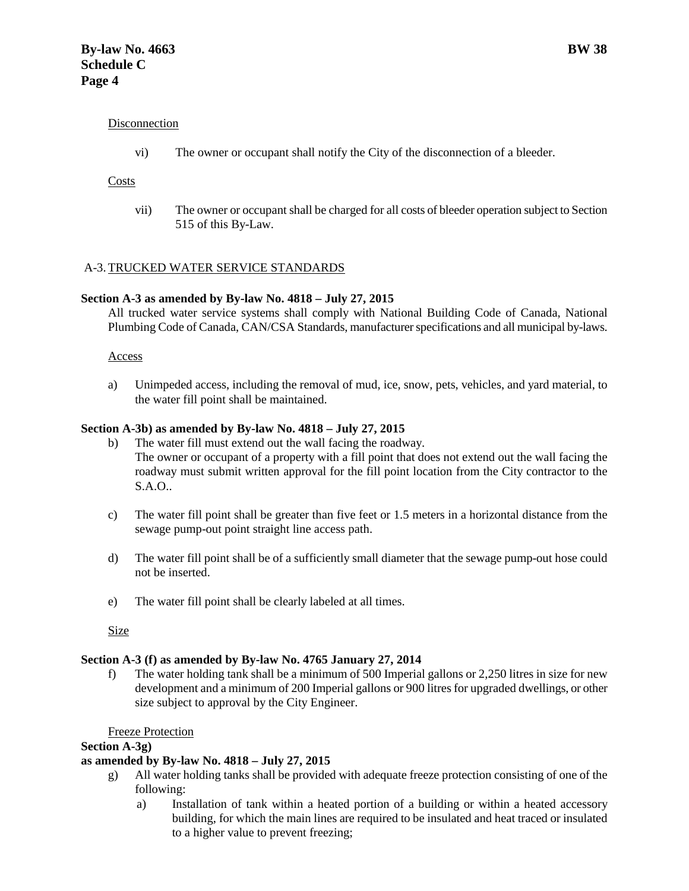Disconnection

vi) The owner or occupant shall notify the City of the disconnection of a bleeder.

Costs

vii) The owner or occupant shall be charged for all costs of bleeder operation subject to Section 515 of this By-Law.

A-3. TRUCKED WATER SERVICE STANDARDS

**Section A-3 as amended by By-law No. 4818 – July 27, 2015**

All trucked water service systems shall comply with National Building Code of Canada, National Plumbing Code of Canada, CAN/CSA Standards, manufacturer specifications and all municipal by-laws.

Access

a) Unimpeded access, including the removal of mud, ice, snow, pets, vehicles, and yard material, to the water fill point shall be maintained.

**Section A-3b) as amended by By-law No. 4818 – July 27, 2015**

b) The water fill must extend out the wall facing the roadway.
The owner or occupant of a property with a fill point that does not extend out the wall facing the roadway must submit written approval for the fill point location from the City contractor to the S.A.O..

c) The water fill point shall be greater than five feet or 1.5 meters in a horizontal distance from the sewage pump-out point straight line access path.

d) The water fill point shall be of a sufficiently small diameter that the sewage pump-out hose could not be inserted.

e) The water fill point shall be clearly labeled at all times.

Size

**Section A-3 (f) as amended by By-law No. 4765 January 27, 2014**

f) The water holding tank shall be a minimum of 500 Imperial gallons or 2,250 litres in size for new development and a minimum of 200 Imperial gallons or 900 litres for upgraded dwellings, or other size subject to approval by the City Engineer.

Freeze Protection

**Section A-3g)**
**as amended by By-law No. 4818 – July 27, 2015**

g) All water holding tanks shall be provided with adequate freeze protection consisting of one of the following:
    a) Installation of tank within a heated portion of a building or within a heated accessory building, for which the main lines are required to be insulated and heat traced or insulated to a higher value to prevent freezing;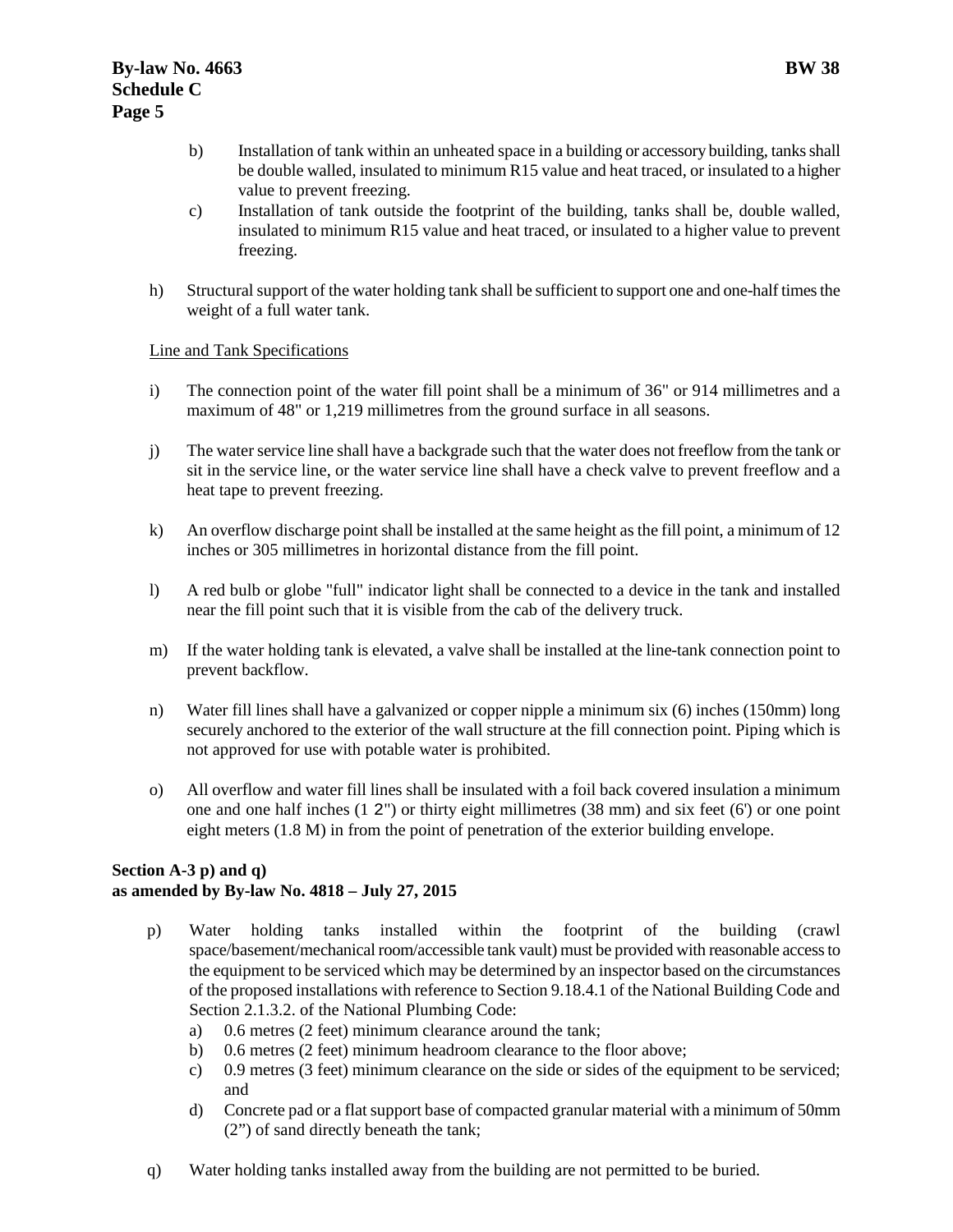b) Installation of tank within an unheated space in a building or accessory building, tanks shall be double walled, insulated to minimum R15 value and heat traced, or insulated to a higher value to prevent freezing.

c) Installation of tank outside the footprint of the building, tanks shall be, double walled, insulated to minimum R15 value and heat traced, or insulated to a higher value to prevent freezing.

h) Structural support of the water holding tank shall be sufficient to support one and one-half times the weight of a full water tank.

Line and Tank Specifications

i) The connection point of the water fill point shall be a minimum of 36" or 914 millimetres and a maximum of 48" or 1,219 millimetres from the ground surface in all seasons.

j) The water service line shall have a backgrade such that the water does not freeflow from the tank or sit in the service line, or the water service line shall have a check valve to prevent freeflow and a heat tape to prevent freezing.

k) An overflow discharge point shall be installed at the same height as the fill point, a minimum of 12 inches or 305 millimetres in horizontal distance from the fill point.

l) A red bulb or globe "full" indicator light shall be connected to a device in the tank and installed near the fill point such that it is visible from the cab of the delivery truck.

m) If the water holding tank is elevated, a valve shall be installed at the line-tank connection point to prevent backflow.

n) Water fill lines shall have a galvanized or copper nipple a minimum six (6) inches (150mm) long securely anchored to the exterior of the wall structure at the fill connection point. Piping which is not approved for use with potable water is prohibited.

o) All overflow and water fill lines shall be insulated with a foil back covered insulation a minimum one and one half inches (1 2") or thirty eight millimetres (38 mm) and six feet (6') or one point eight meters (1.8 M) in from the point of penetration of the exterior building envelope.

**Section A-3 p) and q)**
**as amended by By-law No. 4818 – July 27, 2015**

p) Water holding tanks installed within the footprint of the building (crawl space/basement/mechanical room/accessible tank vault) must be provided with reasonable access to the equipment to be serviced which may be determined by an inspector based on the circumstances of the proposed installations with reference to Section 9.18.4.1 of the National Building Code and Section 2.1.3.2. of the National Plumbing Code:
   a) 0.6 metres (2 feet) minimum clearance around the tank;
   b) 0.6 metres (2 feet) minimum headroom clearance to the floor above;
   c) 0.9 metres (3 feet) minimum clearance on the side or sides of the equipment to be serviced; and
   d) Concrete pad or a flat support base of compacted granular material with a minimum of 50mm (2") of sand directly beneath the tank;

q) Water holding tanks installed away from the building are not permitted to be buried.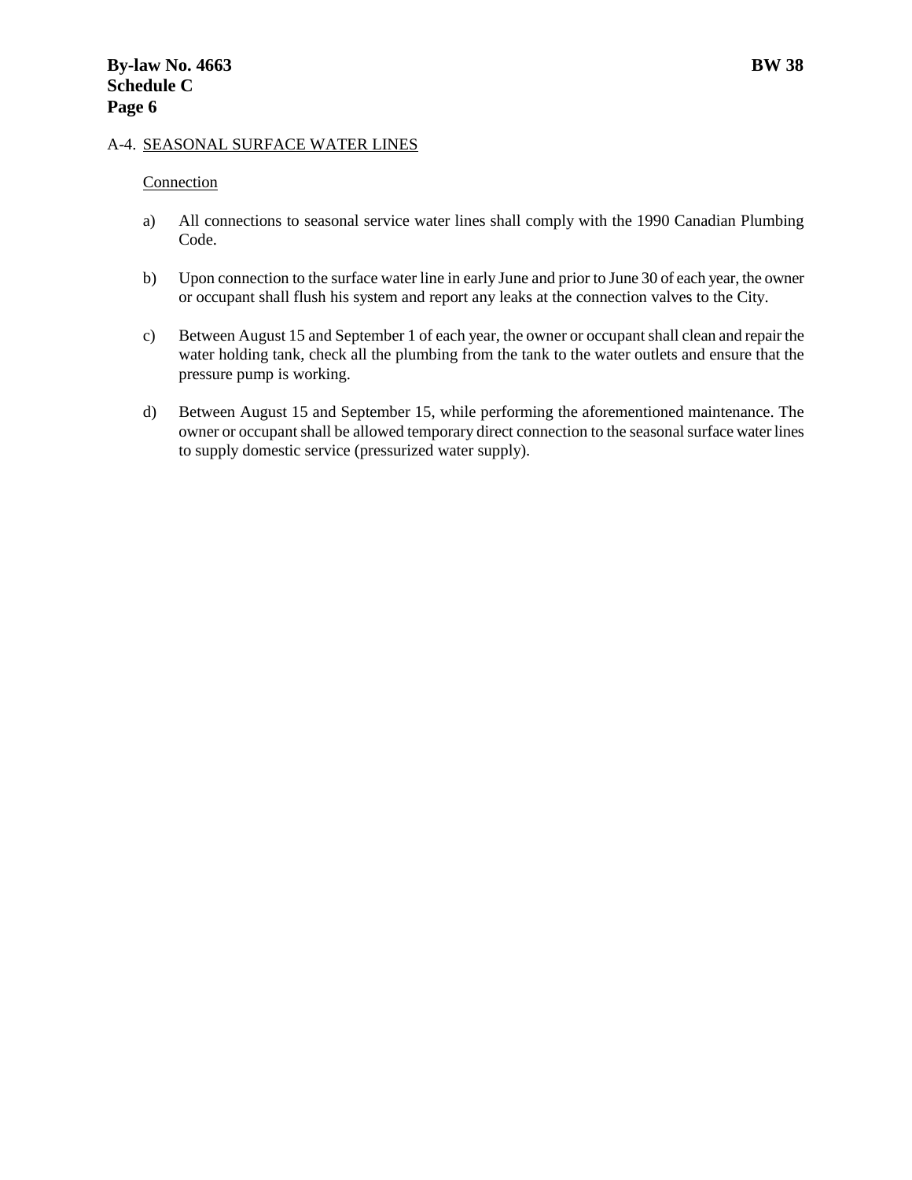A-4. SEASONAL SURFACE WATER LINES

Connection

a) All connections to seasonal service water lines shall comply with the 1990 Canadian Plumbing Code.

b) Upon connection to the surface water line in early June and prior to June 30 of each year, the owner or occupant shall flush his system and report any leaks at the connection valves to the City.

c) Between August 15 and September 1 of each year, the owner or occupant shall clean and repair the water holding tank, check all the plumbing from the tank to the water outlets and ensure that the pressure pump is working.

d) Between August 15 and September 15, while performing the aforementioned maintenance. The owner or occupant shall be allowed temporary direct connection to the seasonal surface water lines to supply domestic service (pressurized water supply).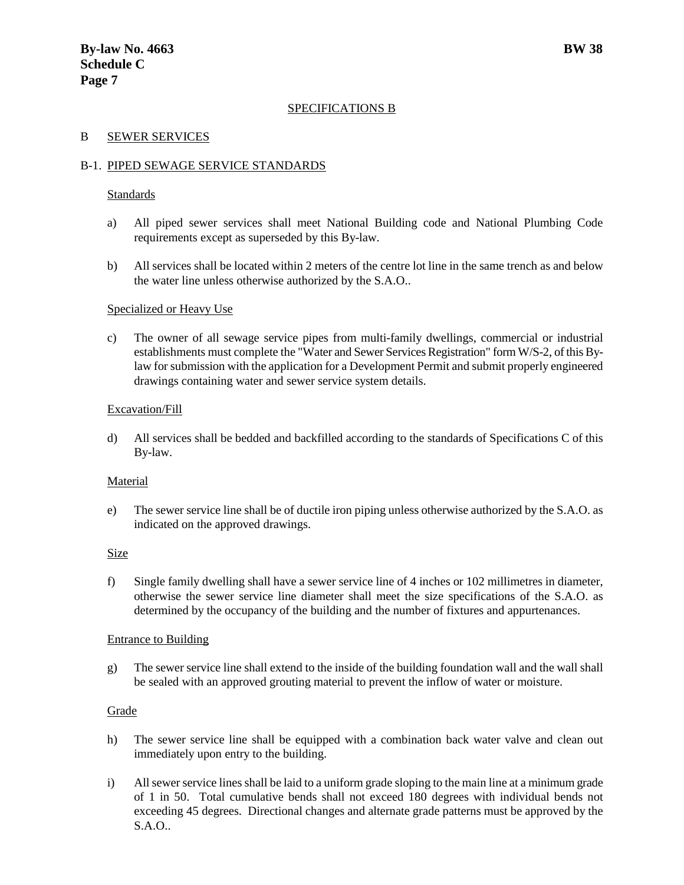## SPECIFICATIONS B

### B SEWER SERVICES

#### B-1. PIPED SEWAGE SERVICE STANDARDS

Standards

a) All piped sewer services shall meet National Building code and National Plumbing Code requirements except as superseded by this By-law.

b) All services shall be located within 2 meters of the centre lot line in the same trench as and below the water line unless otherwise authorized by the S.A.O..

Specialized or Heavy Use

c) The owner of all sewage service pipes from multi-family dwellings, commercial or industrial establishments must complete the "Water and Sewer Services Registration" form W/S-2, of this By-law for submission with the application for a Development Permit and submit properly engineered drawings containing water and sewer service system details.

Excavation/Fill

d) All services shall be bedded and backfilled according to the standards of Specifications C of this By-law.

Material

e) The sewer service line shall be of ductile iron piping unless otherwise authorized by the S.A.O. as indicated on the approved drawings.

Size

f) Single family dwelling shall have a sewer service line of 4 inches or 102 millimetres in diameter, otherwise the sewer service line diameter shall meet the size specifications of the S.A.O. as determined by the occupancy of the building and the number of fixtures and appurtenances.

Entrance to Building

g) The sewer service line shall extend to the inside of the building foundation wall and the wall shall be sealed with an approved grouting material to prevent the inflow of water or moisture.

Grade

h) The sewer service line shall be equipped with a combination back water valve and clean out immediately upon entry to the building.

i) All sewer service lines shall be laid to a uniform grade sloping to the main line at a minimum grade of 1 in 50. Total cumulative bends shall not exceed 180 degrees with individual bends not exceeding 45 degrees. Directional changes and alternate grade patterns must be approved by the S.A.O..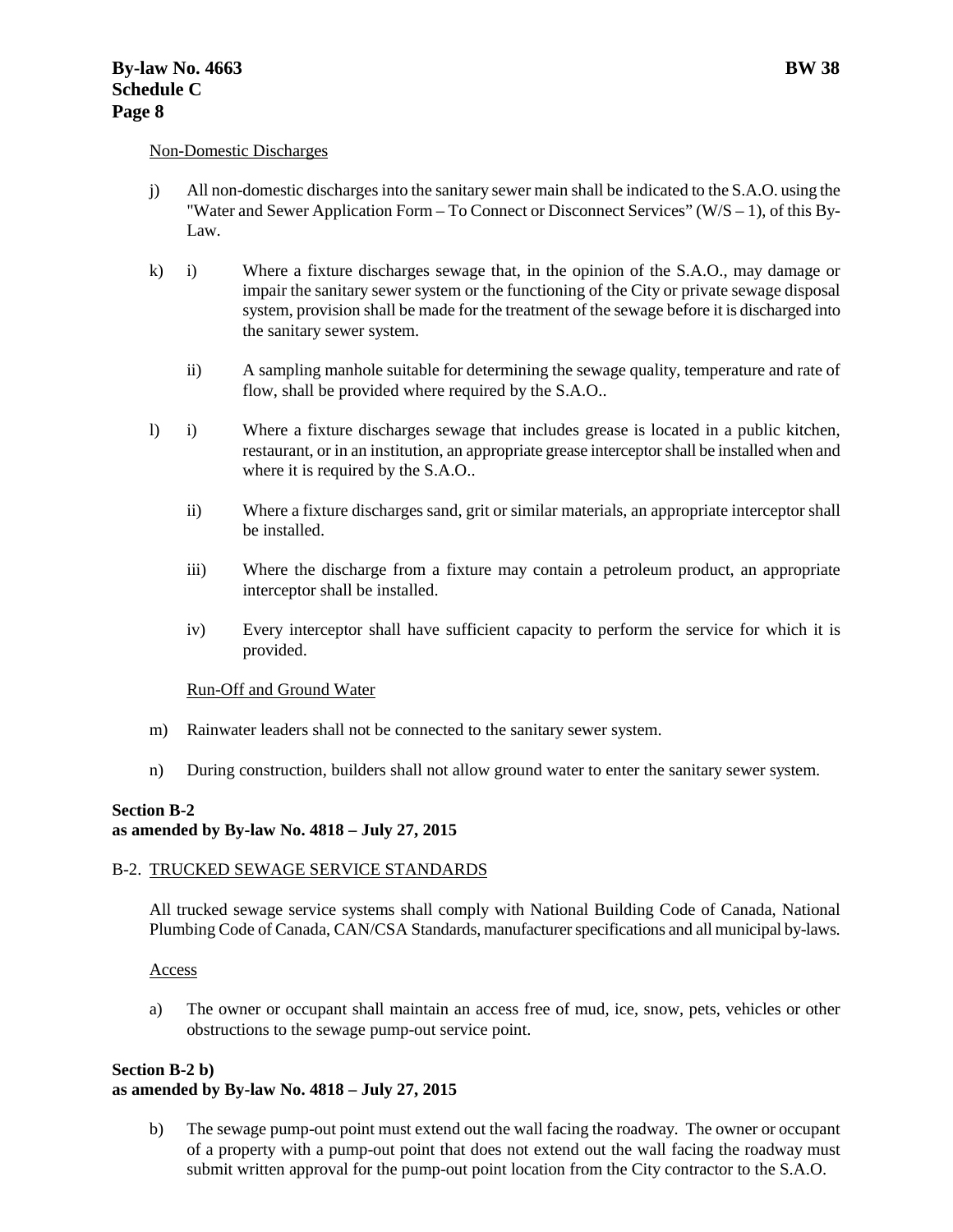Non-Domestic Discharges

j) All non-domestic discharges into the sanitary sewer main shall be indicated to the S.A.O. using the "Water and Sewer Application Form – To Connect or Disconnect Services" (W/S – 1), of this By-Law.

k) i) Where a fixture discharges sewage that, in the opinion of the S.A.O., may damage or impair the sanitary sewer system or the functioning of the City or private sewage disposal system, provision shall be made for the treatment of the sewage before it is discharged into the sanitary sewer system.

ii) A sampling manhole suitable for determining the sewage quality, temperature and rate of flow, shall be provided where required by the S.A.O..

l) i) Where a fixture discharges sewage that includes grease is located in a public kitchen, restaurant, or in an institution, an appropriate grease interceptor shall be installed when and where it is required by the S.A.O..

ii) Where a fixture discharges sand, grit or similar materials, an appropriate interceptor shall be installed.

iii) Where the discharge from a fixture may contain a petroleum product, an appropriate interceptor shall be installed.

iv) Every interceptor shall have sufficient capacity to perform the service for which it is provided.

Run-Off and Ground Water

m) Rainwater leaders shall not be connected to the sanitary sewer system.

n) During construction, builders shall not allow ground water to enter the sanitary sewer system.

**Section B-2**
**as amended by By-law No. 4818 – July 27, 2015**

B-2. TRUCKED SEWAGE SERVICE STANDARDS

All trucked sewage service systems shall comply with National Building Code of Canada, National Plumbing Code of Canada, CAN/CSA Standards, manufacturer specifications and all municipal by-laws.

Access

a) The owner or occupant shall maintain an access free of mud, ice, snow, pets, vehicles or other obstructions to the sewage pump-out service point.

**Section B-2 b)**
**as amended by By-law No. 4818 – July 27, 2015**

b) The sewage pump-out point must extend out the wall facing the roadway. The owner or occupant of a property with a pump-out point that does not extend out the wall facing the roadway must submit written approval for the pump-out point location from the City contractor to the S.A.O.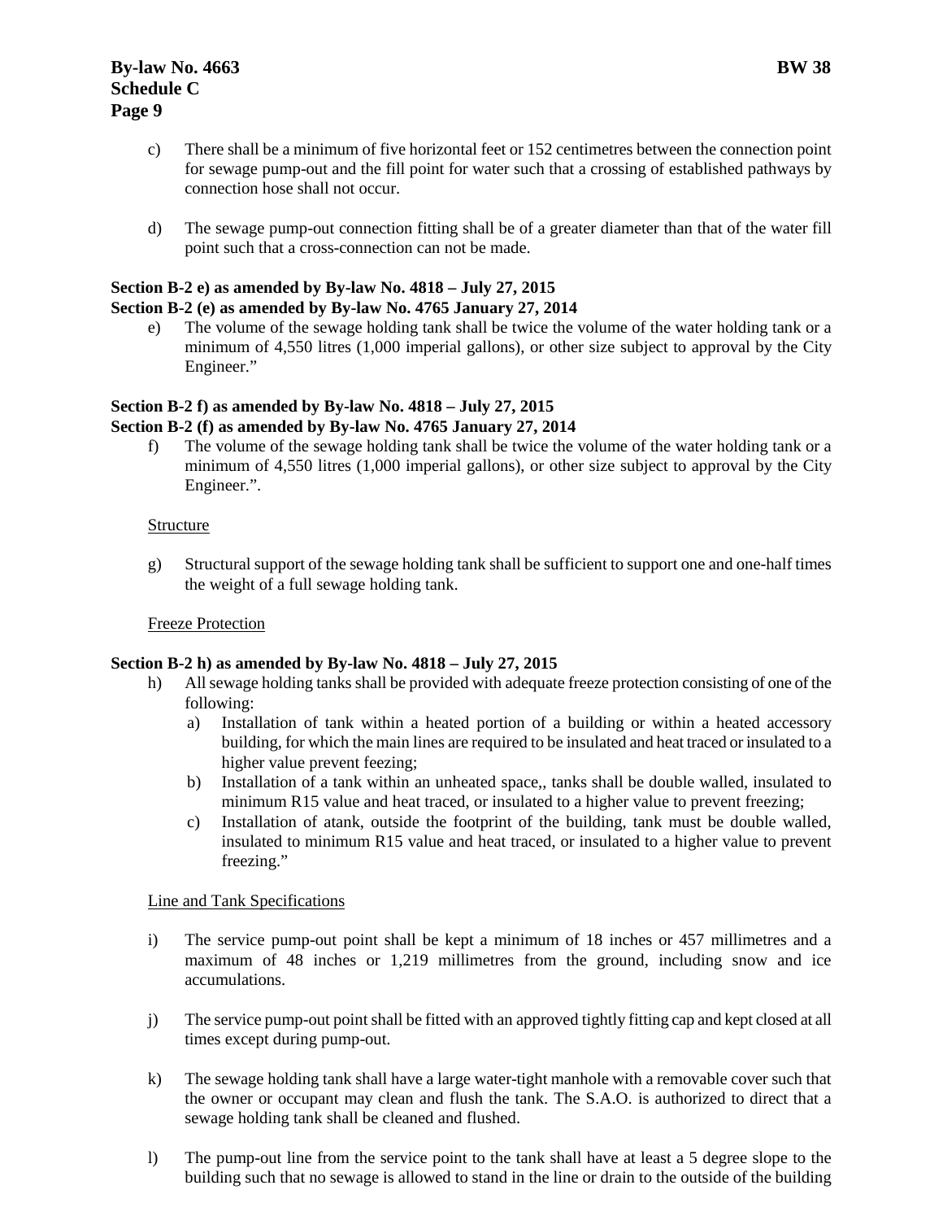c) There shall be a minimum of five horizontal feet or 152 centimetres between the connection point for sewage pump-out and the fill point for water such that a crossing of established pathways by connection hose shall not occur.

d) The sewage pump-out connection fitting shall be of a greater diameter than that of the water fill point such that a cross-connection can not be made.

**Section B-2 e) as amended by By-law No. 4818 – July 27, 2015**
**Section B-2 (e) as amended by By-law No. 4765 January 27, 2014**

e) The volume of the sewage holding tank shall be twice the volume of the water holding tank or a minimum of 4,550 litres (1,000 imperial gallons), or other size subject to approval by the City Engineer."

**Section B-2 f) as amended by By-law No. 4818 – July 27, 2015**
**Section B-2 (f) as amended by By-law No. 4765 January 27, 2014**

f) The volume of the sewage holding tank shall be twice the volume of the water holding tank or a minimum of 4,550 litres (1,000 imperial gallons), or other size subject to approval by the City Engineer.".

Structure

g) Structural support of the sewage holding tank shall be sufficient to support one and one-half times the weight of a full sewage holding tank.

Freeze Protection

**Section B-2 h) as amended by By-law No. 4818 – July 27, 2015**

h) All sewage holding tanks shall be provided with adequate freeze protection consisting of one of the following:
   a) Installation of tank within a heated portion of a building or within a heated accessory building, for which the main lines are required to be insulated and heat traced or insulated to a higher value prevent feezing;
   b) Installation of a tank within an unheated space,, tanks shall be double walled, insulated to minimum R15 value and heat traced, or insulated to a higher value to prevent freezing;
   c) Installation of atank, outside the footprint of the building, tank must be double walled, insulated to minimum R15 value and heat traced, or insulated to a higher value to prevent freezing."

Line and Tank Specifications

i) The service pump-out point shall be kept a minimum of 18 inches or 457 millimetres and a maximum of 48 inches or 1,219 millimetres from the ground, including snow and ice accumulations.

j) The service pump-out point shall be fitted with an approved tightly fitting cap and kept closed at all times except during pump-out.

k) The sewage holding tank shall have a large water-tight manhole with a removable cover such that the owner or occupant may clean and flush the tank. The S.A.O. is authorized to direct that a sewage holding tank shall be cleaned and flushed.

l) The pump-out line from the service point to the tank shall have at least a 5 degree slope to the building such that no sewage is allowed to stand in the line or drain to the outside of the building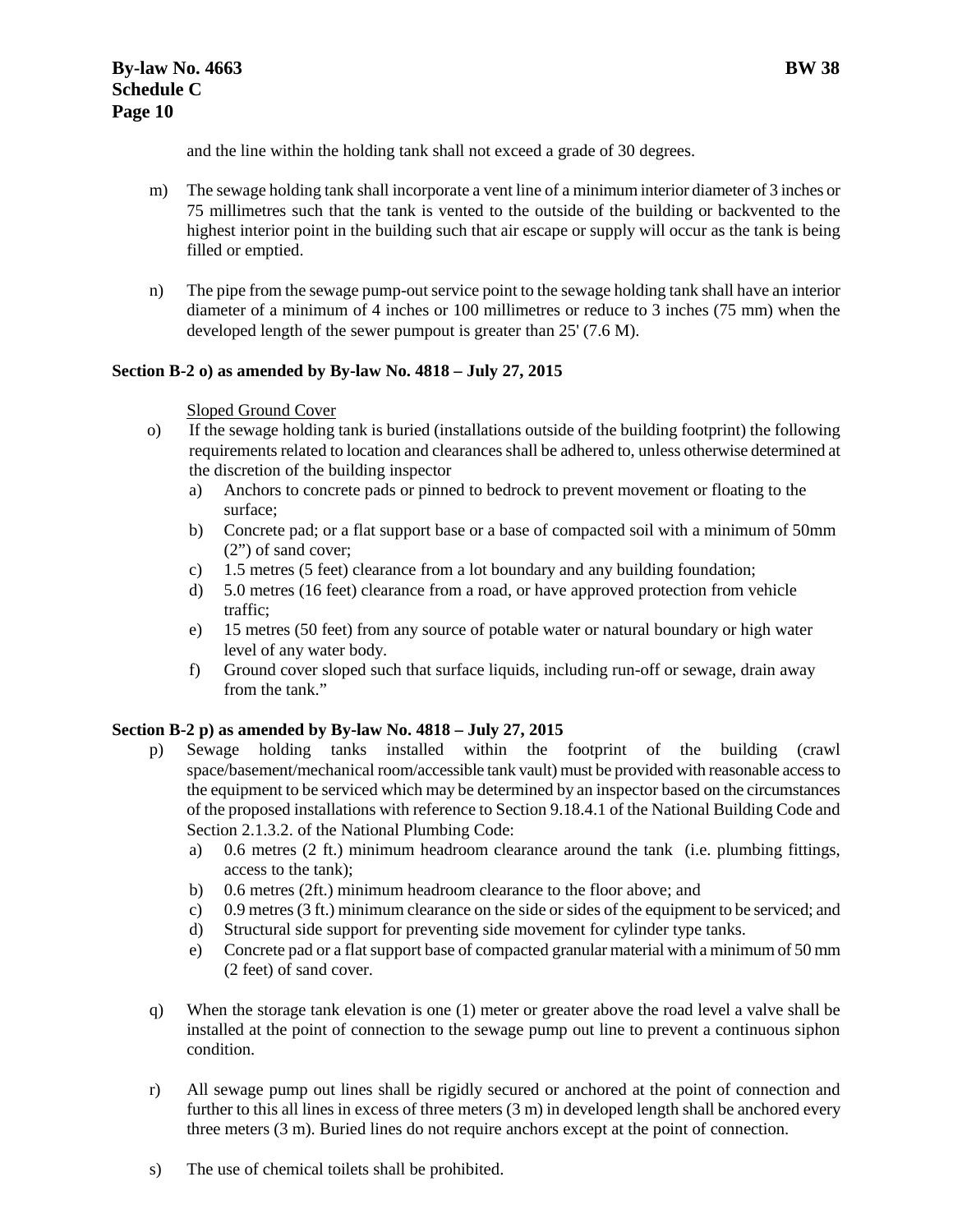and the line within the holding tank shall not exceed a grade of 30 degrees.

m) The sewage holding tank shall incorporate a vent line of a minimum interior diameter of 3 inches or 75 millimetres such that the tank is vented to the outside of the building or backvented to the highest interior point in the building such that air escape or supply will occur as the tank is being filled or emptied.

n) The pipe from the sewage pump-out service point to the sewage holding tank shall have an interior diameter of a minimum of 4 inches or 100 millimetres or reduce to 3 inches (75 mm) when the developed length of the sewer pumpout is greater than 25' (7.6 M).

**Section B-2 o) as amended by By-law No. 4818 – July 27, 2015**

Sloped Ground Cover

o) If the sewage holding tank is buried (installations outside of the building footprint) the following requirements related to location and clearances shall be adhered to, unless otherwise determined at the discretion of the building inspector
   a) Anchors to concrete pads or pinned to bedrock to prevent movement or floating to the surface;
   b) Concrete pad; or a flat support base or a base of compacted soil with a minimum of 50mm (2") of sand cover;
   c) 1.5 metres (5 feet) clearance from a lot boundary and any building foundation;
   d) 5.0 metres (16 feet) clearance from a road, or have approved protection from vehicle traffic;
   e) 15 metres (50 feet) from any source of potable water or natural boundary or high water level of any water body.
   f) Ground cover sloped such that surface liquids, including run-off or sewage, drain away from the tank."

**Section B-2 p) as amended by By-law No. 4818 – July 27, 2015**

p) Sewage holding tanks installed within the footprint of the building (crawl space/basement/mechanical room/accessible tank vault) must be provided with reasonable access to the equipment to be serviced which may be determined by an inspector based on the circumstances of the proposed installations with reference to Section 9.18.4.1 of the National Building Code and Section 2.1.3.2. of the National Plumbing Code:
   a) 0.6 metres (2 ft.) minimum headroom clearance around the tank (i.e. plumbing fittings, access to the tank);
   b) 0.6 metres (2ft.) minimum headroom clearance to the floor above; and
   c) 0.9 metres (3 ft.) minimum clearance on the side or sides of the equipment to be serviced; and
   d) Structural side support for preventing side movement for cylinder type tanks.
   e) Concrete pad or a flat support base of compacted granular material with a minimum of 50 mm (2 feet) of sand cover.

q) When the storage tank elevation is one (1) meter or greater above the road level a valve shall be installed at the point of connection to the sewage pump out line to prevent a continuous siphon condition.

r) All sewage pump out lines shall be rigidly secured or anchored at the point of connection and further to this all lines in excess of three meters (3 m) in developed length shall be anchored every three meters (3 m). Buried lines do not require anchors except at the point of connection.

s) The use of chemical toilets shall be prohibited.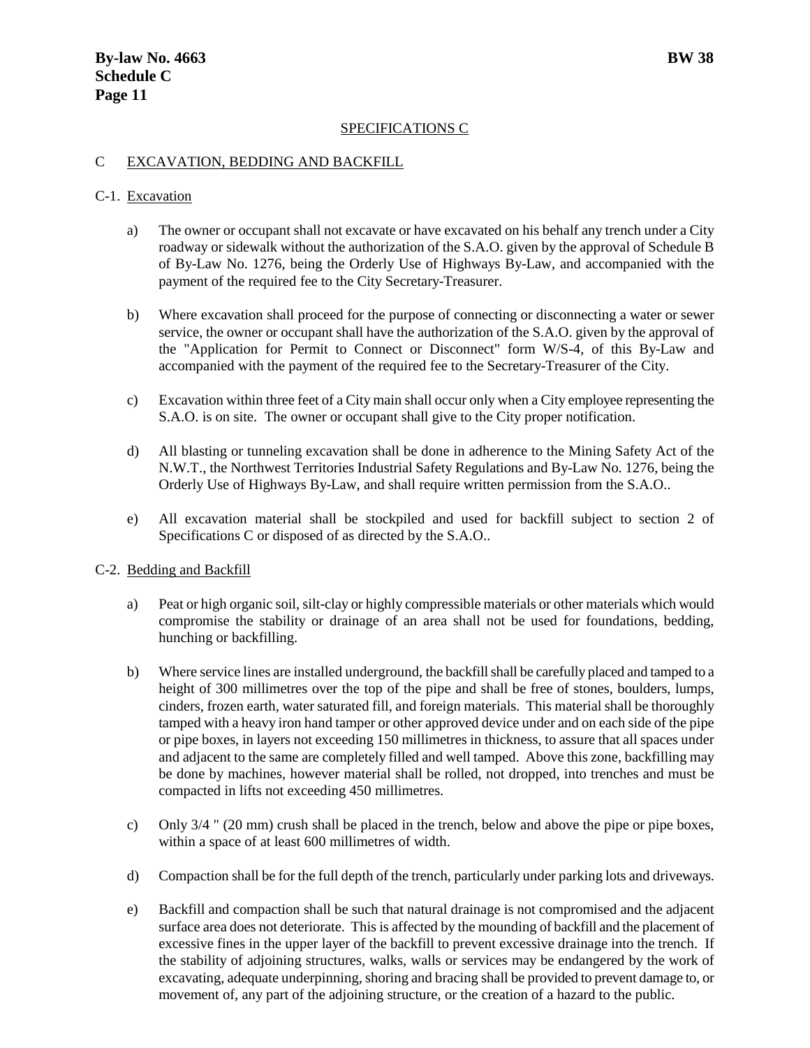SPECIFICATIONS C

## C EXCAVATION, BEDDING AND BACKFILL

### C-1. Excavation

a) The owner or occupant shall not excavate or have excavated on his behalf any trench under a City roadway or sidewalk without the authorization of the S.A.O. given by the approval of Schedule B of By-Law No. 1276, being the Orderly Use of Highways By-Law, and accompanied with the payment of the required fee to the City Secretary-Treasurer.

b) Where excavation shall proceed for the purpose of connecting or disconnecting a water or sewer service, the owner or occupant shall have the authorization of the S.A.O. given by the approval of the "Application for Permit to Connect or Disconnect" form W/S-4, of this By-Law and accompanied with the payment of the required fee to the Secretary-Treasurer of the City.

c) Excavation within three feet of a City main shall occur only when a City employee representing the S.A.O. is on site. The owner or occupant shall give to the City proper notification.

d) All blasting or tunneling excavation shall be done in adherence to the Mining Safety Act of the N.W.T., the Northwest Territories Industrial Safety Regulations and By-Law No. 1276, being the Orderly Use of Highways By-Law, and shall require written permission from the S.A.O..

e) All excavation material shall be stockpiled and used for backfill subject to section 2 of Specifications C or disposed of as directed by the S.A.O..

### C-2. Bedding and Backfill

a) Peat or high organic soil, silt-clay or highly compressible materials or other materials which would compromise the stability or drainage of an area shall not be used for foundations, bedding, hunching or backfilling.

b) Where service lines are installed underground, the backfill shall be carefully placed and tamped to a height of 300 millimetres over the top of the pipe and shall be free of stones, boulders, lumps, cinders, frozen earth, water saturated fill, and foreign materials. This material shall be thoroughly tamped with a heavy iron hand tamper or other approved device under and on each side of the pipe or pipe boxes, in layers not exceeding 150 millimetres in thickness, to assure that all spaces under and adjacent to the same are completely filled and well tamped. Above this zone, backfilling may be done by machines, however material shall be rolled, not dropped, into trenches and must be compacted in lifts not exceeding 450 millimetres.

c) Only 3/4 " (20 mm) crush shall be placed in the trench, below and above the pipe or pipe boxes, within a space of at least 600 millimetres of width.

d) Compaction shall be for the full depth of the trench, particularly under parking lots and driveways.

e) Backfill and compaction shall be such that natural drainage is not compromised and the adjacent surface area does not deteriorate. This is affected by the mounding of backfill and the placement of excessive fines in the upper layer of the backfill to prevent excessive drainage into the trench. If the stability of adjoining structures, walks, walls or services may be endangered by the work of excavating, adequate underpinning, shoring and bracing shall be provided to prevent damage to, or movement of, any part of the adjoining structure, or the creation of a hazard to the public.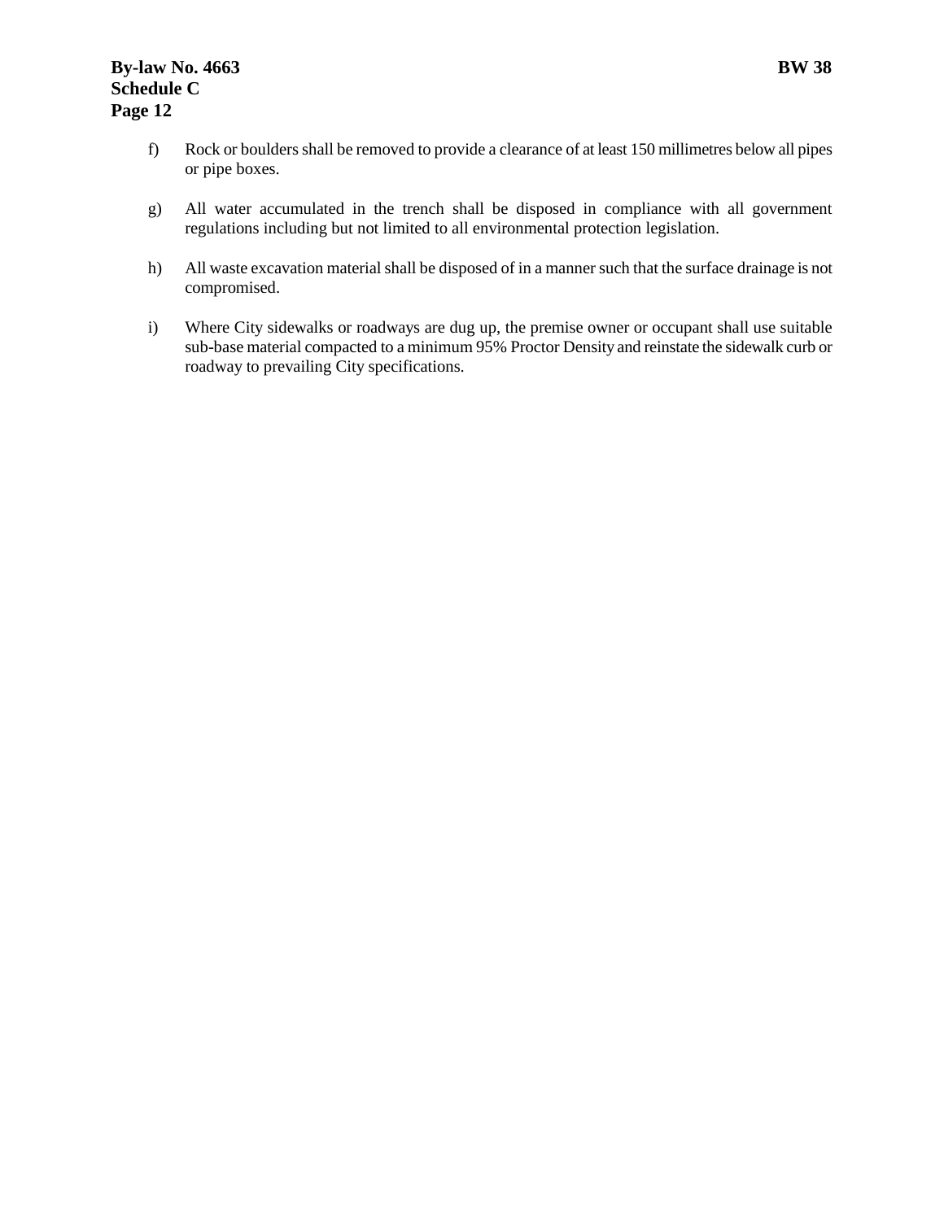f) Rock or boulders shall be removed to provide a clearance of at least 150 millimetres below all pipes or pipe boxes.

g) All water accumulated in the trench shall be disposed in compliance with all government regulations including but not limited to all environmental protection legislation.

h) All waste excavation material shall be disposed of in a manner such that the surface drainage is not compromised.

i) Where City sidewalks or roadways are dug up, the premise owner or occupant shall use suitable sub-base material compacted to a minimum 95% Proctor Density and reinstate the sidewalk curb or roadway to prevailing City specifications.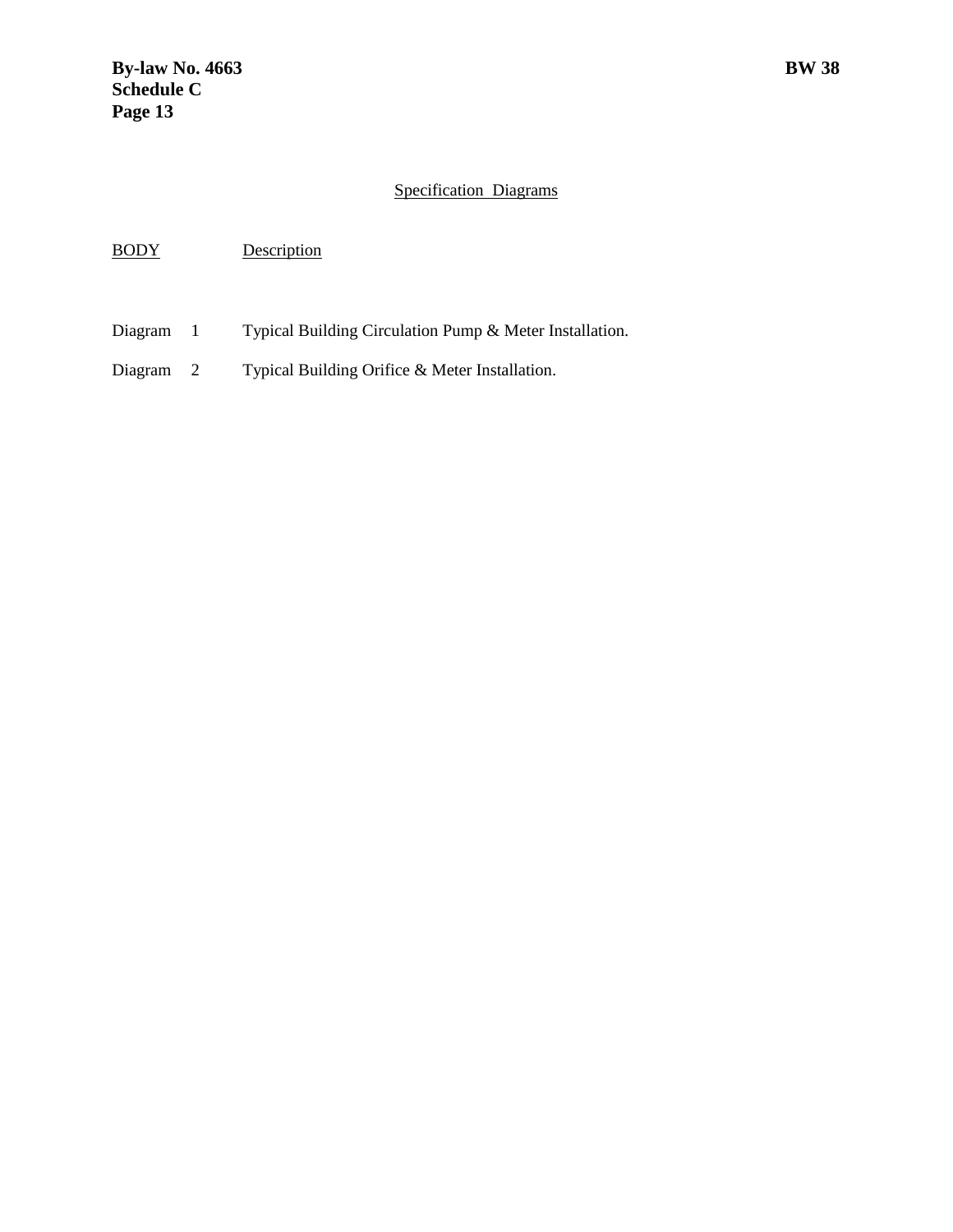## Specification Diagrams

| BODY | Description |
|---|---|
| Diagram 1 | Typical Building Circulation Pump & Meter Installation. |
| Diagram 2 | Typical Building Orifice & Meter Installation. |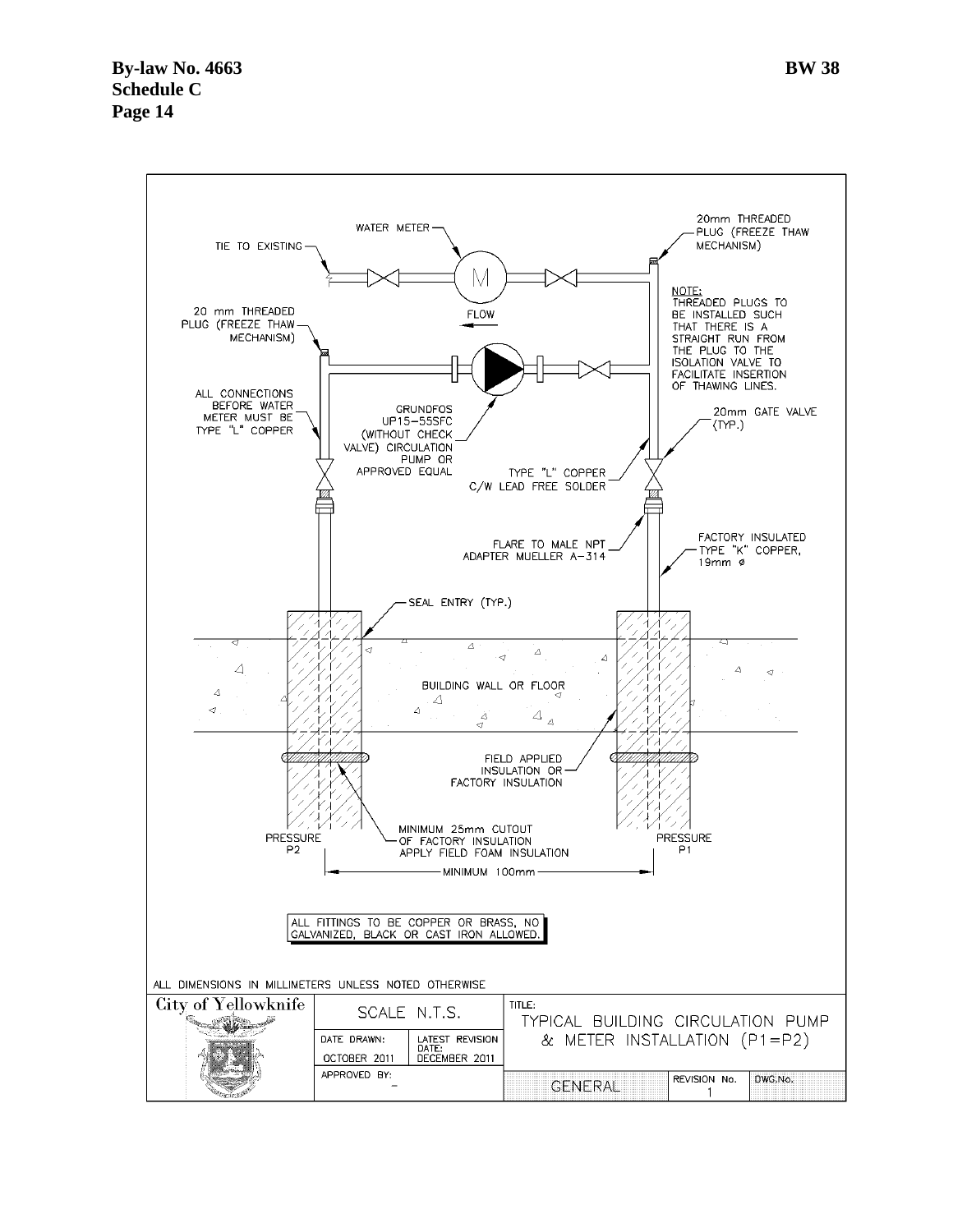**By-law No. 4663**
**Schedule C**
**Page 14**

**BW 38**

WATER METER

TIE TO EXISTING

20mm THREADED PLUG (FREEZE THAW MECHANISM)

NOTE:
THREADED PLUGS TO BE INSTALLED SUCH THAT THERE IS A STRAIGHT RUN FROM THE PLUG TO THE ISOLATION VALVE TO FACILITATE INSERTION OF THAWING LINES.

20 mm THREADED PLUG (FREEZE THAW MECHANISM)

FLOW

ALL CONNECTIONS BEFORE WATER METER MUST BE TYPE "L" COPPER

GRUNDFOS UP15–55SFC (WITHOUT CHECK VALVE) CIRCULATION PUMP OR APPROVED EQUAL

20mm GATE VALVE (TYP.)

TYPE "L" COPPER C/W LEAD FREE SOLDER

FLARE TO MALE NPT ADAPTER MUELLER A–314

FACTORY INSULATED TYPE "K" COPPER, 19mm ø

SEAL ENTRY (TYP.)

BUILDING WALL OR FLOOR

FIELD APPLIED INSULATION OR FACTORY INSULATION

PRESSURE P2

MINIMUM 25mm CUTOUT OF FACTORY INSULATION APPLY FIELD FOAM INSULATION

PRESSURE P1

MINIMUM 100mm

ALL FITTINGS TO BE COPPER OR BRASS, NO GALVANIZED, BLACK OR CAST IRON ALLOWED.

ALL DIMENSIONS IN MILLIMETERS UNLESS NOTED OTHERWISE

| City of Yellowknife | SCALE N.T.S. | | TITLE: TYPICAL BUILDING CIRCULATION PUMP & METER INSTALLATION (P1=P2) | | |
|---|---|---|---|---|---|
| | DATE DRAWN: OCTOBER 2011 | LATEST REVISION DATE: DECEMBER 2011 | | | |
| | APPROVED BY: – | | GENERAL | REVISION No. 1 | DWG.No. |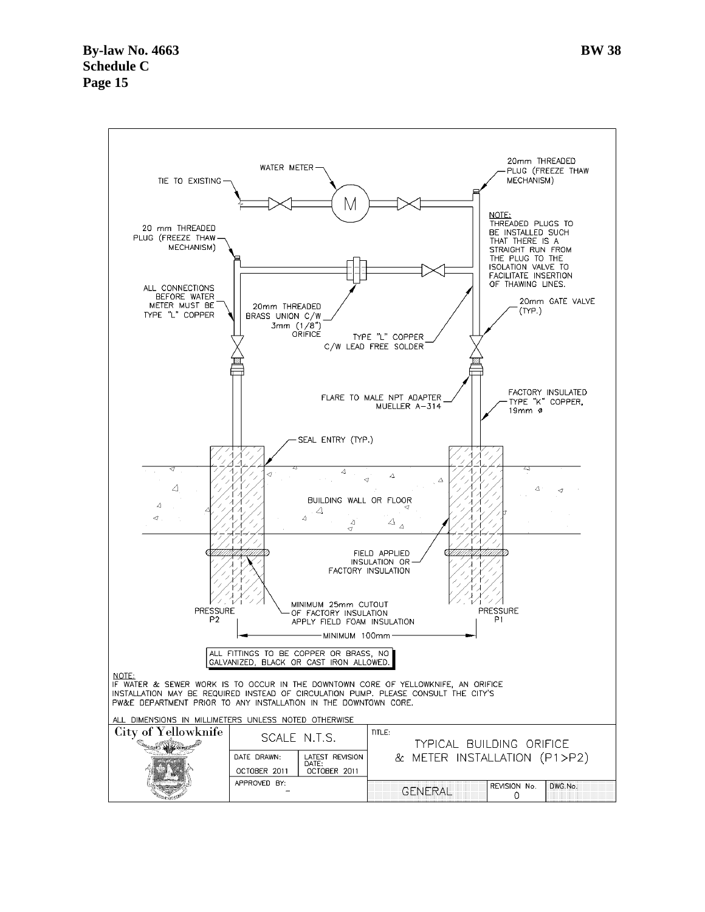**By-law No. 4663**
**Schedule C**
**Page 15**

**BW 38**

WATER METER

TIE TO EXISTING

M

20mm THREADED PLUG (FREEZE THAW MECHANISM)

NOTE:
THREADED PLUGS TO BE INSTALLED SUCH THAT THERE IS A STRAIGHT RUN FROM THE PLUG TO THE ISOLATION VALVE TO FACILITATE INSERTION OF THAWING LINES.

20 mm THREADED PLUG (FREEZE THAW MECHANISM)

ALL CONNECTIONS BEFORE WATER METER MUST BE TYPE "L" COPPER

20mm THREADED BRASS UNION C/W 3mm (1/8") ORIFICE

TYPE "L" COPPER C/W LEAD FREE SOLDER

20mm GATE VALVE (TYP.)

FLARE TO MALE NPT ADAPTER MUELLER A-314

FACTORY INSULATED TYPE "K" COPPER, 19mm ø

SEAL ENTRY (TYP.)

BUILDING WALL OR FLOOR

FIELD APPLIED INSULATION OR FACTORY INSULATION

PRESSURE P2

MINIMUM 25mm CUTOUT OF FACTORY INSULATION APPLY FIELD FOAM INSULATION

PRESSURE P1

MINIMUM 100mm

ALL FITTINGS TO BE COPPER OR BRASS, NO GALVANIZED, BLACK OR CAST IRON ALLOWED.

NOTE:
IF WATER & SEWER WORK IS TO OCCUR IN THE DOWNTOWN CORE OF YELLOWKNIFE, AN ORIFICE INSTALLATION MAY BE REQUIRED INSTEAD OF CIRCULATION PUMP. PLEASE CONSULT THE CITY'S PW&E DEPARTMENT PRIOR TO ANY INSTALLATION IN THE DOWNTOWN CORE.

ALL DIMENSIONS IN MILLIMETERS UNLESS NOTED OTHERWISE

| City of Yellowknife | SCALE N.T.S. | | TITLE: TYPICAL BUILDING ORIFICE & METER INSTALLATION (P1>P2) | | |
|---|---|---|---|---|---|
| | DATE DRAWN: OCTOBER 2011 | LATEST REVISION DATE: OCTOBER 2011 | | | |
| | APPROVED BY: - | | GENERAL | REVISION No. 0 | DWG.No. |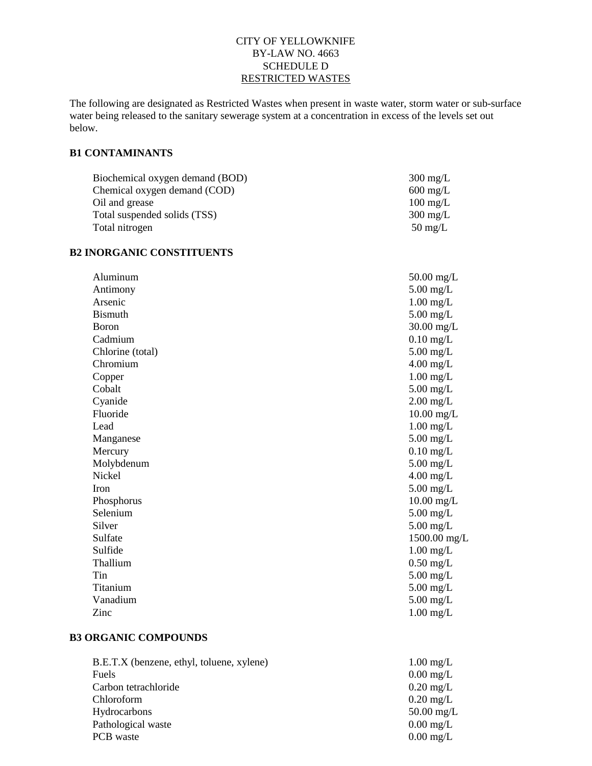CITY OF YELLOWKNIFE
BY-LAW NO. 4663
SCHEDULE D
RESTRICTED WASTES

The following are designated as Restricted Wastes when present in waste water, storm water or sub-surface water being released to the sanitary sewerage system at a concentration in excess of the levels set out below.

**B1 CONTAMINANTS**

| | |
|---|---|
| Biochemical oxygen demand (BOD) | 300 mg/L |
| Chemical oxygen demand (COD) | 600 mg/L |
| Oil and grease | 100 mg/L |
| Total suspended solids (TSS) | 300 mg/L |
| Total nitrogen | 50 mg/L |

**B2 INORGANIC CONSTITUENTS**

| | |
|---|---|
| Aluminum | 50.00 mg/L |
| Antimony | 5.00 mg/L |
| Arsenic | 1.00 mg/L |
| Bismuth | 5.00 mg/L |
| Boron | 30.00 mg/L |
| Cadmium | 0.10 mg/L |
| Chlorine (total) | 5.00 mg/L |
| Chromium | 4.00 mg/L |
| Copper | 1.00 mg/L |
| Cobalt | 5.00 mg/L |
| Cyanide | 2.00 mg/L |
| Fluoride | 10.00 mg/L |
| Lead | 1.00 mg/L |
| Manganese | 5.00 mg/L |
| Mercury | 0.10 mg/L |
| Molybdenum | 5.00 mg/L |
| Nickel | 4.00 mg/L |
| Iron | 5.00 mg/L |
| Phosphorus | 10.00 mg/L |
| Selenium | 5.00 mg/L |
| Silver | 5.00 mg/L |
| Sulfate | 1500.00 mg/L |
| Sulfide | 1.00 mg/L |
| Thallium | 0.50 mg/L |
| Tin | 5.00 mg/L |
| Titanium | 5.00 mg/L |
| Vanadium | 5.00 mg/L |
| Zinc | 1.00 mg/L |

**B3 ORGANIC COMPOUNDS**

| | |
|---|---|
| B.E.T.X (benzene, ethyl, toluene, xylene) | 1.00 mg/L |
| Fuels | 0.00 mg/L |
| Carbon tetrachloride | 0.20 mg/L |
| Chloroform | 0.20 mg/L |
| Hydrocarbons | 50.00 mg/L |
| Pathological waste | 0.00 mg/L |
| PCB waste | 0.00 mg/L |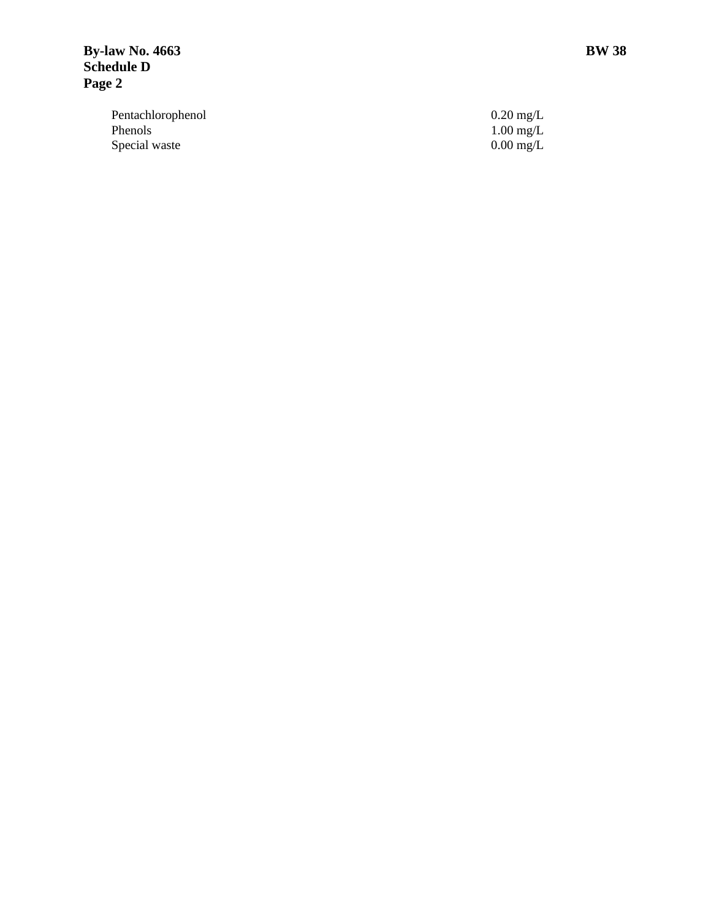| | |
|---|---|
| Pentachlorophenol | 0.20 mg/L |
| Phenols | 1.00 mg/L |
| Special waste | 0.00 mg/L |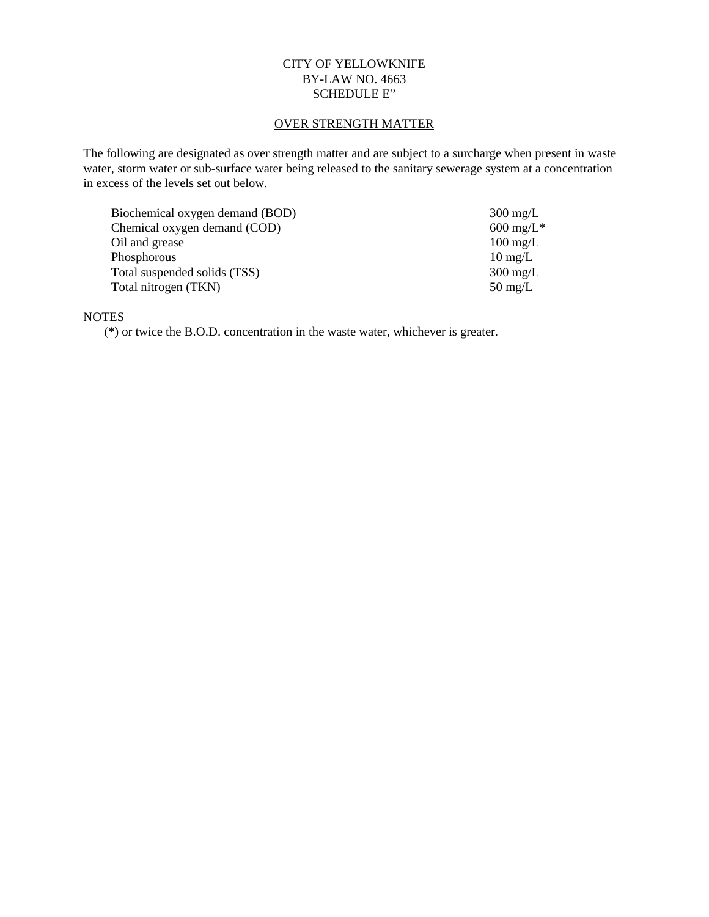CITY OF YELLOWKNIFE
BY-LAW NO. 4663
SCHEDULE E”

## OVER STRENGTH MATTER

The following are designated as over strength matter and are subject to a surcharge when present in waste water, storm water or sub-surface water being released to the sanitary sewerage system at a concentration in excess of the levels set out below.

| | |
|---|---|
| Biochemical oxygen demand (BOD) | 300 mg/L |
| Chemical oxygen demand (COD) | 600 mg/L* |
| Oil and grease | 100 mg/L |
| Phosphorous | 10 mg/L |
| Total suspended solids (TSS) | 300 mg/L |
| Total nitrogen (TKN) | 50 mg/L |

NOTES

(*) or twice the B.O.D. concentration in the waste water, whichever is greater.